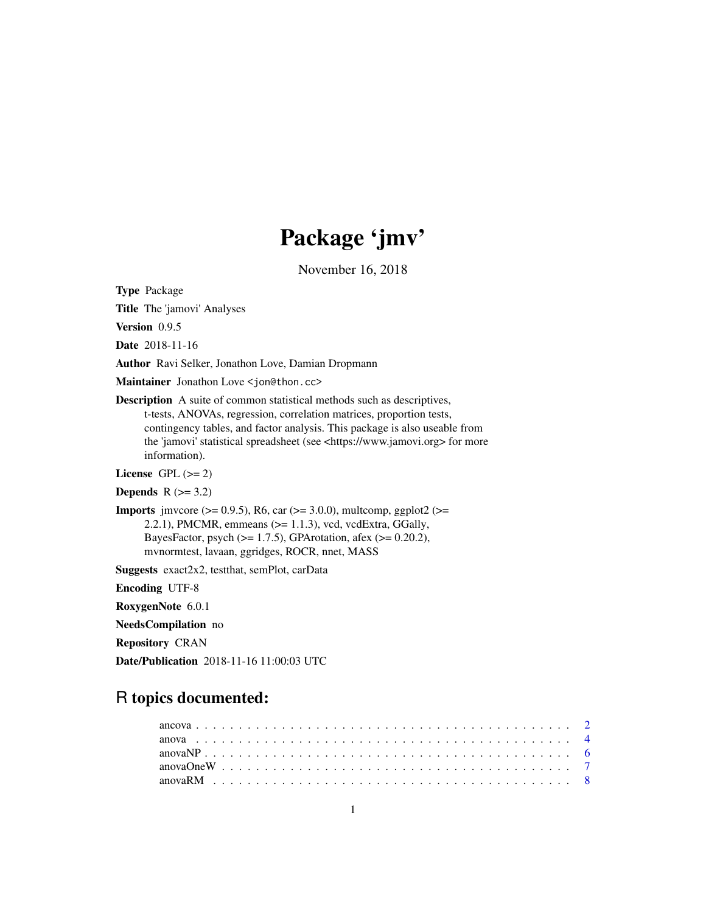# Package 'jmv'

November 16, 2018

**Type** Package

**Title** The 'jamovi' Analyses

**Version** 0.9.5

**Date** 2018-11-16

**Author** Ravi Selker, Jonathon Love, Damian Dropmann

**Maintainer** Jonathon Love <jon@thon.cc>

**Description** A suite of common statistical methods such as descriptives, t-tests, ANOVAs, regression, correlation matrices, proportion tests, contingency tables, and factor analysis. This package is also useable from the 'jamovi' statistical spreadsheet (see <https://www.jamovi.org> for more information).

**License** GPL (>= 2)

**Depends** R (>= 3.2)

**Imports** jmvcore (>= 0.9.5), R6, car (>= 3.0.0), multcomp, ggplot2 (>= 2.2.1), PMCMR, emmeans (>= 1.1.3), vcd, vcdExtra, GGally, BayesFactor, psych (>= 1.7.5), GPArotation, afex (>= 0.20.2), mvnormtest, lavaan, ggridges, ROCR, nnet, MASS

**Suggests** exact2x2, testthat, semPlot, carData

**Encoding** UTF-8

**RoxygenNote** 6.0.1

**NeedsCompilation** no

**Repository** CRAN

**Date/Publication** 2018-11-16 11:00:03 UTC

## R topics documented:

| | |
|---|---|
| ancova | 2 |
| anova | 4 |
| anovaNP | 6 |
| anovaOneW | 7 |
| anovaRM | 8 |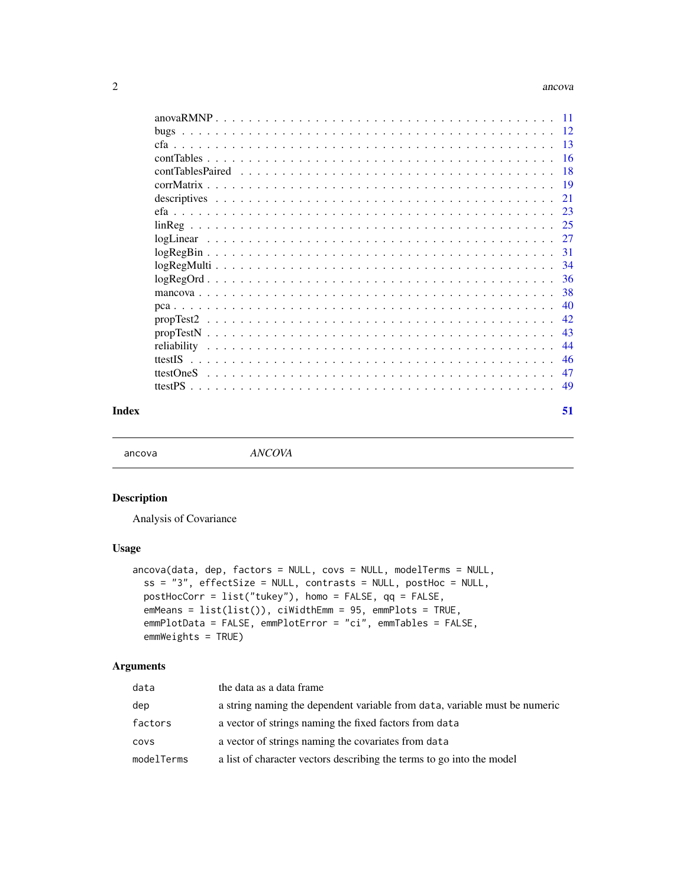| | |
|---|---|
| anovaRMNP | 11 |
| bugs | 12 |
| cfa | 13 |
| contTables | 16 |
| contTablesPaired | 18 |
| corrMatrix | 19 |
| descriptives | 21 |
| efa | 23 |
| linReg | 25 |
| logLinear | 27 |
| logRegBin | 31 |
| logRegMulti | 34 |
| logRegOrd | 36 |
| mancova | 38 |
| pca | 40 |
| propTest2 | 42 |
| propTestN | 43 |
| reliability | 44 |
| ttestIS | 46 |
| ttestOneS | 47 |
| ttestPS | 49 |

**Index** **51**

---

`ancova` *ANCOVA*

---

## Description

Analysis of Covariance

## Usage

```
ancova(data, dep, factors = NULL, covs = NULL, modelTerms = NULL,
  ss = "3", effectSize = NULL, contrasts = NULL, postHoc = NULL,
  postHocCorr = list("tukey"), homo = FALSE, qq = FALSE,
  emMeans = list(list()), ciWidthEmm = 95, emmPlots = TRUE,
  emmPlotData = FALSE, emmPlotError = "ci", emmTables = FALSE,
  emmWeights = TRUE)
```

## Arguments

| | |
|---|---|
| `data` | the data as a data frame |
| `dep` | a string naming the dependent variable from `data`, variable must be numeric |
| `factors` | a vector of strings naming the fixed factors from `data` |
| `covs` | a vector of strings naming the covariates from `data` |
| `modelTerms` | a list of character vectors describing the terms to go into the model |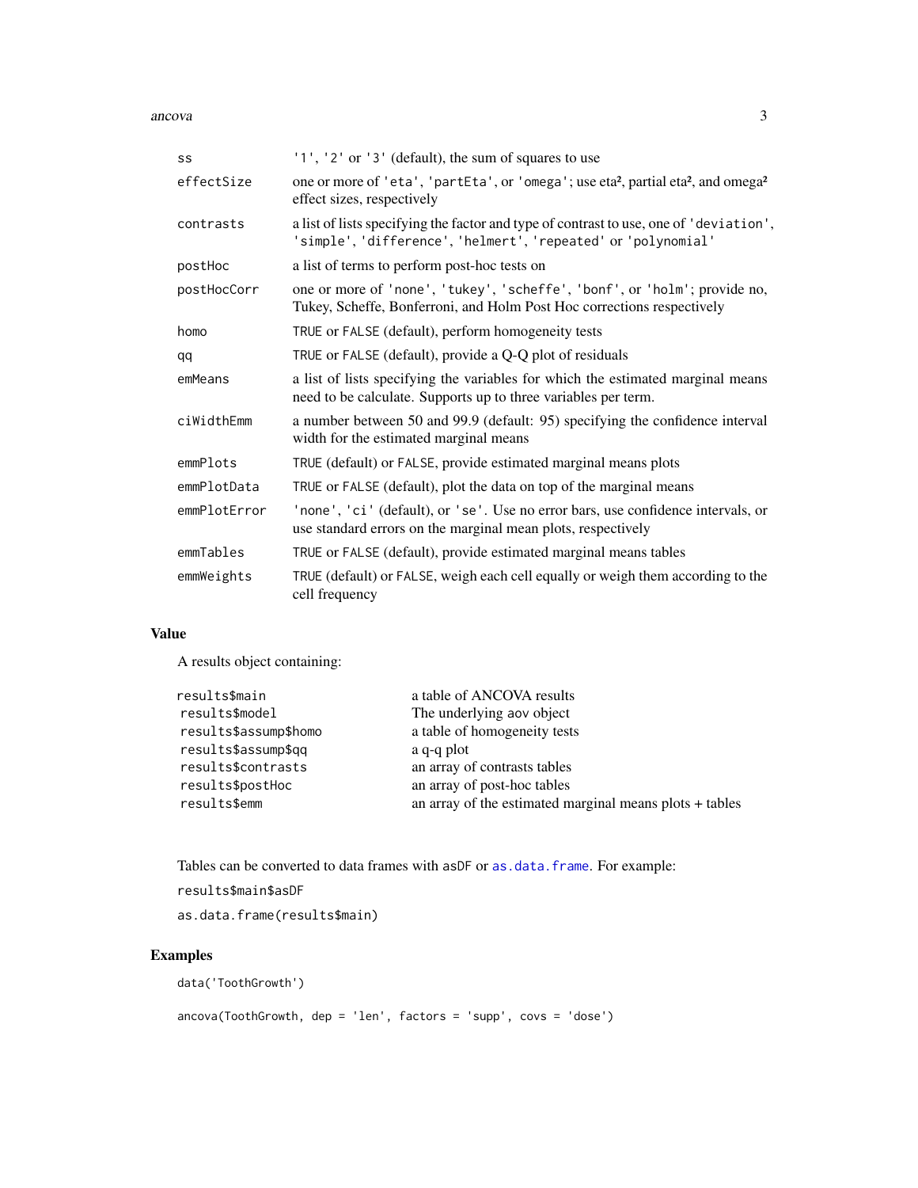| | |
|---|---|
| ss | '1', '2' or '3' (default), the sum of squares to use |
| effectSize | one or more of 'eta', 'partEta', or 'omega'; use eta², partial eta², and omega² effect sizes, respectively |
| contrasts | a list of lists specifying the factor and type of contrast to use, one of 'deviation', 'simple', 'difference', 'helmert', 'repeated' or 'polynomial' |
| postHoc | a list of terms to perform post-hoc tests on |
| postHocCorr | one or more of 'none', 'tukey', 'scheffe', 'bonf', or 'holm'; provide no, Tukey, Scheffe, Bonferroni, and Holm Post Hoc corrections respectively |
| homo | TRUE or FALSE (default), perform homogeneity tests |
| qq | TRUE or FALSE (default), provide a Q-Q plot of residuals |
| emMeans | a list of lists specifying the variables for which the estimated marginal means need to be calculate. Supports up to three variables per term. |
| ciWidthEmm | a number between 50 and 99.9 (default: 95) specifying the confidence interval width for the estimated marginal means |
| emmPlots | TRUE (default) or FALSE, provide estimated marginal means plots |
| emmPlotData | TRUE or FALSE (default), plot the data on top of the marginal means |
| emmPlotError | 'none', 'ci' (default), or 'se'. Use no error bars, use confidence intervals, or use standard errors on the marginal mean plots, respectively |
| emmTables | TRUE or FALSE (default), provide estimated marginal means tables |
| emmWeights | TRUE (default) or FALSE, weigh each cell equally or weigh them according to the cell frequency |

## Value

A results object containing:

| | |
|---|---|
| results$main | a table of ANCOVA results |
| results$model | The underlying aov object |
| results$assump$homo | a table of homogeneity tests |
| results$assump$qq | a q-q plot |
| results$contrasts | an array of contrasts tables |
| results$postHoc | an array of post-hoc tables |
| results$emm | an array of the estimated marginal means plots + tables |

Tables can be converted to data frames with asDF or as.data.frame. For example:

```
results$main$asDF

as.data.frame(results$main)
```

## Examples

```
data('ToothGrowth')

ancova(ToothGrowth, dep = 'len', factors = 'supp', covs = 'dose')
```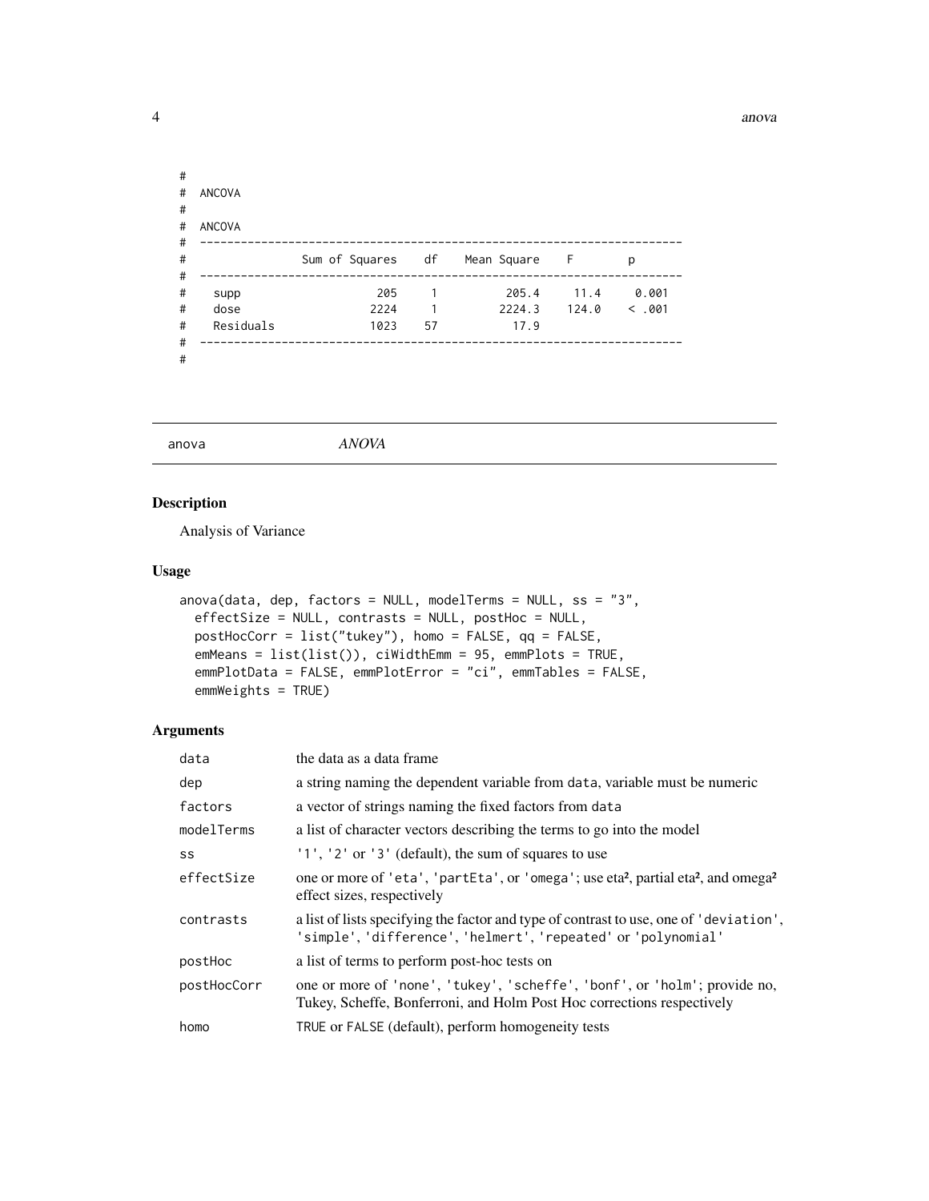```
#
# ANCOVA
#
# ANCOVA
# ----------------------------------------------------------------------
#               Sum of Squares    df    Mean Square    F        p
# ----------------------------------------------------------------------
#   supp                   205     1          205.4     11.4     0.001
#   dose                  2224     1         2224.3    124.0    < .001
#   Residuals             1023    57           17.9
# ----------------------------------------------------------------------
#
```

## anova — *ANOVA*

### Description

Analysis of Variance

### Usage

```
anova(data, dep, factors = NULL, modelTerms = NULL, ss = "3",
  effectSize = NULL, contrasts = NULL, postHoc = NULL,
  postHocCorr = list("tukey"), homo = FALSE, qq = FALSE,
  emMeans = list(list()), ciWidthEmm = 95, emmPlots = TRUE,
  emmPlotData = FALSE, emmPlotError = "ci", emmTables = FALSE,
  emmWeights = TRUE)
```

### Arguments

| | |
|---|---|
| `data` | the data as a data frame |
| `dep` | a string naming the dependent variable from `data`, variable must be numeric |
| `factors` | a vector of strings naming the fixed factors from `data` |
| `modelTerms` | a list of character vectors describing the terms to go into the model |
| `ss` | `'1'`, `'2'` or `'3'` (default), the sum of squares to use |
| `effectSize` | one or more of `'eta'`, `'partEta'`, or `'omega'`; use eta², partial eta², and omega² effect sizes, respectively |
| `contrasts` | a list of lists specifying the factor and type of contrast to use, one of `'deviation'`, `'simple'`, `'difference'`, `'helmert'`, `'repeated'` or `'polynomial'` |
| `postHoc` | a list of terms to perform post-hoc tests on |
| `postHocCorr` | one or more of `'none'`, `'tukey'`, `'scheffe'`, `'bonf'`, or `'holm'`; provide no, Tukey, Scheffe, Bonferroni, and Holm Post Hoc corrections respectively |
| `homo` | `TRUE` or `FALSE` (default), perform homogeneity tests |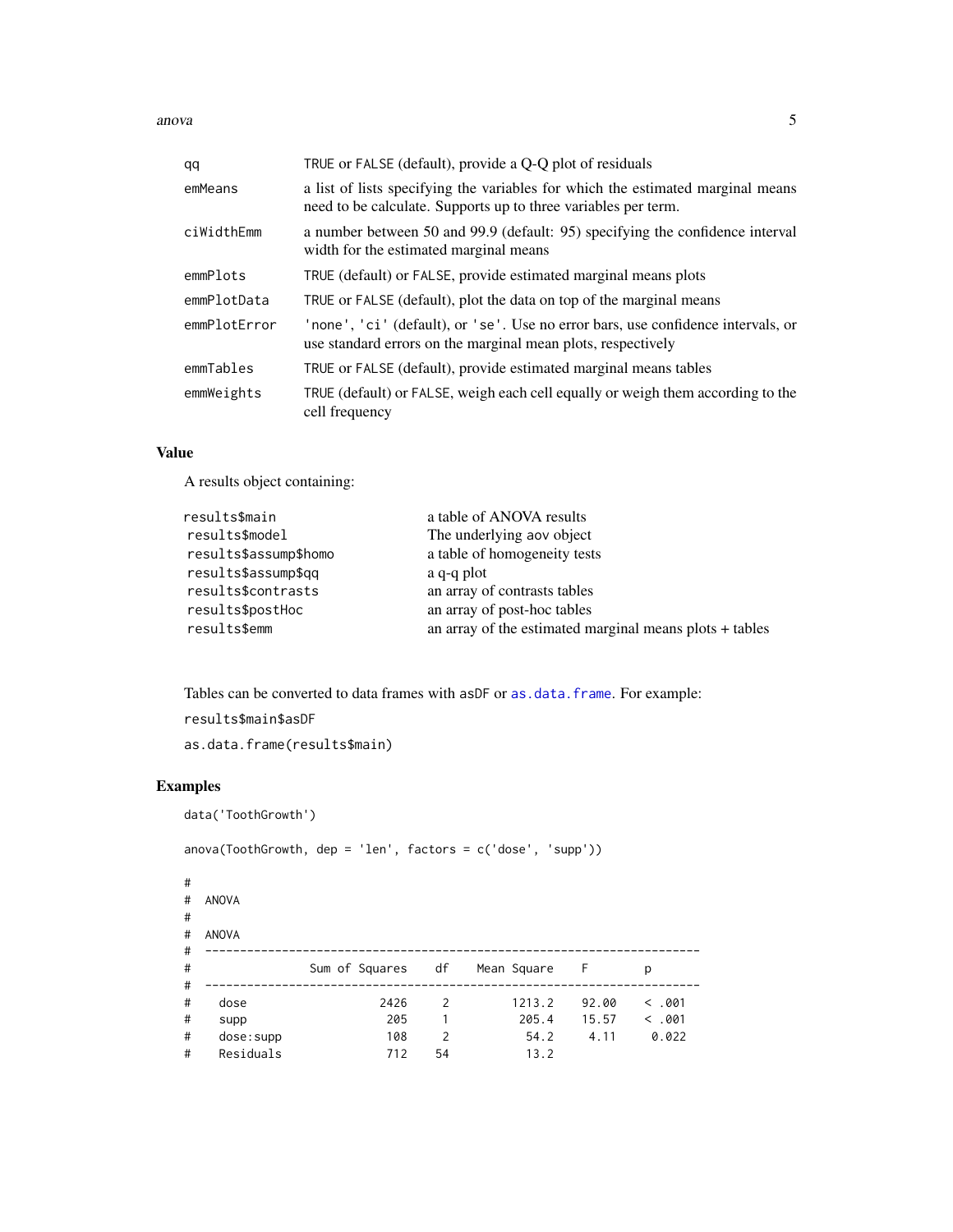| | |
|---|---|
| qq | TRUE or FALSE (default), provide a Q-Q plot of residuals |
| emMeans | a list of lists specifying the variables for which the estimated marginal means need to be calculate. Supports up to three variables per term. |
| ciWidthEmm | a number between 50 and 99.9 (default: 95) specifying the confidence interval width for the estimated marginal means |
| emmPlots | TRUE (default) or FALSE, provide estimated marginal means plots |
| emmPlotData | TRUE or FALSE (default), plot the data on top of the marginal means |
| emmPlotError | 'none', 'ci' (default), or 'se'. Use no error bars, use confidence intervals, or use standard errors on the marginal mean plots, respectively |
| emmTables | TRUE or FALSE (default), provide estimated marginal means tables |
| emmWeights | TRUE (default) or FALSE, weigh each cell equally or weigh them according to the cell frequency |

## Value

A results object containing:

| | |
|---|---|
| results$main | a table of ANOVA results |
| results$model | The underlying aov object |
| results$assump$homo | a table of homogeneity tests |
| results$assump$qq | a q-q plot |
| results$contrasts | an array of contrasts tables |
| results$postHoc | an array of post-hoc tables |
| results$emm | an array of the estimated marginal means plots + tables |

Tables can be converted to data frames with asDF or as.data.frame. For example:

results$main$asDF

as.data.frame(results$main)

## Examples

```
data('ToothGrowth')

anova(ToothGrowth, dep = 'len', factors = c('dose', 'supp'))

#
#  ANOVA
#
#  ANOVA
#  ───────────────────────────────────────────────────────────────────────
#                 Sum of Squares    df    Mean Square    F        p
#  ───────────────────────────────────────────────────────────────────────
#    dose                   2426     2         1213.2    92.00    < .001
#    supp                    205     1          205.4    15.57    < .001
#    dose:supp               108     2           54.2     4.11     0.022
#    Residuals               712    54           13.2
```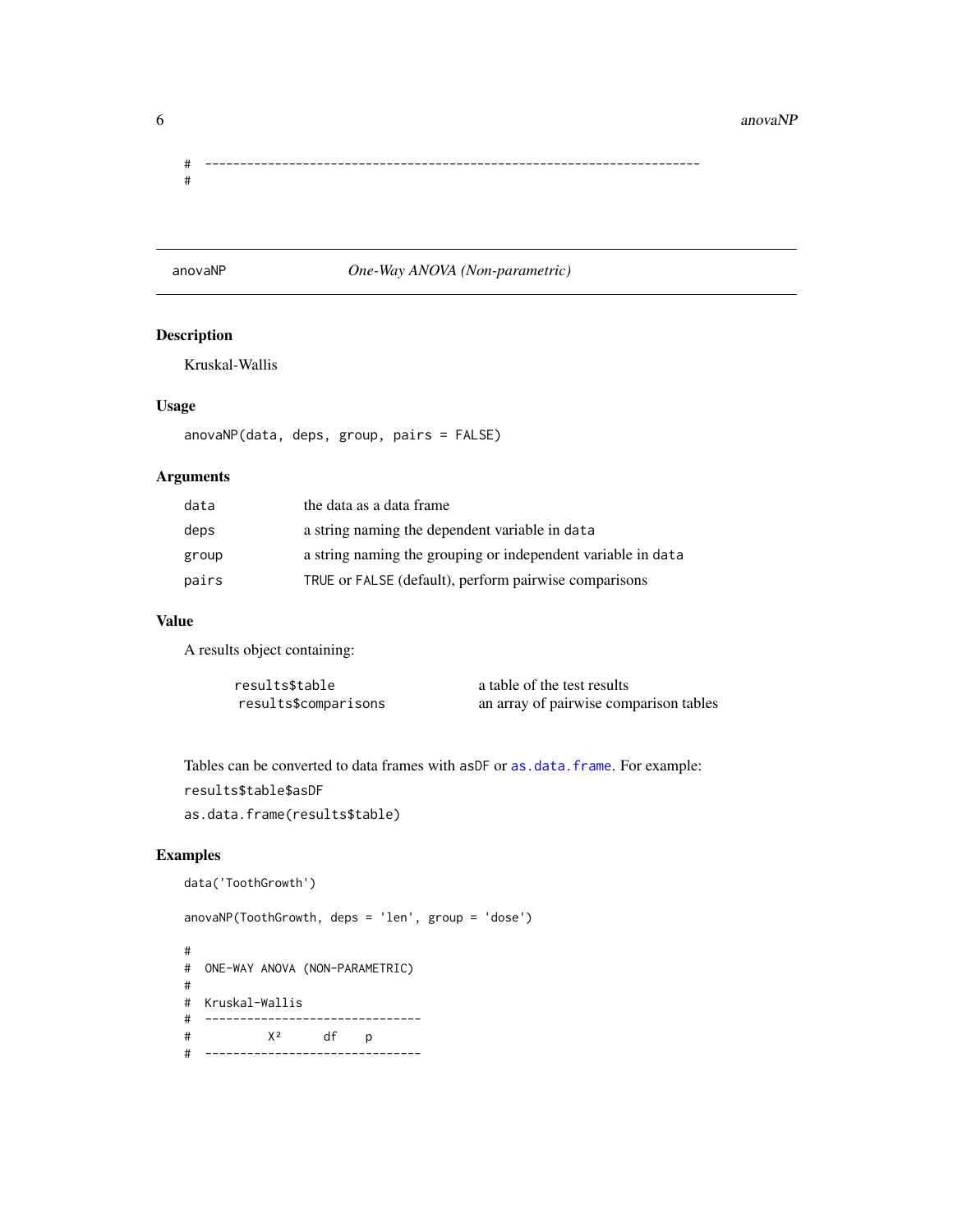```
# ----------------------------------------------------------------------
#
```

---

`anovaNP` *One-Way ANOVA (Non-parametric)*

---

## Description

Kruskal-Wallis

## Usage

```
anovaNP(data, deps, group, pairs = FALSE)
```

## Arguments

| | |
|---|---|
| `data` | the data as a data frame |
| `deps` | a string naming the dependent variable in `data` |
| `group` | a string naming the grouping or independent variable in `data` |
| `pairs` | `TRUE` or `FALSE` (default), perform pairwise comparisons |

## Value

A results object containing:

| | |
|---|---|
| `results$table` | a table of the test results |
| `results$comparisons` | an array of pairwise comparison tables |

Tables can be converted to data frames with `asDF` or `as.data.frame`. For example:

`results$table$asDF`

`as.data.frame(results$table)`

## Examples

```
data('ToothGrowth')

anovaNP(ToothGrowth, deps = 'len', group = 'dose')

#
#  ONE-WAY ANOVA (NON-PARAMETRIC)
#
#  Kruskal-Wallis
#  -------------------------------
#           X²      df    p
#  -------------------------------
```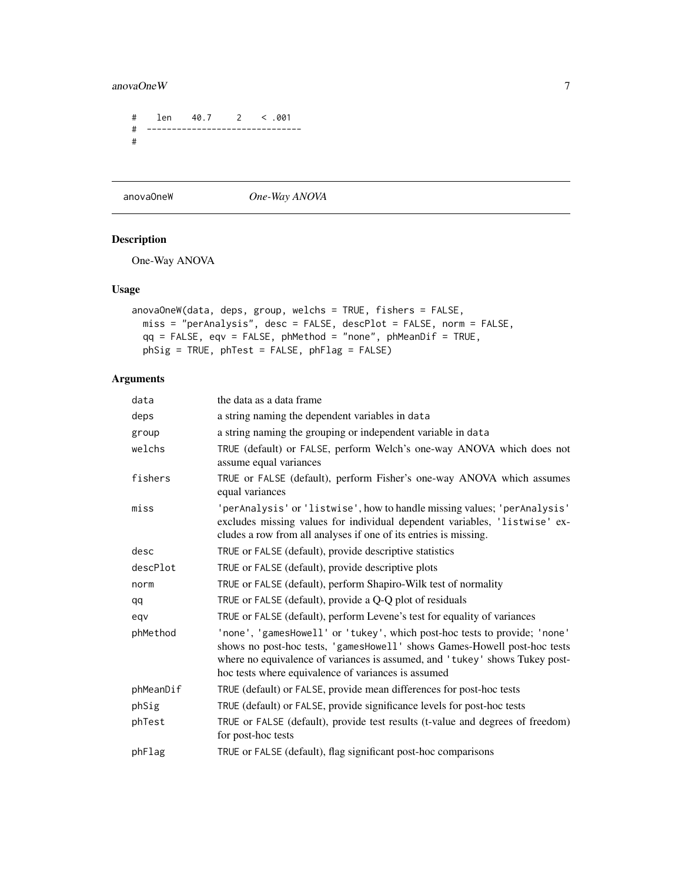```
#    len    40.7     2    < .001
#  ------------------------------
#
```

## anovaOneW — *One-Way ANOVA*

### Description

One-Way ANOVA

### Usage

```
anovaOneW(data, deps, group, welchs = TRUE, fishers = FALSE,
  miss = "perAnalysis", desc = FALSE, descPlot = FALSE, norm = FALSE,
  qq = FALSE, eqv = FALSE, phMethod = "none", phMeanDif = TRUE,
  phSig = TRUE, phTest = FALSE, phFlag = FALSE)
```

### Arguments

| | |
|---|---|
| data | the data as a data frame |
| deps | a string naming the dependent variables in data |
| group | a string naming the grouping or independent variable in data |
| welchs | TRUE (default) or FALSE, perform Welch's one-way ANOVA which does not assume equal variances |
| fishers | TRUE or FALSE (default), perform Fisher's one-way ANOVA which assumes equal variances |
| miss | 'perAnalysis' or 'listwise', how to handle missing values; 'perAnalysis' excludes missing values for individual dependent variables, 'listwise' excludes a row from all analyses if one of its entries is missing. |
| desc | TRUE or FALSE (default), provide descriptive statistics |
| descPlot | TRUE or FALSE (default), provide descriptive plots |
| norm | TRUE or FALSE (default), perform Shapiro-Wilk test of normality |
| qq | TRUE or FALSE (default), provide a Q-Q plot of residuals |
| eqv | TRUE or FALSE (default), perform Levene's test for equality of variances |
| phMethod | 'none', 'gamesHowell' or 'tukey', which post-hoc tests to provide; 'none' shows no post-hoc tests, 'gamesHowell' shows Games-Howell post-hoc tests where no equivalence of variances is assumed, and 'tukey' shows Tukey post-hoc tests where equivalence of variances is assumed |
| phMeanDif | TRUE (default) or FALSE, provide mean differences for post-hoc tests |
| phSig | TRUE (default) or FALSE, provide significance levels for post-hoc tests |
| phTest | TRUE or FALSE (default), provide test results (t-value and degrees of freedom) for post-hoc tests |
| phFlag | TRUE or FALSE (default), flag significant post-hoc comparisons |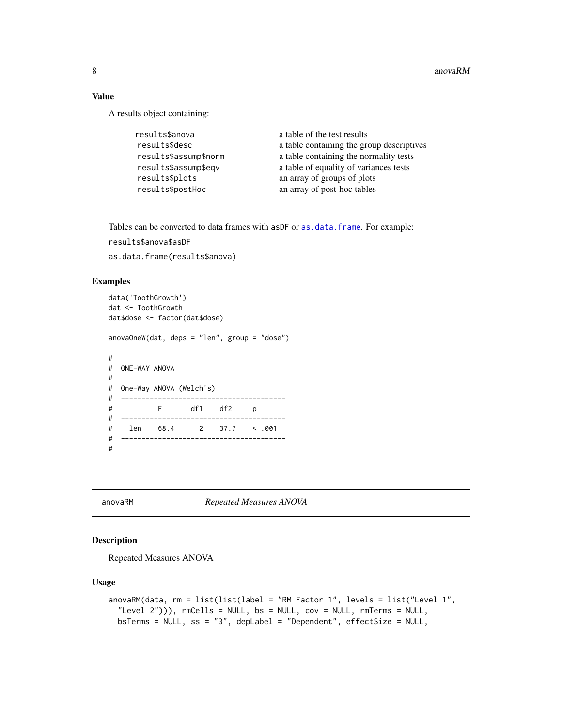## Value

A results object containing:

| | |
|---|---|
| `results$anova` | a table of the test results |
| `results$desc` | a table containing the group descriptives |
| `results$assump$norm` | a table containing the normality tests |
| `results$assump$eqv` | a table of equality of variances tests |
| `results$plots` | an array of groups of plots |
| `results$postHoc` | an array of post-hoc tables |

Tables can be converted to data frames with `asDF` or `as.data.frame`. For example:

`results$anova$asDF`

`as.data.frame(results$anova)`

## Examples

```
data('ToothGrowth')
dat <- ToothGrowth
dat$dose <- factor(dat$dose)

anovaOneW(dat, deps = "len", group = "dose")

#
#  ONE-WAY ANOVA
#
#  One-Way ANOVA (Welch's)
#  ---------------------------------------
#            F       df1    df2     p
#  ---------------------------------------
#    len    68.4      2    37.7    < .001
#  ---------------------------------------
#
```

---

anovaRM &nbsp;&nbsp;&nbsp;&nbsp;&nbsp;&nbsp;&nbsp;&nbsp; *Repeated Measures ANOVA*

---

## Description

Repeated Measures ANOVA

## Usage

```
anovaRM(data, rm = list(list(label = "RM Factor 1", levels = list("Level 1",
  "Level 2"))), rmCells = NULL, bs = NULL, cov = NULL, rmTerms = NULL,
  bsTerms = NULL, ss = "3", depLabel = "Dependent", effectSize = NULL,
```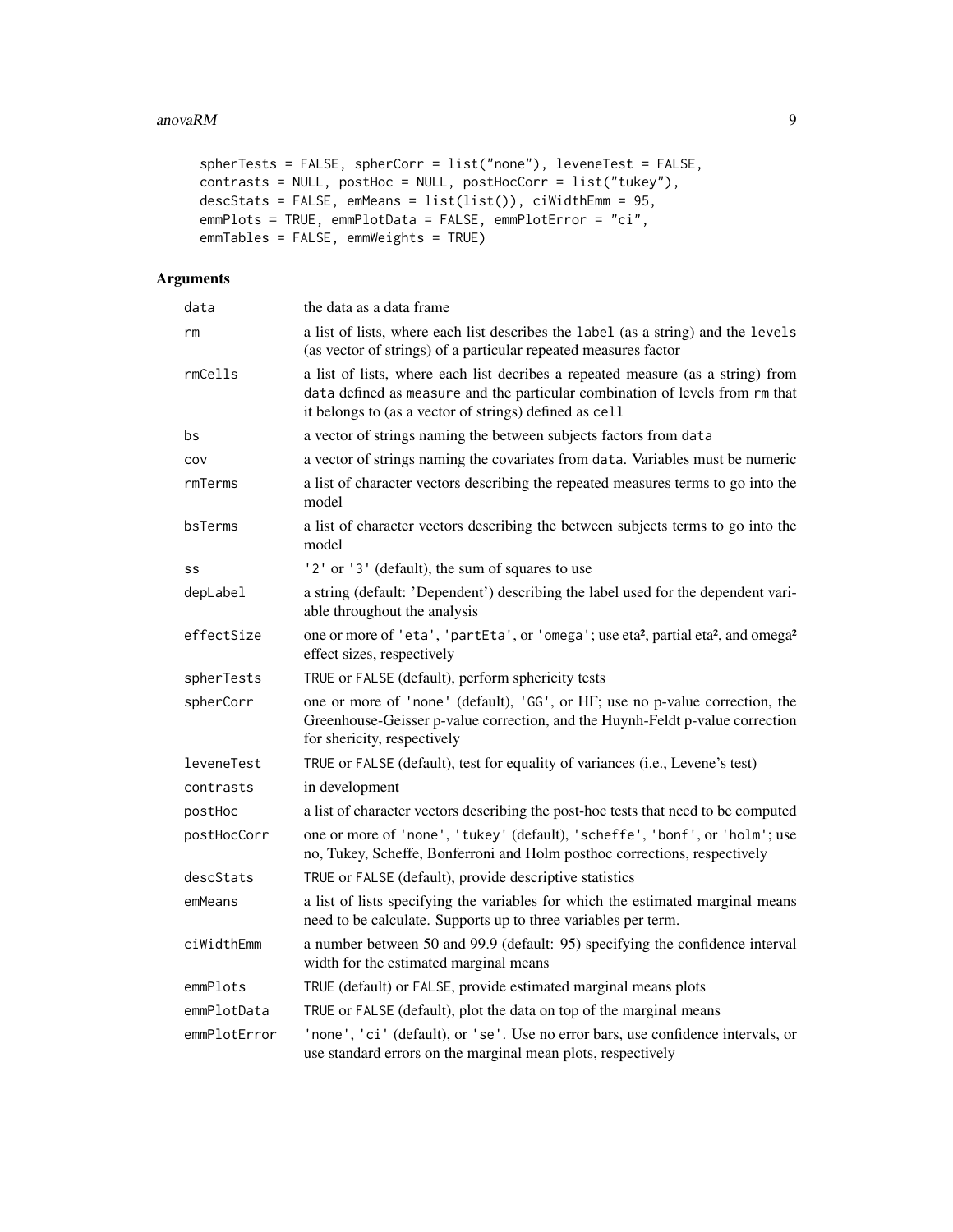```
spherTests = FALSE, spherCorr = list("none"), leveneTest = FALSE,
contrasts = NULL, postHoc = NULL, postHocCorr = list("tukey"),
descStats = FALSE, emMeans = list(list()), ciWidthEmm = 95,
emmPlots = TRUE, emmPlotData = FALSE, emmPlotError = "ci",
emmTables = FALSE, emmWeights = TRUE)
```

## Arguments

| | |
|---|---|
| data | the data as a data frame |
| rm | a list of lists, where each list describes the label (as a string) and the levels (as vector of strings) of a particular repeated measures factor |
| rmCells | a list of lists, where each list decribes a repeated measure (as a string) from data defined as measure and the particular combination of levels from rm that it belongs to (as a vector of strings) defined as cell |
| bs | a vector of strings naming the between subjects factors from data |
| cov | a vector of strings naming the covariates from data. Variables must be numeric |
| rmTerms | a list of character vectors describing the repeated measures terms to go into the model |
| bsTerms | a list of character vectors describing the between subjects terms to go into the model |
| ss | '2' or '3' (default), the sum of squares to use |
| depLabel | a string (default: 'Dependent') describing the label used for the dependent variable throughout the analysis |
| effectSize | one or more of 'eta', 'partEta', or 'omega'; use eta², partial eta², and omega² effect sizes, respectively |
| spherTests | TRUE or FALSE (default), perform sphericity tests |
| spherCorr | one or more of 'none' (default), 'GG', or HF; use no p-value correction, the Greenhouse-Geisser p-value correction, and the Huynh-Feldt p-value correction for shericity, respectively |
| leveneTest | TRUE or FALSE (default), test for equality of variances (i.e., Levene's test) |
| contrasts | in development |
| postHoc | a list of character vectors describing the post-hoc tests that need to be computed |
| postHocCorr | one or more of 'none', 'tukey' (default), 'scheffe', 'bonf', or 'holm'; use no, Tukey, Scheffe, Bonferroni and Holm posthoc corrections, respectively |
| descStats | TRUE or FALSE (default), provide descriptive statistics |
| emMeans | a list of lists specifying the variables for which the estimated marginal means need to be calculate. Supports up to three variables per term. |
| ciWidthEmm | a number between 50 and 99.9 (default: 95) specifying the confidence interval width for the estimated marginal means |
| emmPlots | TRUE (default) or FALSE, provide estimated marginal means plots |
| emmPlotData | TRUE or FALSE (default), plot the data on top of the marginal means |
| emmPlotError | 'none', 'ci' (default), or 'se'. Use no error bars, use confidence intervals, or use standard errors on the marginal mean plots, respectively |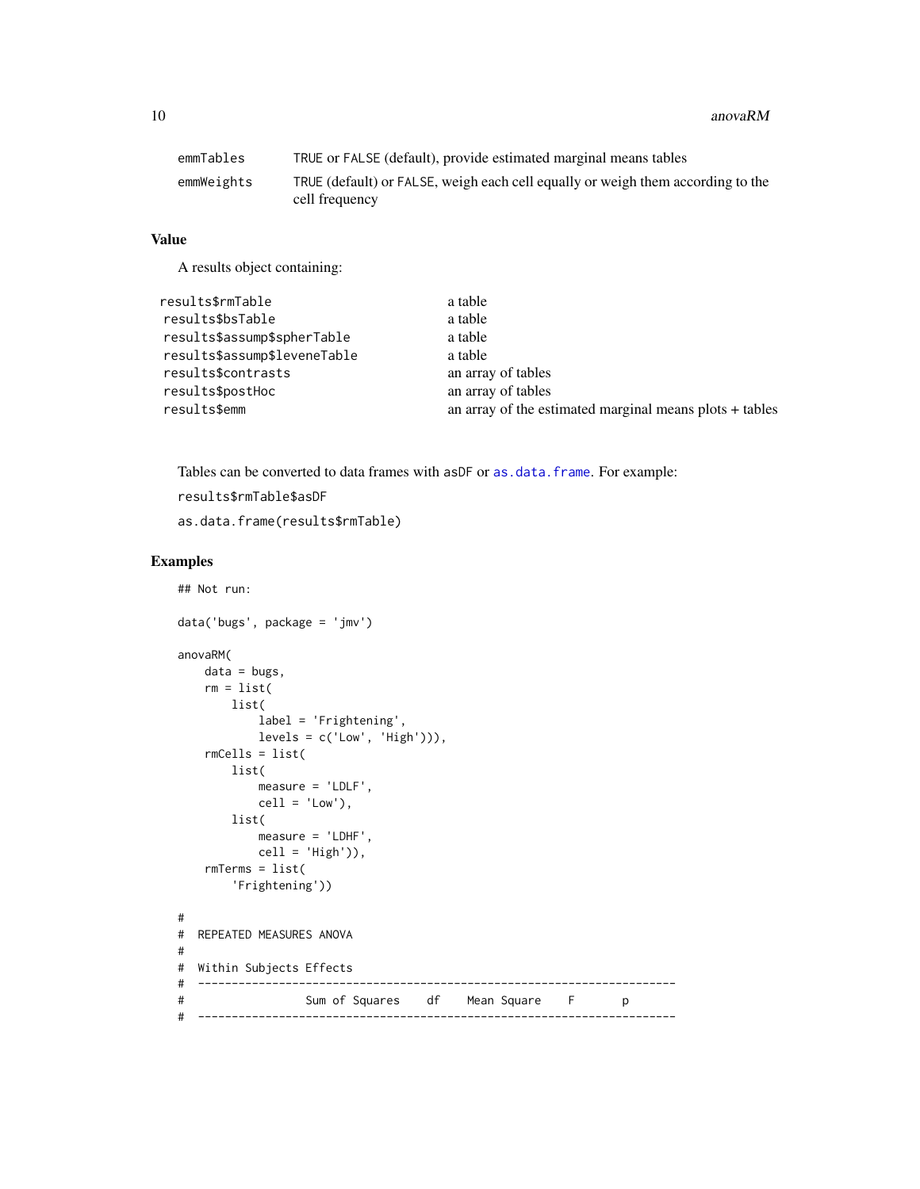| | |
|---|---|
| emmTables | TRUE or FALSE (default), provide estimated marginal means tables |
| emmWeights | TRUE (default) or FALSE, weigh each cell equally or weigh them according to the cell frequency |

## Value

A results object containing:

| | |
|---|---|
| results$rmTable | a table |
| results$bsTable | a table |
| results$assump$spherTable | a table |
| results$assump$leveneTable | a table |
| results$contrasts | an array of tables |
| results$postHoc | an array of tables |
| results$emm | an array of the estimated marginal means plots + tables |

Tables can be converted to data frames with asDF or as.data.frame. For example:

results$rmTable$asDF

as.data.frame(results$rmTable)

## Examples

```
## Not run:

data('bugs', package = 'jmv')

anovaRM(
    data = bugs,
    rm = list(
        list(
            label = 'Frightening',
            levels = c('Low', 'High'))),
    rmCells = list(
        list(
            measure = 'LDLF',
            cell = 'Low'),
        list(
            measure = 'LDHF',
            cell = 'High')),
    rmTerms = list(
        'Frightening'))

#
#  REPEATED MEASURES ANOVA
#
#  Within Subjects Effects
#  -----------------------------------------------------------------------
#                  Sum of Squares    df    Mean Square    F       p
#  -----------------------------------------------------------------------
```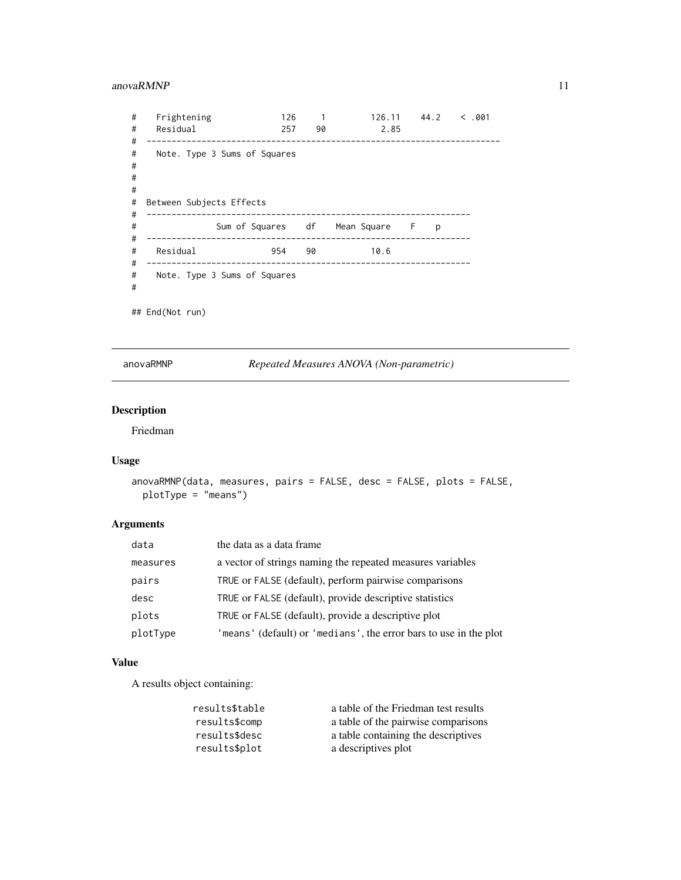```
#    Frightening             126     1         126.11    44.2    < .001
#    Residual                257    90           2.85
#  ----------------------------------------------------------------------
#    Note. Type 3 Sums of Squares
#
#
#
#  Between Subjects Effects
#  ----------------------------------------------------------------
#              Sum of Squares    df    Mean Square    F    p
#  ----------------------------------------------------------------
#    Residual              954    90          10.6
#  ----------------------------------------------------------------
#    Note. Type 3 Sums of Squares
#

## End(Not run)
```

---

`anovaRMNP` *Repeated Measures ANOVA (Non-parametric)*

---

## Description

Friedman

## Usage

```
anovaRMNP(data, measures, pairs = FALSE, desc = FALSE, plots = FALSE,
  plotType = "means")
```

## Arguments

| | |
|---|---|
| `data` | the data as a data frame |
| `measures` | a vector of strings naming the repeated measures variables |
| `pairs` | `TRUE` or `FALSE` (default), perform pairwise comparisons |
| `desc` | `TRUE` or `FALSE` (default), provide descriptive statistics |
| `plots` | `TRUE` or `FALSE` (default), provide a descriptive plot |
| `plotType` | `'means'` (default) or `'medians'`, the error bars to use in the plot |

## Value

A results object containing:

| | |
|---|---|
| `results$table` | a table of the Friedman test results |
| `results$comp` | a table of the pairwise comparisons |
| `results$desc` | a table containing the descriptives |
| `results$plot` | a descriptives plot |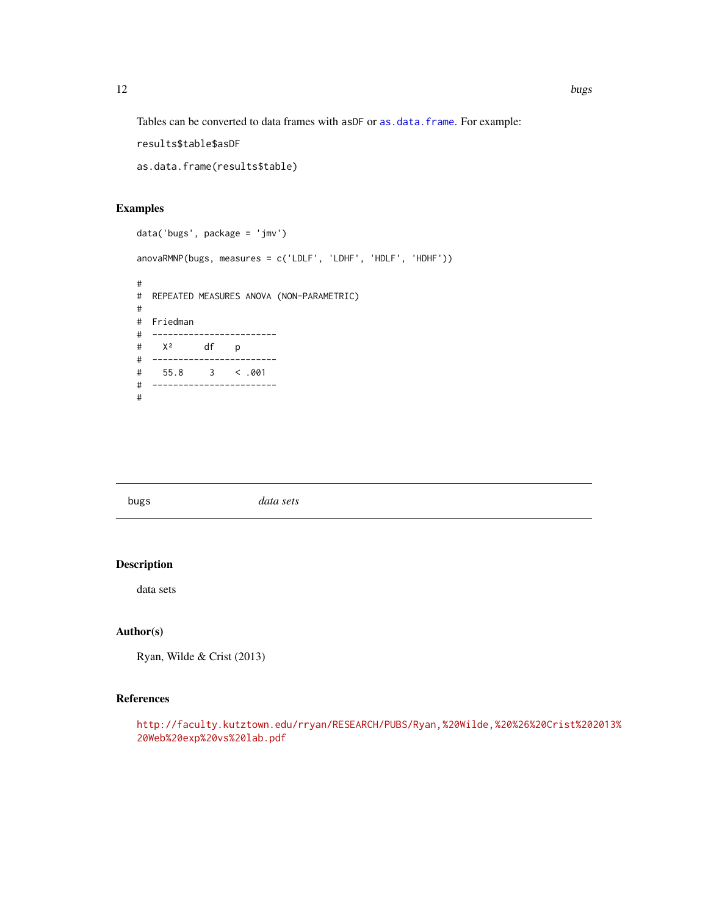Tables can be converted to data frames with asDF or as.data.frame. For example:

results$table$asDF

as.data.frame(results$table)

## Examples

```
data('bugs', package = 'jmv')

anovaRMNP(bugs, measures = c('LDLF', 'LDHF', 'HDLF', 'HDHF'))

#
#  REPEATED MEASURES ANOVA (NON-PARAMETRIC)
#
#  Friedman
#  ------------------------
#    X²      df    p
#  ------------------------
#    55.8     3    < .001
#  ------------------------
#
```

---

bugs    *data sets*

---

## Description

data sets

## Author(s)

Ryan, Wilde & Crist (2013)

## References

http://faculty.kutztown.edu/rryan/RESEARCH/PUBS/Ryan,%20Wilde,%20%26%20Crist%202013%20Web%20exp%20vs%20lab.pdf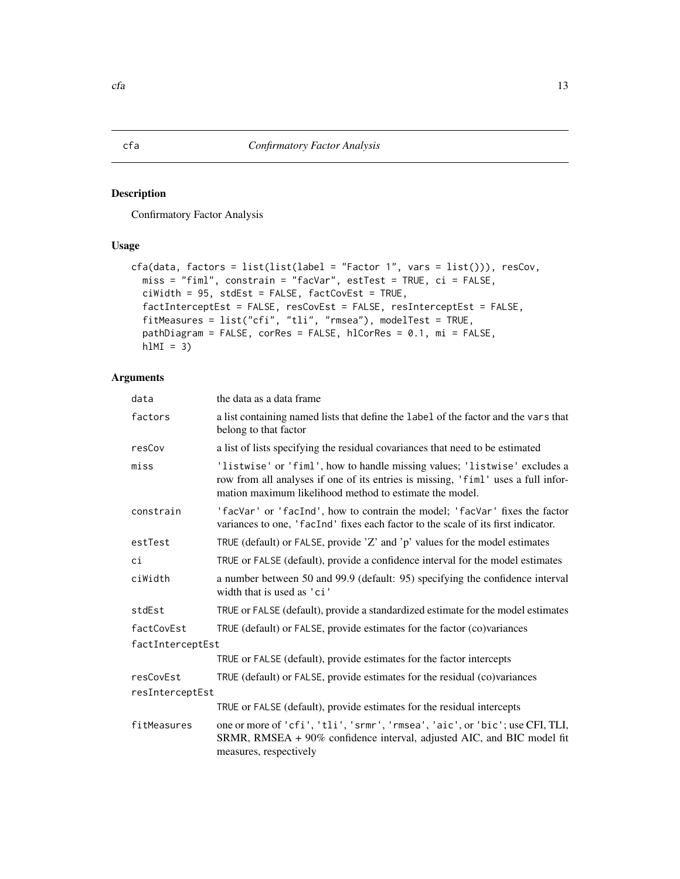# cfa — *Confirmatory Factor Analysis*

## Description

Confirmatory Factor Analysis

## Usage

```
cfa(data, factors = list(list(label = "Factor 1", vars = list())), resCov,
  miss = "fiml", constrain = "facVar", estTest = TRUE, ci = FALSE,
  ciWidth = 95, stdEst = FALSE, factCovEst = TRUE,
  factInterceptEst = FALSE, resCovEst = FALSE, resInterceptEst = FALSE,
  fitMeasures = list("cfi", "tli", "rmsea"), modelTest = TRUE,
  pathDiagram = FALSE, corRes = FALSE, hlCorRes = 0.1, mi = FALSE,
  hlMI = 3)
```

## Arguments

| Argument | Description |
|---|---|
| `data` | the data as a data frame |
| `factors` | a list containing named lists that define the `label` of the factor and the `vars` that belong to that factor |
| `resCov` | a list of lists specifying the residual covariances that need to be estimated |
| `miss` | `'listwise'` or `'fiml'`, how to handle missing values; `'listwise'` excludes a row from all analyses if one of its entries is missing, `'fiml'` uses a full information maximum likelihood method to estimate the model. |
| `constrain` | `'facVar'` or `'facInd'`, how to contrain the model; `'facVar'` fixes the factor variances to one, `'facInd'` fixes each factor to the scale of its first indicator. |
| `estTest` | `TRUE` (default) or `FALSE`, provide 'Z' and 'p' values for the model estimates |
| `ci` | `TRUE` or `FALSE` (default), provide a confidence interval for the model estimates |
| `ciWidth` | a number between 50 and 99.9 (default: 95) specifying the confidence interval width that is used as `'ci'` |
| `stdEst` | `TRUE` or `FALSE` (default), provide a standardized estimate for the model estimates |
| `factCovEst` | `TRUE` (default) or `FALSE`, provide estimates for the factor (co)variances |
| `factInterceptEst` | `TRUE` or `FALSE` (default), provide estimates for the factor intercepts |
| `resCovEst` | `TRUE` (default) or `FALSE`, provide estimates for the residual (co)variances |
| `resInterceptEst` | `TRUE` or `FALSE` (default), provide estimates for the residual intercepts |
| `fitMeasures` | one or more of `'cfi'`, `'tli'`, `'srmr'`, `'rmsea'`, `'aic'`, or `'bic'`; use CFI, TLI, SRMR, RMSEA + 90% confidence interval, adjusted AIC, and BIC model fit measures, respectively |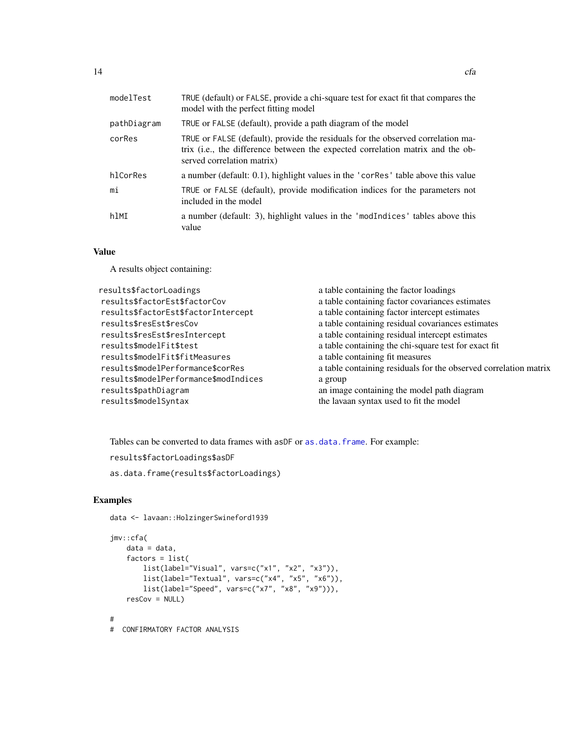| | |
|---|---|
| modelTest | TRUE (default) or FALSE, provide a chi-square test for exact fit that compares the model with the perfect fitting model |
| pathDiagram | TRUE or FALSE (default), provide a path diagram of the model |
| corRes | TRUE or FALSE (default), provide the residuals for the observed correlation matrix (i.e., the difference between the expected correlation matrix and the observed correlation matrix) |
| hlCorRes | a number (default: 0.1), highlight values in the 'corRes' table above this value |
| mi | TRUE or FALSE (default), provide modification indices for the parameters not included in the model |
| hlMI | a number (default: 3), highlight values in the 'modIndices' tables above this value |

## Value

A results object containing:

| | |
|---|---|
| results$factorLoadings | a table containing the factor loadings |
| results$factorEst$factorCov | a table containing factor covariances estimates |
| results$factorEst$factorIntercept | a table containing factor intercept estimates |
| results$resEst$resCov | a table containing residual covariances estimates |
| results$resEst$resIntercept | a table containing residual intercept estimates |
| results$modelFit$test | a table containing the chi-square test for exact fit |
| results$modelFit$fitMeasures | a table containing fit measures |
| results$modelPerformance$corRes | a table containing residuals for the observed correlation matrix |
| results$modelPerformance$modIndices | a group |
| results$pathDiagram | an image containing the model path diagram |
| results$modelSyntax | the lavaan syntax used to fit the model |

Tables can be converted to data frames with asDF or as.data.frame. For example:

results$factorLoadings$asDF

as.data.frame(results$factorLoadings)

## Examples

```
data <- lavaan::HolzingerSwineford1939

jmv::cfa(
    data = data,
    factors = list(
        list(label="Visual", vars=c("x1", "x2", "x3")),
        list(label="Textual", vars=c("x4", "x5", "x6")),
        list(label="Speed", vars=c("x7", "x8", "x9"))),
    resCov = NULL)

#
#  CONFIRMATORY FACTOR ANALYSIS
```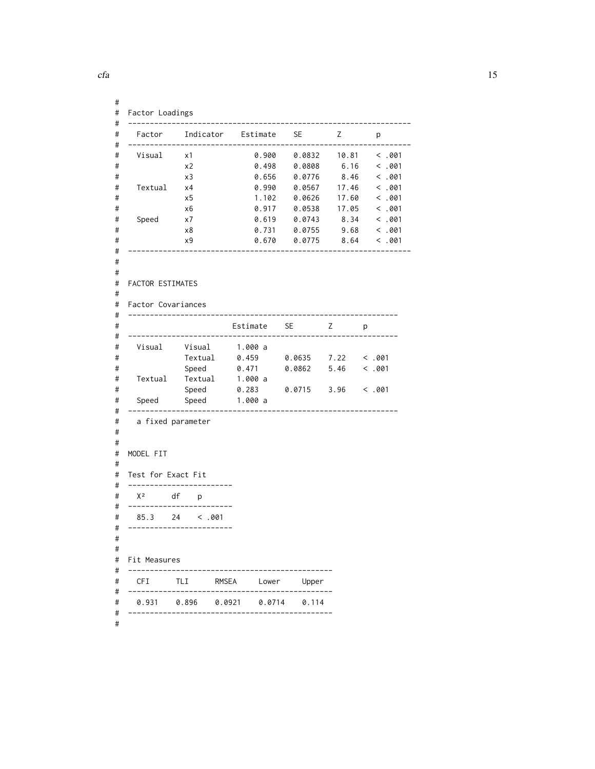```
#
#  Factor Loadings
#  ----------------------------------------------------------------
#    Factor     Indicator    Estimate    SE        Z        p
#  ----------------------------------------------------------------
#    Visual     x1              0.900    0.0832    10.81    < .001
#               x2              0.498    0.0808     6.16    < .001
#               x3              0.656    0.0776     8.46    < .001
#    Textual    x4              0.990    0.0567    17.46    < .001
#               x5              1.102    0.0626    17.60    < .001
#               x6              0.917    0.0538    17.05    < .001
#    Speed      x7              0.619    0.0743     8.34    < .001
#               x8              0.731    0.0755     9.68    < .001
#               x9              0.670    0.0775     8.64    < .001
#  ----------------------------------------------------------------
#
#
#  FACTOR ESTIMATES
#
#  Factor Covariances
#  -------------------------------------------------------------
#                         Estimate    SE        Z       p
#  -------------------------------------------------------------
#    Visual     Visual      1.000 a
#               Textual     0.459      0.0635    7.22    < .001
#               Speed       0.471      0.0862    5.46    < .001
#    Textual    Textual     1.000 a
#               Speed       0.283      0.0715    3.96    < .001
#    Speed      Speed       1.000 a
#  -------------------------------------------------------------
#    a fixed parameter
#
#
#  MODEL FIT
#
#  Test for Exact Fit
#  ------------------------
#    X²      df    p
#  ------------------------
#    85.3    24    < .001
#  ------------------------
#
#
#  Fit Measures
#  ----------------------------------------------
#    CFI      TLI      RMSEA     Lower     Upper
#  ----------------------------------------------
#    0.931    0.896    0.0921    0.0714    0.114
#  ----------------------------------------------
#
```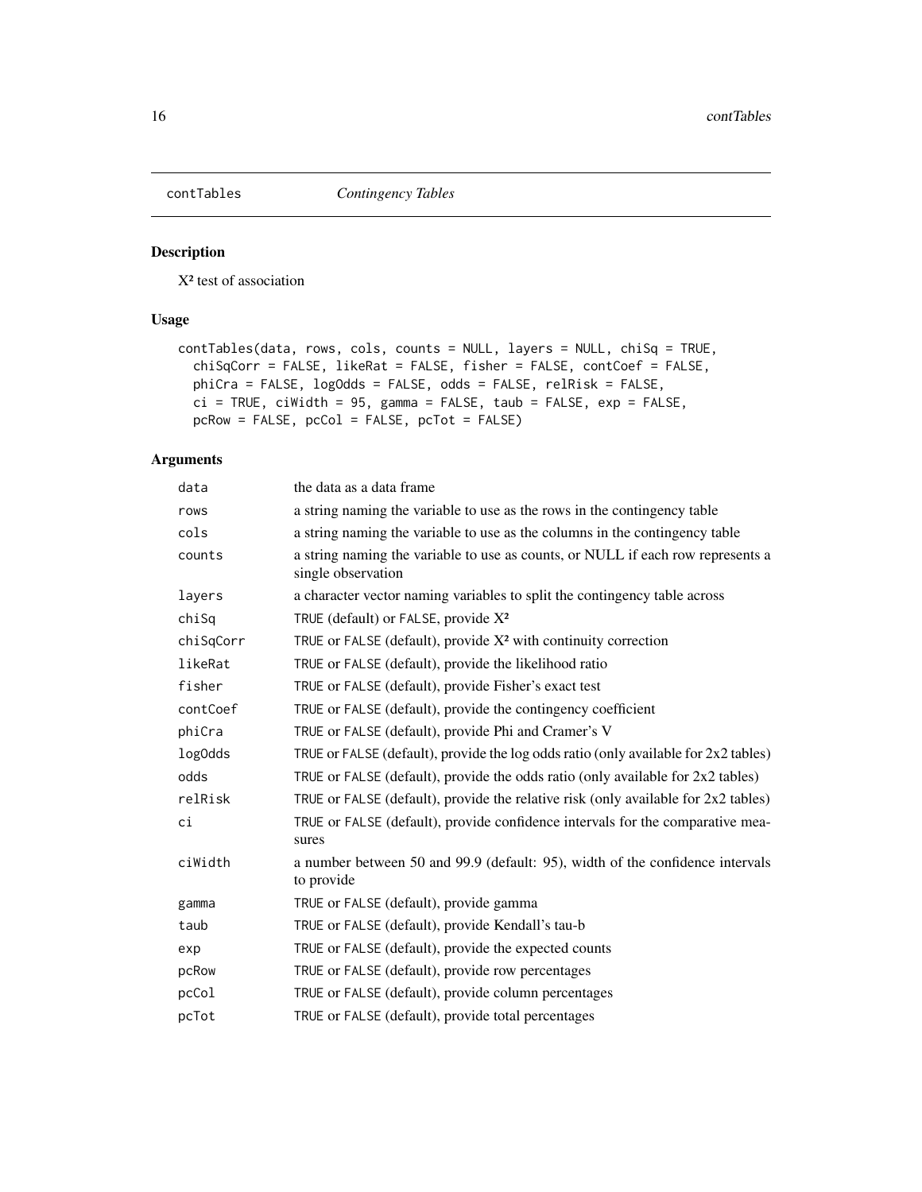# contTables — *Contingency Tables*

## Description

X² test of association

## Usage

```
contTables(data, rows, cols, counts = NULL, layers = NULL, chiSq = TRUE,
  chiSqCorr = FALSE, likeRat = FALSE, fisher = FALSE, contCoef = FALSE,
  phiCra = FALSE, logOdds = FALSE, odds = FALSE, relRisk = FALSE,
  ci = TRUE, ciWidth = 95, gamma = FALSE, taub = FALSE, exp = FALSE,
  pcRow = FALSE, pcCol = FALSE, pcTot = FALSE)
```

## Arguments

| | |
|---|---|
| `data` | the data as a data frame |
| `rows` | a string naming the variable to use as the rows in the contingency table |
| `cols` | a string naming the variable to use as the columns in the contingency table |
| `counts` | a string naming the variable to use as counts, or NULL if each row represents a single observation |
| `layers` | a character vector naming variables to split the contingency table across |
| `chiSq` | `TRUE` (default) or `FALSE`, provide X² |
| `chiSqCorr` | `TRUE` or `FALSE` (default), provide X² with continuity correction |
| `likeRat` | `TRUE` or `FALSE` (default), provide the likelihood ratio |
| `fisher` | `TRUE` or `FALSE` (default), provide Fisher's exact test |
| `contCoef` | `TRUE` or `FALSE` (default), provide the contingency coefficient |
| `phiCra` | `TRUE` or `FALSE` (default), provide Phi and Cramer's V |
| `logOdds` | `TRUE` or `FALSE` (default), provide the log odds ratio (only available for 2x2 tables) |
| `odds` | `TRUE` or `FALSE` (default), provide the odds ratio (only available for 2x2 tables) |
| `relRisk` | `TRUE` or `FALSE` (default), provide the relative risk (only available for 2x2 tables) |
| `ci` | `TRUE` or `FALSE` (default), provide confidence intervals for the comparative measures |
| `ciWidth` | a number between 50 and 99.9 (default: 95), width of the confidence intervals to provide |
| `gamma` | `TRUE` or `FALSE` (default), provide gamma |
| `taub` | `TRUE` or `FALSE` (default), provide Kendall's tau-b |
| `exp` | `TRUE` or `FALSE` (default), provide the expected counts |
| `pcRow` | `TRUE` or `FALSE` (default), provide row percentages |
| `pcCol` | `TRUE` or `FALSE` (default), provide column percentages |
| `pcTot` | `TRUE` or `FALSE` (default), provide total percentages |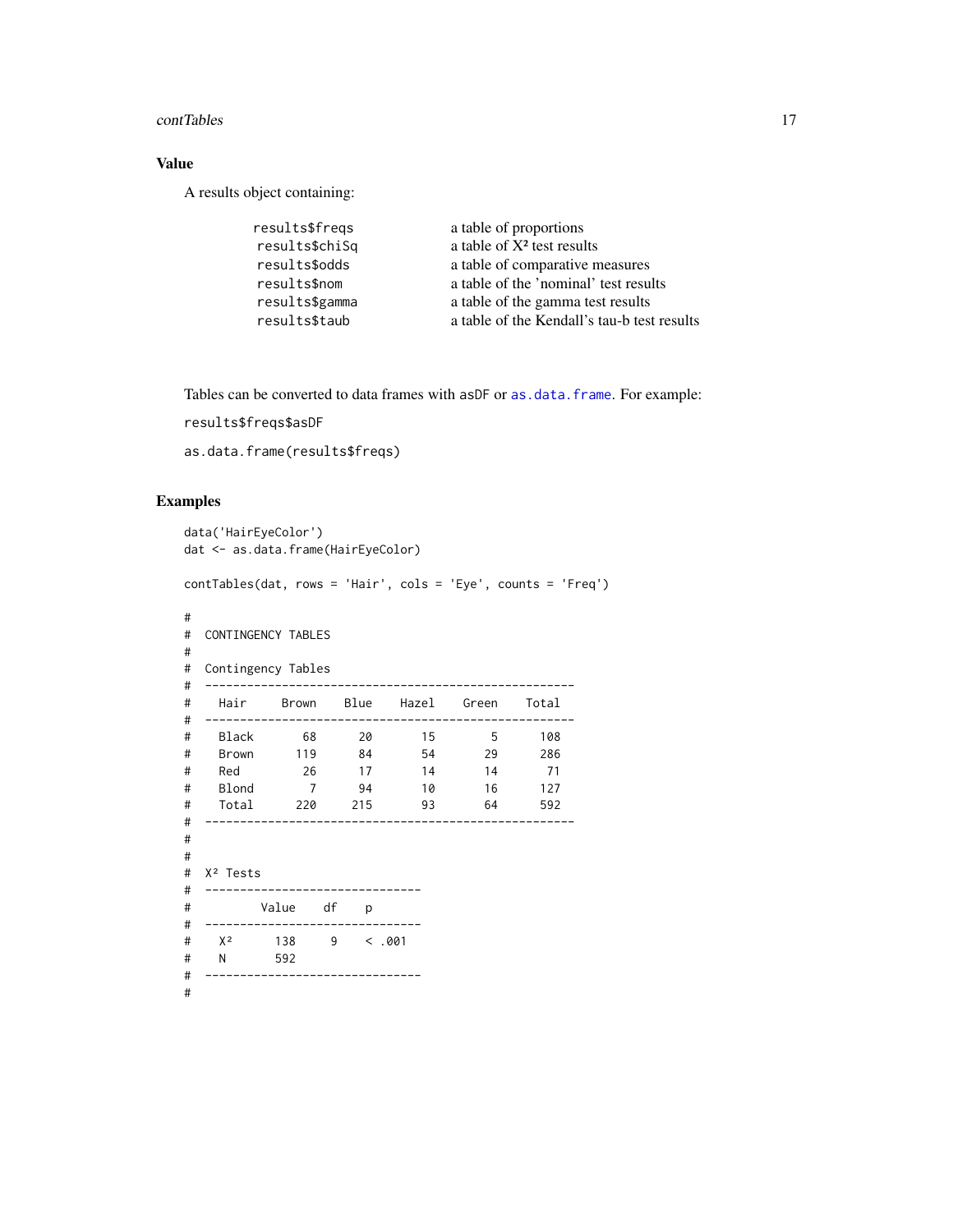### Value

A results object containing:

| | |
|---|---|
| `results$freqs` | a table of proportions |
| `results$chiSq` | a table of X² test results |
| `results$odds` | a table of comparative measures |
| `results$nom` | a table of the 'nominal' test results |
| `results$gamma` | a table of the gamma test results |
| `results$taub` | a table of the Kendall's tau-b test results |

Tables can be converted to data frames with `asDF` or `as.data.frame`. For example:

`results$freqs$asDF`

`as.data.frame(results$freqs)`

### Examples

```
data('HairEyeColor')
dat <- as.data.frame(HairEyeColor)

contTables(dat, rows = 'Hair', cols = 'Eye', counts = 'Freq')

#
#  CONTINGENCY TABLES
#
#  Contingency Tables
#  -----------------------------------------------------
#    Hair     Brown    Blue    Hazel    Green    Total
#  -----------------------------------------------------
#    Black       68      20       15        5      108
#    Brown      119      84       54       29      286
#    Red         26      17       14       14       71
#    Blond        7      94       10       16      127
#    Total      220     215       93       64      592
#  -----------------------------------------------------
#
#
#  X² Tests
#  ------------------------------
#          Value    df    p
#  ------------------------------
#    X²      138     9    < .001
#    N       592
#  ------------------------------
#
```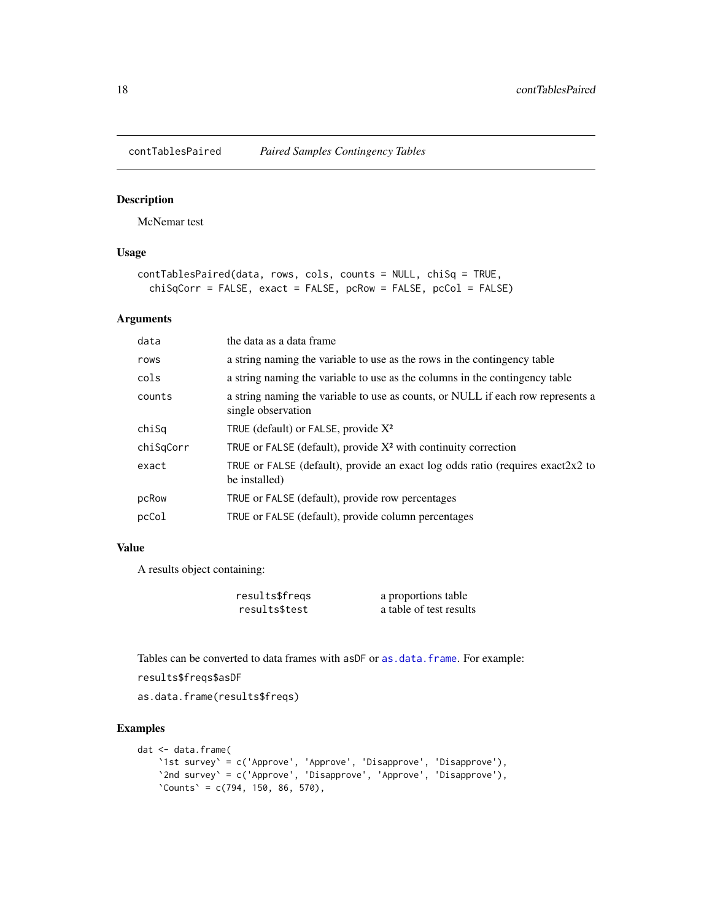## contTablesPaired *Paired Samples Contingency Tables*

### Description

McNemar test

### Usage

```
contTablesPaired(data, rows, cols, counts = NULL, chiSq = TRUE,
  chiSqCorr = FALSE, exact = FALSE, pcRow = FALSE, pcCol = FALSE)
```

### Arguments

| | |
|---|---|
| `data` | the data as a data frame |
| `rows` | a string naming the variable to use as the rows in the contingency table |
| `cols` | a string naming the variable to use as the columns in the contingency table |
| `counts` | a string naming the variable to use as counts, or NULL if each row represents a single observation |
| `chiSq` | `TRUE` (default) or `FALSE`, provide $X^2$ |
| `chiSqCorr` | `TRUE` or `FALSE` (default), provide $X^2$ with continuity correction |
| `exact` | `TRUE` or `FALSE` (default), provide an exact log odds ratio (requires exact2x2 to be installed) |
| `pcRow` | `TRUE` or `FALSE` (default), provide row percentages |
| `pcCol` | `TRUE` or `FALSE` (default), provide column percentages |

### Value

A results object containing:

| | |
|---|---|
| `results$freqs` | a proportions table |
| `results$test` | a table of test results |

Tables can be converted to data frames with `asDF` or `as.data.frame`. For example:

`results$freqs$asDF`

`as.data.frame(results$freqs)`

### Examples

```
dat <- data.frame(
    `1st survey` = c('Approve', 'Approve', 'Disapprove', 'Disapprove'),
    `2nd survey` = c('Approve', 'Disapprove', 'Approve', 'Disapprove'),
    `Counts` = c(794, 150, 86, 570),
```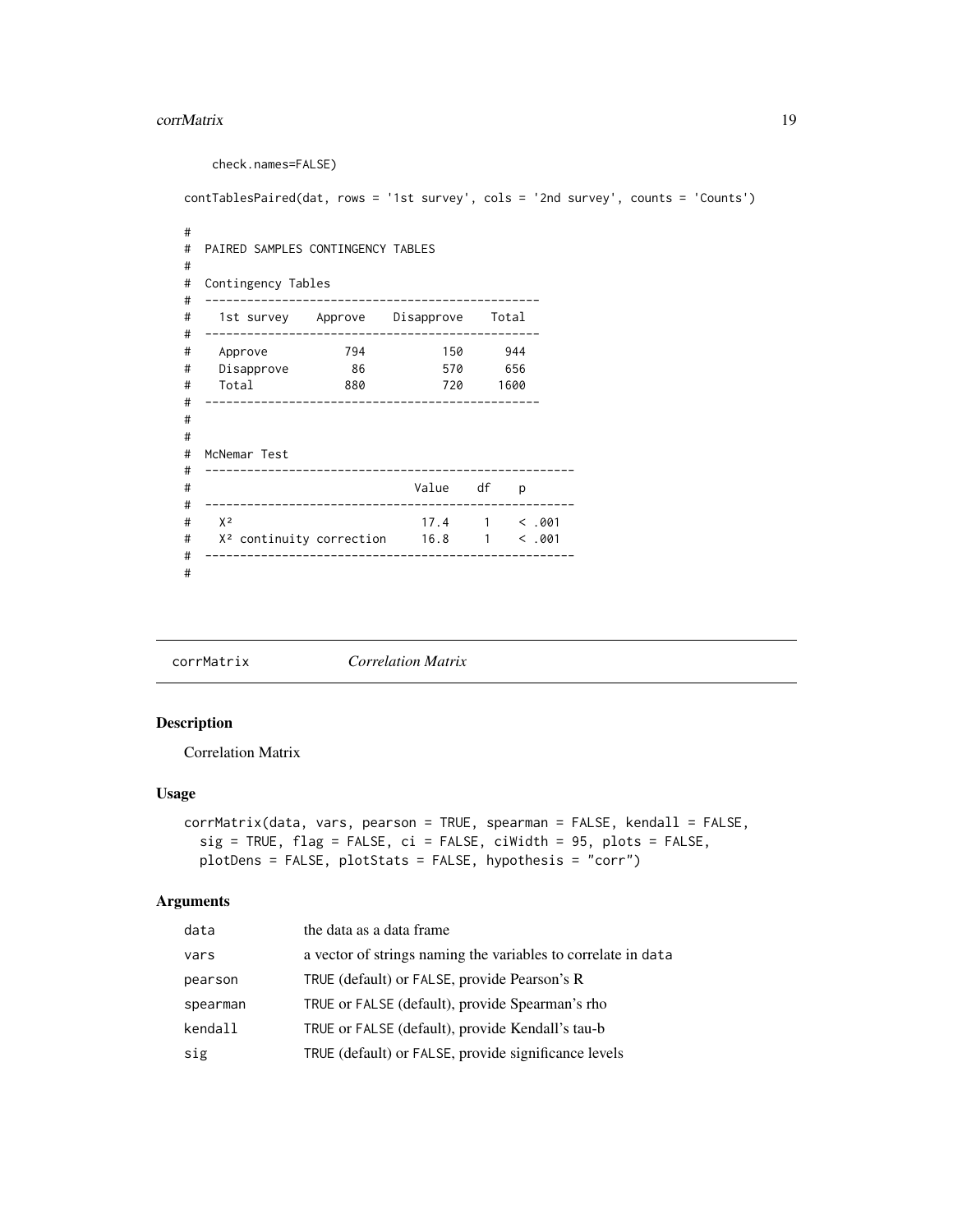```
    check.names=FALSE)

contTablesPaired(dat, rows = '1st survey', cols = '2nd survey', counts = 'Counts')

#
#  PAIRED SAMPLES CONTINGENCY TABLES
#
#  Contingency Tables
#  -----------------------------------------------
#    1st survey    Approve    Disapprove    Total
#  -----------------------------------------------
#    Approve          794           150      944
#    Disapprove        86           570      656
#    Total            880           720     1600
#  -----------------------------------------------
#
#
#  McNemar Test
#  ----------------------------------------------------
#                              Value    df    p
#  ----------------------------------------------------
#    X²                         17.4     1    < .001
#    X² continuity correction   16.8     1    < .001
#  ----------------------------------------------------
#
```

## corrMatrix *Correlation Matrix*

### Description

Correlation Matrix

### Usage

```
corrMatrix(data, vars, pearson = TRUE, spearman = FALSE, kendall = FALSE,
  sig = TRUE, flag = FALSE, ci = FALSE, ciWidth = 95, plots = FALSE,
  plotDens = FALSE, plotStats = FALSE, hypothesis = "corr")
```

### Arguments

| | |
|---|---|
| `data` | the data as a data frame |
| `vars` | a vector of strings naming the variables to correlate in `data` |
| `pearson` | `TRUE` (default) or `FALSE`, provide Pearson's R |
| `spearman` | `TRUE` or `FALSE` (default), provide Spearman's rho |
| `kendall` | `TRUE` or `FALSE` (default), provide Kendall's tau-b |
| `sig` | `TRUE` (default) or `FALSE`, provide significance levels |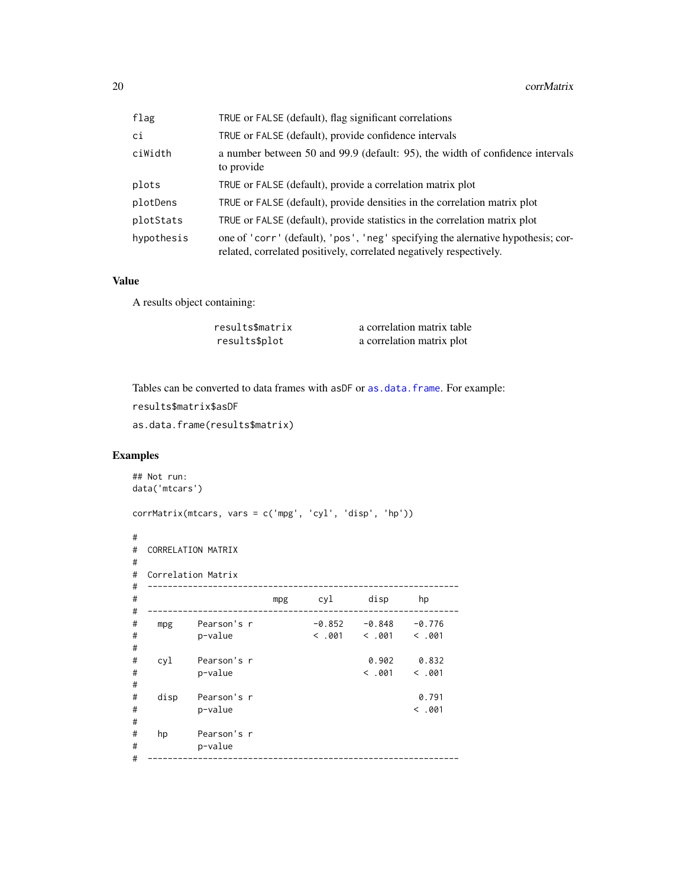| | |
|---|---|
| flag | TRUE or FALSE (default), flag significant correlations |
| ci | TRUE or FALSE (default), provide confidence intervals |
| ciWidth | a number between 50 and 99.9 (default: 95), the width of confidence intervals to provide |
| plots | TRUE or FALSE (default), provide a correlation matrix plot |
| plotDens | TRUE or FALSE (default), provide densities in the correlation matrix plot |
| plotStats | TRUE or FALSE (default), provide statistics in the correlation matrix plot |
| hypothesis | one of 'corr' (default), 'pos', 'neg' specifying the alernative hypothesis; correlated, correlated positively, correlated negatively respectively. |

## Value

A results object containing:

| | |
|---|---|
| results$matrix | a correlation matrix table |
| results$plot | a correlation matrix plot |

Tables can be converted to data frames with asDF or as.data.frame. For example:

results$matrix$asDF

as.data.frame(results$matrix)

## Examples

```
## Not run:
data('mtcars')

corrMatrix(mtcars, vars = c('mpg', 'cyl', 'disp', 'hp'))

#
#  CORRELATION MATRIX
#
#  Correlation Matrix
#  ---------------------------------------------------------------
#                          mpg      cyl       disp      hp
#  ---------------------------------------------------------------
#    mpg     Pearson's r           -0.852    -0.848    -0.776
#            p-value               < .001    < .001    < .001
#
#    cyl     Pearson's r                      0.902     0.832
#            p-value                         < .001    < .001
#
#    disp    Pearson's r                                0.791
#            p-value                                   < .001
#
#    hp      Pearson's r
#            p-value
#  ---------------------------------------------------------------
```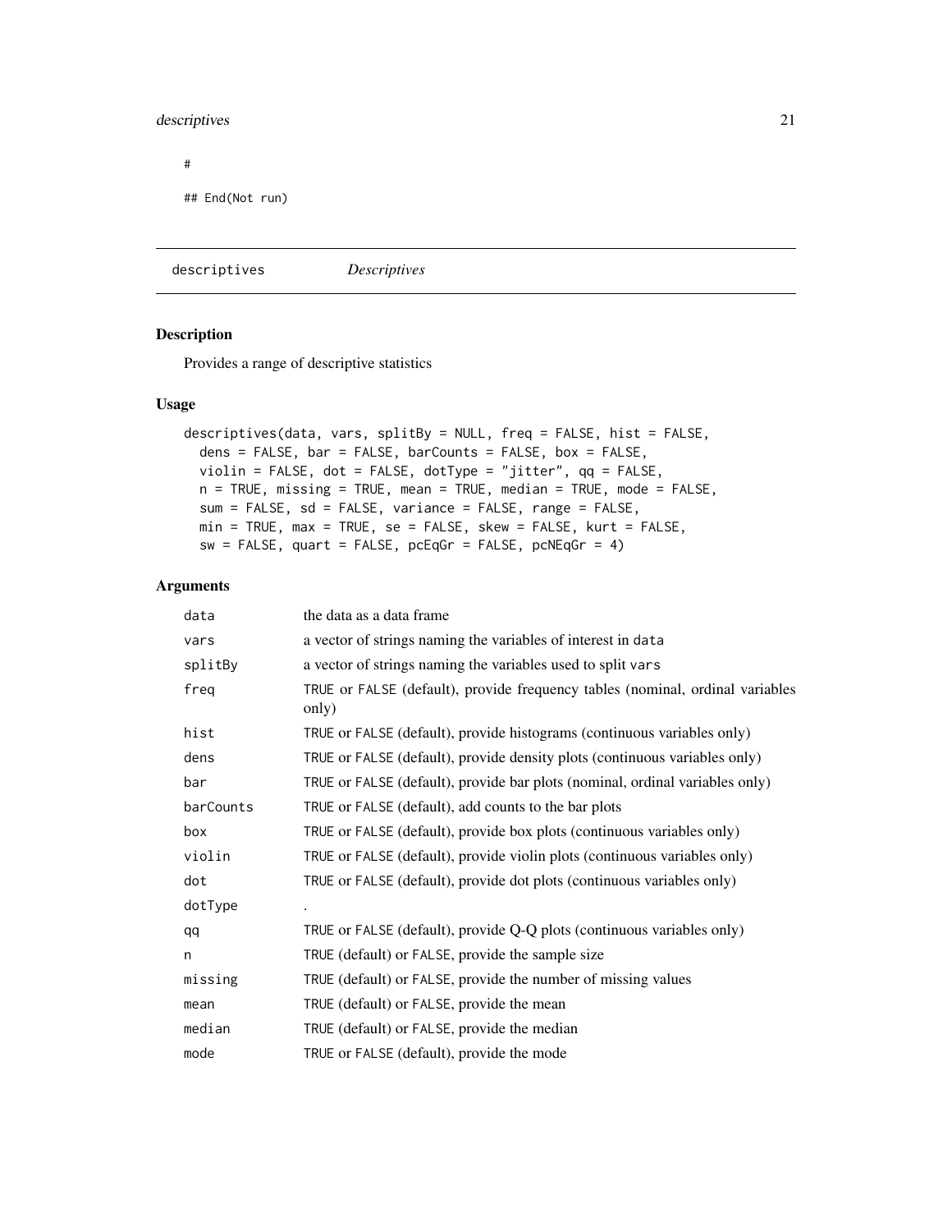```
#

## End(Not run)
```

---

## descriptives *Descriptives*

---

### Description

Provides a range of descriptive statistics

### Usage

```
descriptives(data, vars, splitBy = NULL, freq = FALSE, hist = FALSE,
  dens = FALSE, bar = FALSE, barCounts = FALSE, box = FALSE,
  violin = FALSE, dot = FALSE, dotType = "jitter", qq = FALSE,
  n = TRUE, missing = TRUE, mean = TRUE, median = TRUE, mode = FALSE,
  sum = FALSE, sd = FALSE, variance = FALSE, range = FALSE,
  min = TRUE, max = TRUE, se = FALSE, skew = FALSE, kurt = FALSE,
  sw = FALSE, quart = FALSE, pcEqGr = FALSE, pcNEqGr = 4)
```

### Arguments

| | |
|---|---|
| `data` | the data as a data frame |
| `vars` | a vector of strings naming the variables of interest in `data` |
| `splitBy` | a vector of strings naming the variables used to split `vars` |
| `freq` | `TRUE` or `FALSE` (default), provide frequency tables (nominal, ordinal variables only) |
| `hist` | `TRUE` or `FALSE` (default), provide histograms (continuous variables only) |
| `dens` | `TRUE` or `FALSE` (default), provide density plots (continuous variables only) |
| `bar` | `TRUE` or `FALSE` (default), provide bar plots (nominal, ordinal variables only) |
| `barCounts` | `TRUE` or `FALSE` (default), add counts to the bar plots |
| `box` | `TRUE` or `FALSE` (default), provide box plots (continuous variables only) |
| `violin` | `TRUE` or `FALSE` (default), provide violin plots (continuous variables only) |
| `dot` | `TRUE` or `FALSE` (default), provide dot plots (continuous variables only) |
| `dotType` | . |
| `qq` | `TRUE` or `FALSE` (default), provide Q-Q plots (continuous variables only) |
| `n` | `TRUE` (default) or `FALSE`, provide the sample size |
| `missing` | `TRUE` (default) or `FALSE`, provide the number of missing values |
| `mean` | `TRUE` (default) or `FALSE`, provide the mean |
| `median` | `TRUE` (default) or `FALSE`, provide the median |
| `mode` | `TRUE` or `FALSE` (default), provide the mode |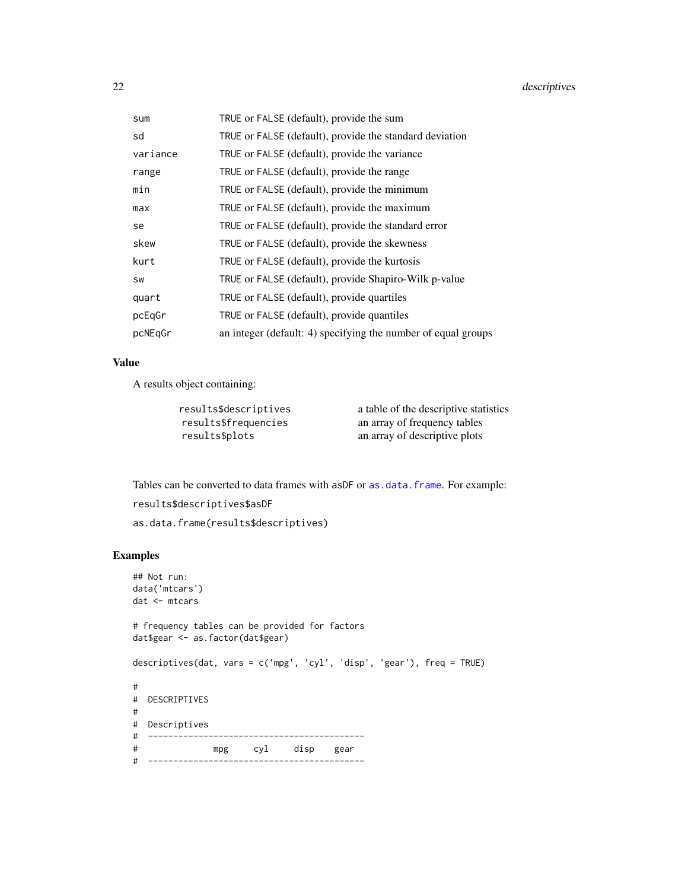| | |
|---|---|
| `sum` | `TRUE` or `FALSE` (default), provide the sum |
| `sd` | `TRUE` or `FALSE` (default), provide the standard deviation |
| `variance` | `TRUE` or `FALSE` (default), provide the variance |
| `range` | `TRUE` or `FALSE` (default), provide the range |
| `min` | `TRUE` or `FALSE` (default), provide the minimum |
| `max` | `TRUE` or `FALSE` (default), provide the maximum |
| `se` | `TRUE` or `FALSE` (default), provide the standard error |
| `skew` | `TRUE` or `FALSE` (default), provide the skewness |
| `kurt` | `TRUE` or `FALSE` (default), provide the kurtosis |
| `sw` | `TRUE` or `FALSE` (default), provide Shapiro-Wilk p-value |
| `quart` | `TRUE` or `FALSE` (default), provide quartiles |
| `pcEqGr` | `TRUE` or `FALSE` (default), provide quantiles |
| `pcNEqGr` | an integer (default: 4) specifying the number of equal groups |

### Value

A results object containing:

| | |
|---|---|
| `results$descriptives` | a table of the descriptive statistics |
| `results$frequencies` | an array of frequency tables |
| `results$plots` | an array of descriptive plots |

Tables can be converted to data frames with `asDF` or `as.data.frame`. For example:

`results$descriptives$asDF`

`as.data.frame(results$descriptives)`

### Examples

```
## Not run:
data('mtcars')
dat <- mtcars

# frequency tables can be provided for factors
dat$gear <- as.factor(dat$gear)

descriptives(dat, vars = c('mpg', 'cyl', 'disp', 'gear'), freq = TRUE)

#
#  DESCRIPTIVES
#
#  Descriptives
#  -------------------------------------------
#               mpg     cyl     disp    gear
#  -------------------------------------------
```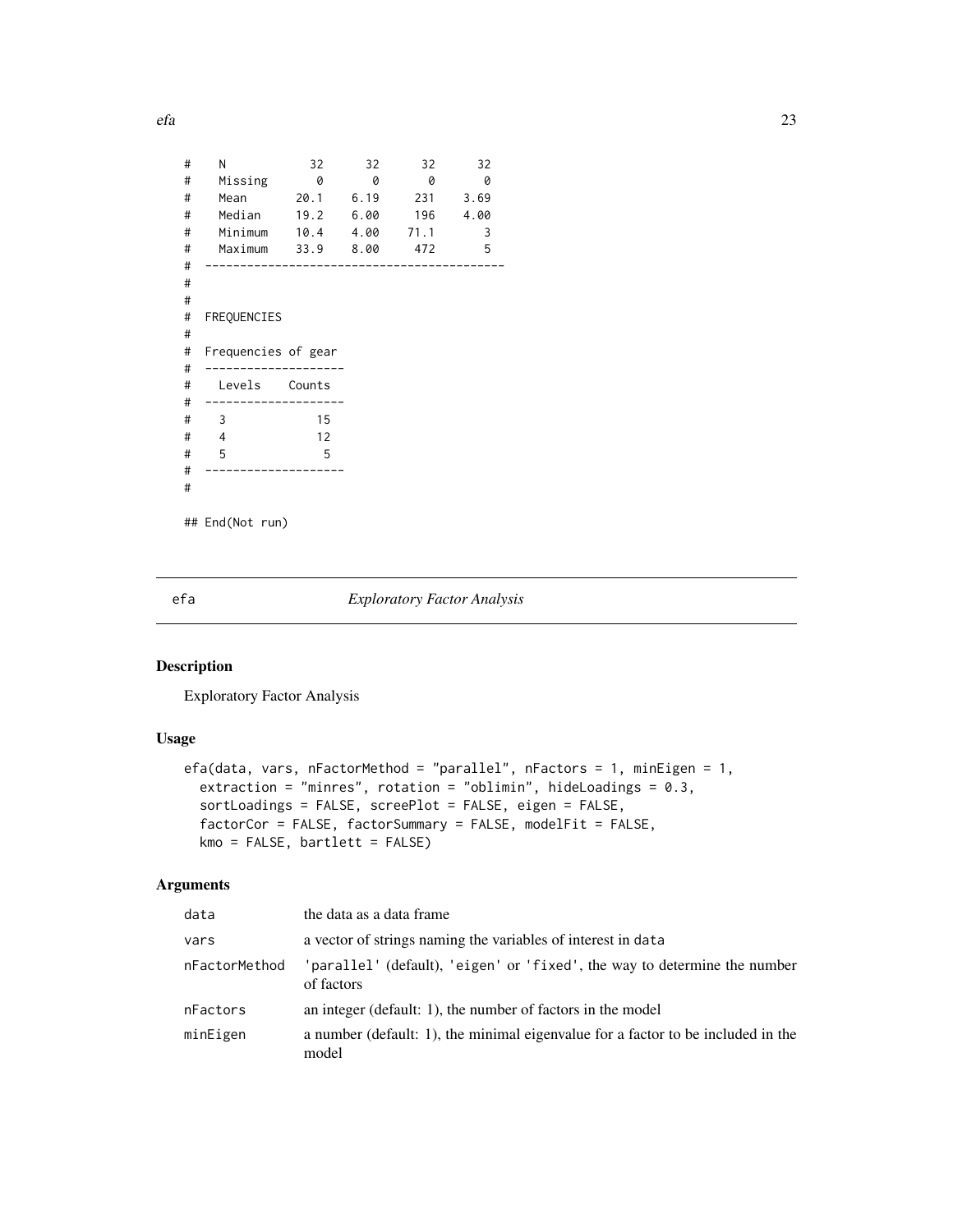```
#    N            32      32      32      32
#    Missing       0       0       0       0
#    Mean       20.1    6.19     231    3.69
#    Median     19.2    6.00     196    4.00
#    Minimum    10.4    4.00    71.1       3
#    Maximum    33.9    8.00     472       5
#  -----------------------------------------
#
#
#  FREQUENCIES
#
#  Frequencies of gear
#  --------------------
#    Levels    Counts
#  --------------------
#    3            15
#    4            12
#    5             5
#  --------------------
#

## End(Not run)
```

## efa — *Exploratory Factor Analysis*

### Description

Exploratory Factor Analysis

### Usage

```
efa(data, vars, nFactorMethod = "parallel", nFactors = 1, minEigen = 1,
  extraction = "minres", rotation = "oblimin", hideLoadings = 0.3,
  sortLoadings = FALSE, screePlot = FALSE, eigen = FALSE,
  factorCor = FALSE, factorSummary = FALSE, modelFit = FALSE,
  kmo = FALSE, bartlett = FALSE)
```

### Arguments

| | |
|---|---|
| `data` | the data as a data frame |
| `vars` | a vector of strings naming the variables of interest in `data` |
| `nFactorMethod` | `'parallel'` (default), `'eigen'` or `'fixed'`, the way to determine the number of factors |
| `nFactors` | an integer (default: 1), the number of factors in the model |
| `minEigen` | a number (default: 1), the minimal eigenvalue for a factor to be included in the model |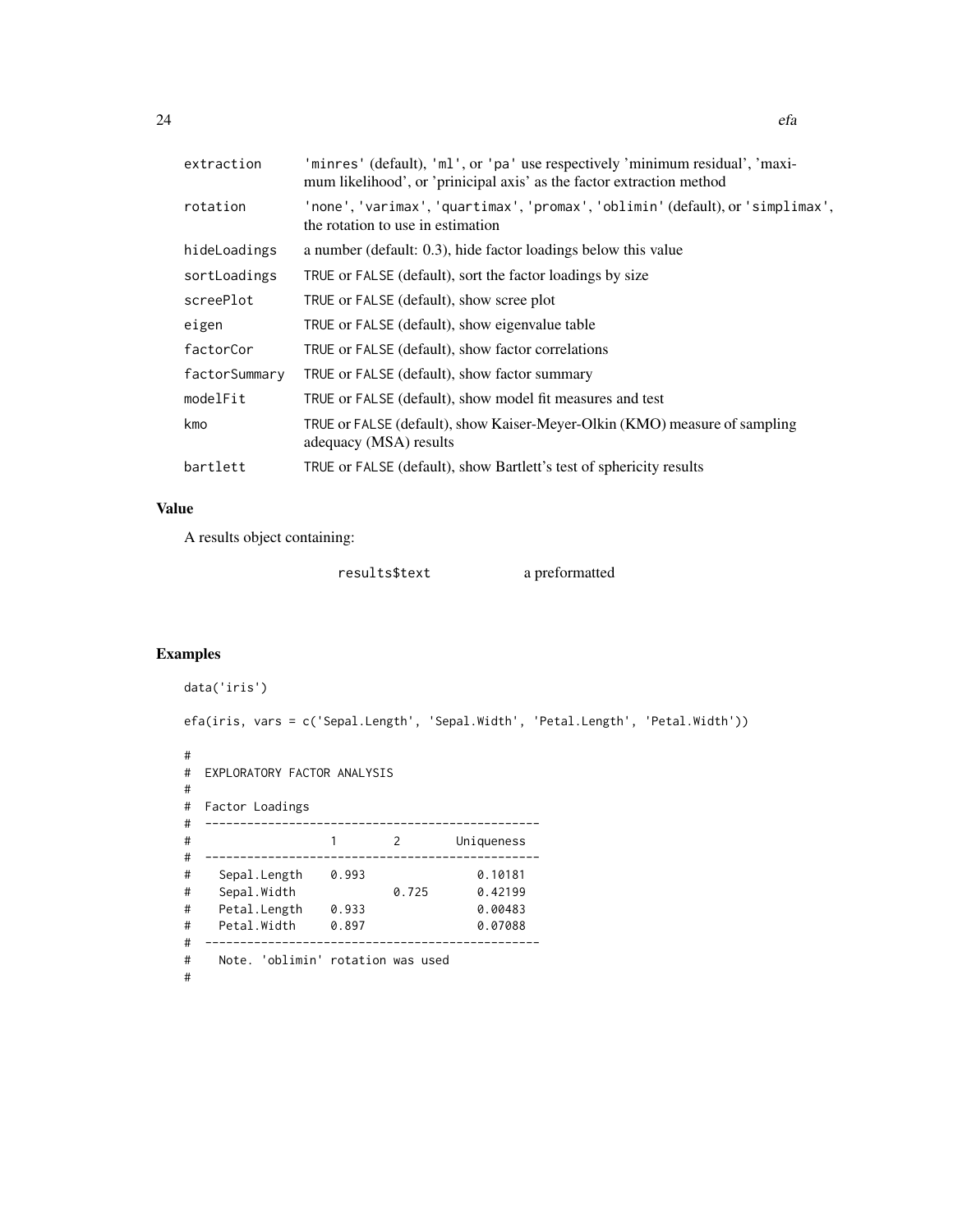| | |
|---|---|
| extraction | 'minres' (default), 'ml', or 'pa' use respectively 'minimum residual', 'maximum likelihood', or 'prinicipal axis' as the factor extraction method |
| rotation | 'none', 'varimax', 'quartimax', 'promax', 'oblimin' (default), or 'simplimax', the rotation to use in estimation |
| hideLoadings | a number (default: 0.3), hide factor loadings below this value |
| sortLoadings | TRUE or FALSE (default), sort the factor loadings by size |
| screePlot | TRUE or FALSE (default), show scree plot |
| eigen | TRUE or FALSE (default), show eigenvalue table |
| factorCor | TRUE or FALSE (default), show factor correlations |
| factorSummary | TRUE or FALSE (default), show factor summary |
| modelFit | TRUE or FALSE (default), show model fit measures and test |
| kmo | TRUE or FALSE (default), show Kaiser-Meyer-Olkin (KMO) measure of sampling adequacy (MSA) results |
| bartlett | TRUE or FALSE (default), show Bartlett's test of sphericity results |

## Value

A results object containing:

| | |
|---|---|
| results$text | a preformatted |

## Examples

```
data('iris')

efa(iris, vars = c('Sepal.Length', 'Sepal.Width', 'Petal.Length', 'Petal.Width'))

#
#  EXPLORATORY FACTOR ANALYSIS
#
#  Factor Loadings
#  -----------------------------------------------
#                    1        2        Uniqueness
#  -----------------------------------------------
#    Sepal.Length    0.993              0.10181
#    Sepal.Width              0.725     0.42199
#    Petal.Length    0.933              0.00483
#    Petal.Width     0.897              0.07088
#  -----------------------------------------------
#    Note. 'oblimin' rotation was used
#
```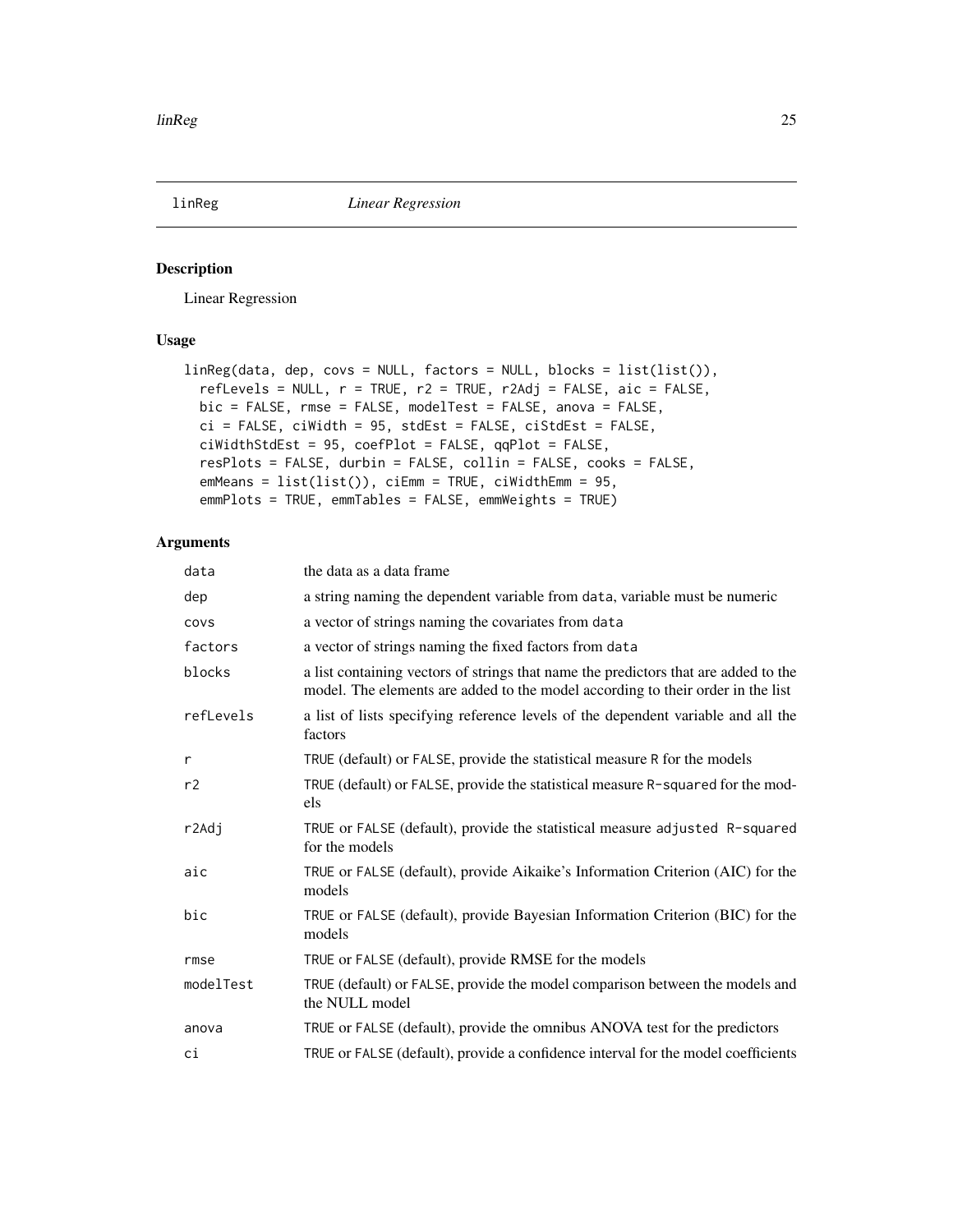# linReg *Linear Regression*

## Description

Linear Regression

## Usage

```
linReg(data, dep, covs = NULL, factors = NULL, blocks = list(list()),
  refLevels = NULL, r = TRUE, r2 = TRUE, r2Adj = FALSE, aic = FALSE,
  bic = FALSE, rmse = FALSE, modelTest = FALSE, anova = FALSE,
  ci = FALSE, ciWidth = 95, stdEst = FALSE, ciStdEst = FALSE,
  ciWidthStdEst = 95, coefPlot = FALSE, qqPlot = FALSE,
  resPlots = FALSE, durbin = FALSE, collin = FALSE, cooks = FALSE,
  emMeans = list(list()), ciEmm = TRUE, ciWidthEmm = 95,
  emmPlots = TRUE, emmTables = FALSE, emmWeights = TRUE)
```

## Arguments

| | |
|---|---|
| `data` | the data as a data frame |
| `dep` | a string naming the dependent variable from `data`, variable must be numeric |
| `covs` | a vector of strings naming the covariates from `data` |
| `factors` | a vector of strings naming the fixed factors from `data` |
| `blocks` | a list containing vectors of strings that name the predictors that are added to the model. The elements are added to the model according to their order in the list |
| `refLevels` | a list of lists specifying reference levels of the dependent variable and all the factors |
| `r` | `TRUE` (default) or `FALSE`, provide the statistical measure `R` for the models |
| `r2` | `TRUE` (default) or `FALSE`, provide the statistical measure `R-squared` for the models |
| `r2Adj` | `TRUE` or `FALSE` (default), provide the statistical measure `adjusted R-squared` for the models |
| `aic` | `TRUE` or `FALSE` (default), provide Aikaike's Information Criterion (AIC) for the models |
| `bic` | `TRUE` or `FALSE` (default), provide Bayesian Information Criterion (BIC) for the models |
| `rmse` | `TRUE` or `FALSE` (default), provide RMSE for the models |
| `modelTest` | `TRUE` (default) or `FALSE`, provide the model comparison between the models and the NULL model |
| `anova` | `TRUE` or `FALSE` (default), provide the omnibus ANOVA test for the predictors |
| `ci` | `TRUE` or `FALSE` (default), provide a confidence interval for the model coefficients |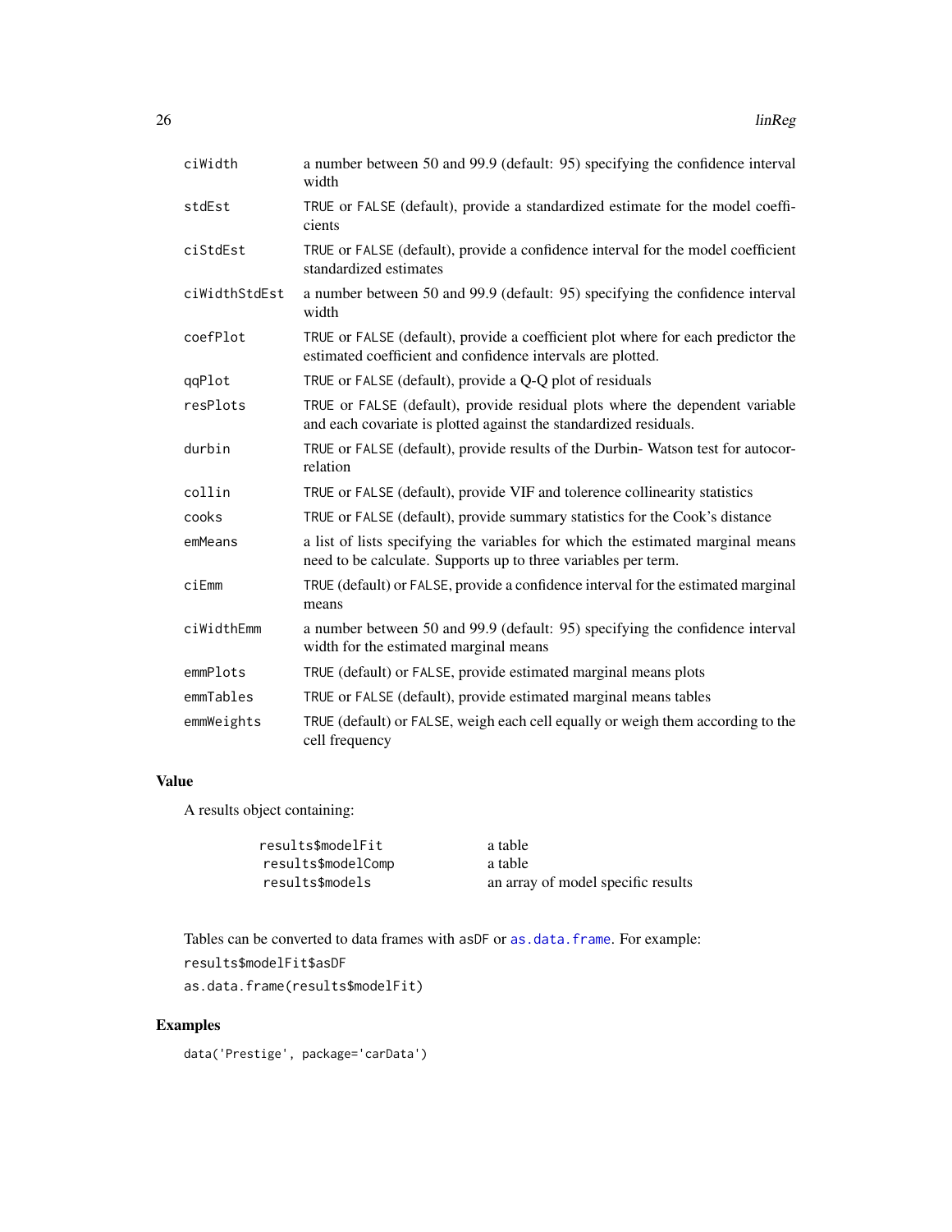| | |
|---|---|
| ciWidth | a number between 50 and 99.9 (default: 95) specifying the confidence interval width |
| stdEst | TRUE or FALSE (default), provide a standardized estimate for the model coefficients |
| ciStdEst | TRUE or FALSE (default), provide a confidence interval for the model coefficient standardized estimates |
| ciWidthStdEst | a number between 50 and 99.9 (default: 95) specifying the confidence interval width |
| coefPlot | TRUE or FALSE (default), provide a coefficient plot where for each predictor the estimated coefficient and confidence intervals are plotted. |
| qqPlot | TRUE or FALSE (default), provide a Q-Q plot of residuals |
| resPlots | TRUE or FALSE (default), provide residual plots where the dependent variable and each covariate is plotted against the standardized residuals. |
| durbin | TRUE or FALSE (default), provide results of the Durbin- Watson test for autocorrelation |
| collin | TRUE or FALSE (default), provide VIF and tolerence collinearity statistics |
| cooks | TRUE or FALSE (default), provide summary statistics for the Cook's distance |
| emMeans | a list of lists specifying the variables for which the estimated marginal means need to be calculate. Supports up to three variables per term. |
| ciEmm | TRUE (default) or FALSE, provide a confidence interval for the estimated marginal means |
| ciWidthEmm | a number between 50 and 99.9 (default: 95) specifying the confidence interval width for the estimated marginal means |
| emmPlots | TRUE (default) or FALSE, provide estimated marginal means plots |
| emmTables | TRUE or FALSE (default), provide estimated marginal means tables |
| emmWeights | TRUE (default) or FALSE, weigh each cell equally or weigh them according to the cell frequency |

## Value

A results object containing:

| | |
|---|---|
| results$modelFit | a table |
| results$modelComp | a table |
| results$models | an array of model specific results |

Tables can be converted to data frames with asDF or as.data.frame. For example:

```
results$modelFit$asDF
as.data.frame(results$modelFit)
```

## Examples

```
data('Prestige', package='carData')
```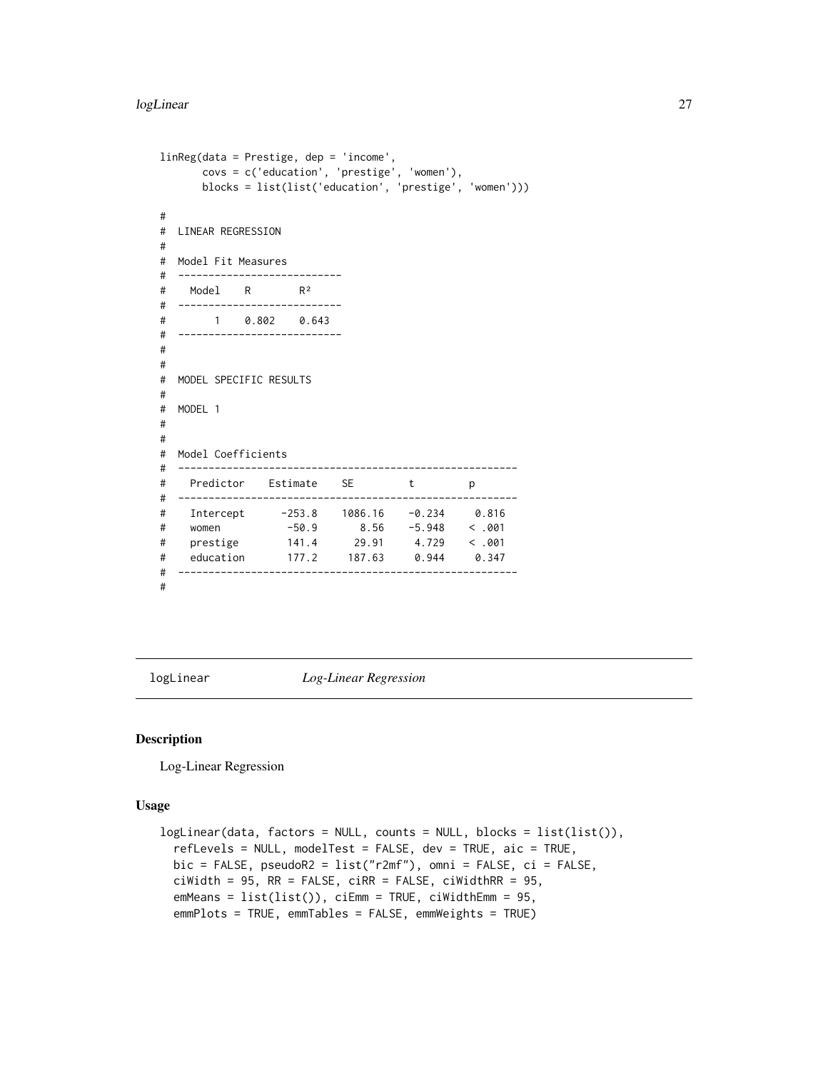```
linReg(data = Prestige, dep = 'income',
       covs = c('education', 'prestige', 'women'),
       blocks = list(list('education', 'prestige', 'women')))

#
#  LINEAR REGRESSION
#
#  Model Fit Measures
#  ---------------------------
#    Model    R        R²
#  ---------------------------
#        1    0.802    0.643
#  ---------------------------
#
#
#  MODEL SPECIFIC RESULTS
#
#  MODEL 1
#
#
#  Model Coefficients
#  -------------------------------------------------------
#    Predictor    Estimate    SE         t         p
#  -------------------------------------------------------
#    Intercept      -253.8    1086.16    -0.234     0.816
#    women           -50.9       8.56    -5.948    < .001
#    prestige        141.4      29.91     4.729    < .001
#    education       177.2     187.63     0.944     0.347
#  -------------------------------------------------------
#
```

## logLinear *Log-Linear Regression*

### Description

Log-Linear Regression

### Usage

```
logLinear(data, factors = NULL, counts = NULL, blocks = list(list()),
  refLevels = NULL, modelTest = FALSE, dev = TRUE, aic = TRUE,
  bic = FALSE, pseudoR2 = list("r2mf"), omni = FALSE, ci = FALSE,
  ciWidth = 95, RR = FALSE, ciRR = FALSE, ciWidthRR = 95,
  emMeans = list(list()), ciEmm = TRUE, ciWidthEmm = 95,
  emmPlots = TRUE, emmTables = FALSE, emmWeights = TRUE)
```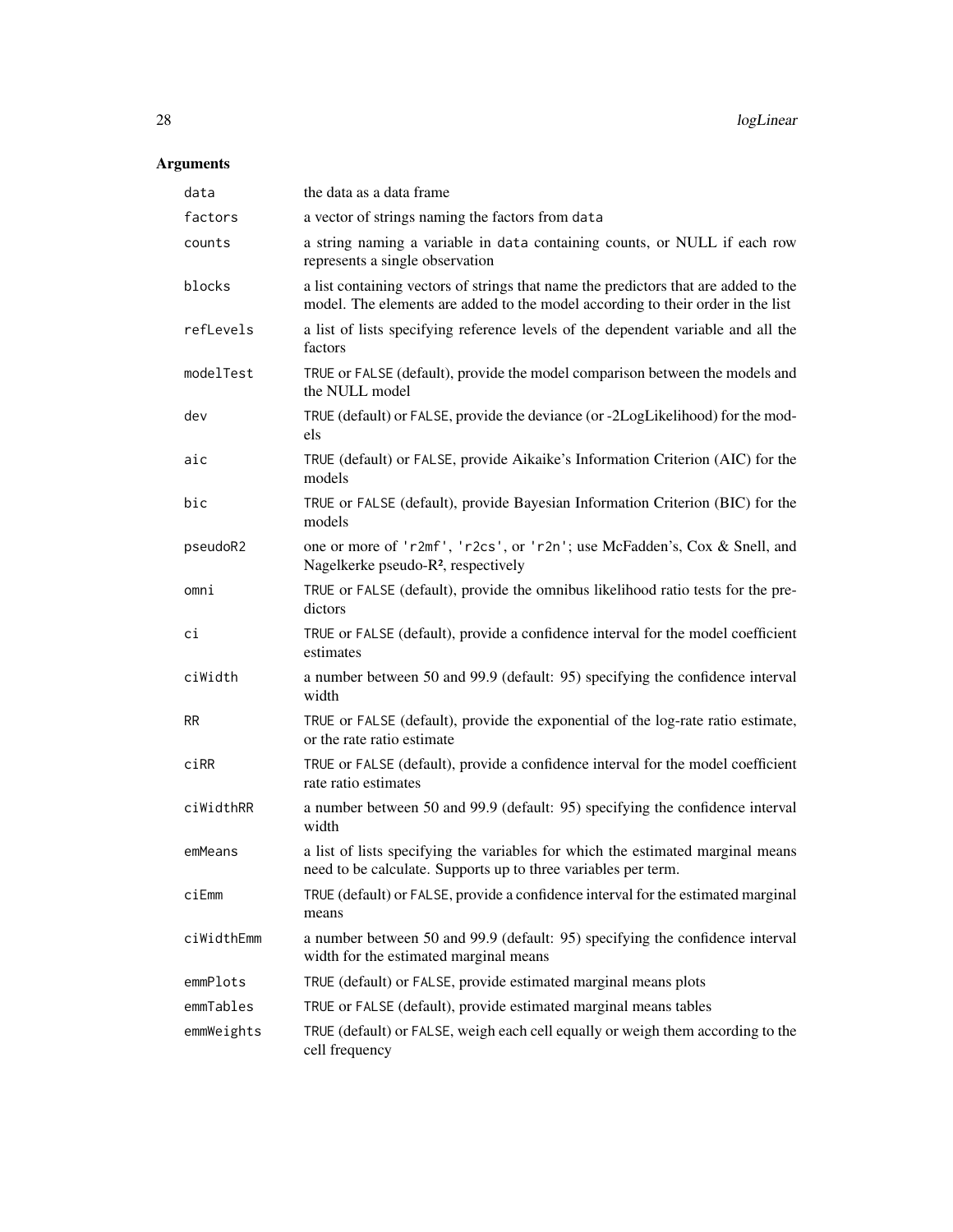## Arguments

| | |
|---|---|
| `data` | the data as a data frame |
| `factors` | a vector of strings naming the factors from `data` |
| `counts` | a string naming a variable in `data` containing counts, or NULL if each row represents a single observation |
| `blocks` | a list containing vectors of strings that name the predictors that are added to the model. The elements are added to the model according to their order in the list |
| `refLevels` | a list of lists specifying reference levels of the dependent variable and all the factors |
| `modelTest` | `TRUE` or `FALSE` (default), provide the model comparison between the models and the NULL model |
| `dev` | `TRUE` (default) or `FALSE`, provide the deviance (or -2LogLikelihood) for the models |
| `aic` | `TRUE` (default) or `FALSE`, provide Aikaike's Information Criterion (AIC) for the models |
| `bic` | `TRUE` or `FALSE` (default), provide Bayesian Information Criterion (BIC) for the models |
| `pseudoR2` | one or more of `'r2mf'`, `'r2cs'`, or `'r2n'`; use McFadden's, Cox & Snell, and Nagelkerke pseudo-R², respectively |
| `omni` | `TRUE` or `FALSE` (default), provide the omnibus likelihood ratio tests for the predictors |
| `ci` | `TRUE` or `FALSE` (default), provide a confidence interval for the model coefficient estimates |
| `ciWidth` | a number between 50 and 99.9 (default: 95) specifying the confidence interval width |
| `RR` | `TRUE` or `FALSE` (default), provide the exponential of the log-rate ratio estimate, or the rate ratio estimate |
| `ciRR` | `TRUE` or `FALSE` (default), provide a confidence interval for the model coefficient rate ratio estimates |
| `ciWidthRR` | a number between 50 and 99.9 (default: 95) specifying the confidence interval width |
| `emMeans` | a list of lists specifying the variables for which the estimated marginal means need to be calculate. Supports up to three variables per term. |
| `ciEmm` | `TRUE` (default) or `FALSE`, provide a confidence interval for the estimated marginal means |
| `ciWidthEmm` | a number between 50 and 99.9 (default: 95) specifying the confidence interval width for the estimated marginal means |
| `emmPlots` | `TRUE` (default) or `FALSE`, provide estimated marginal means plots |
| `emmTables` | `TRUE` or `FALSE` (default), provide estimated marginal means tables |
| `emmWeights` | `TRUE` (default) or `FALSE`, weigh each cell equally or weigh them according to the cell frequency |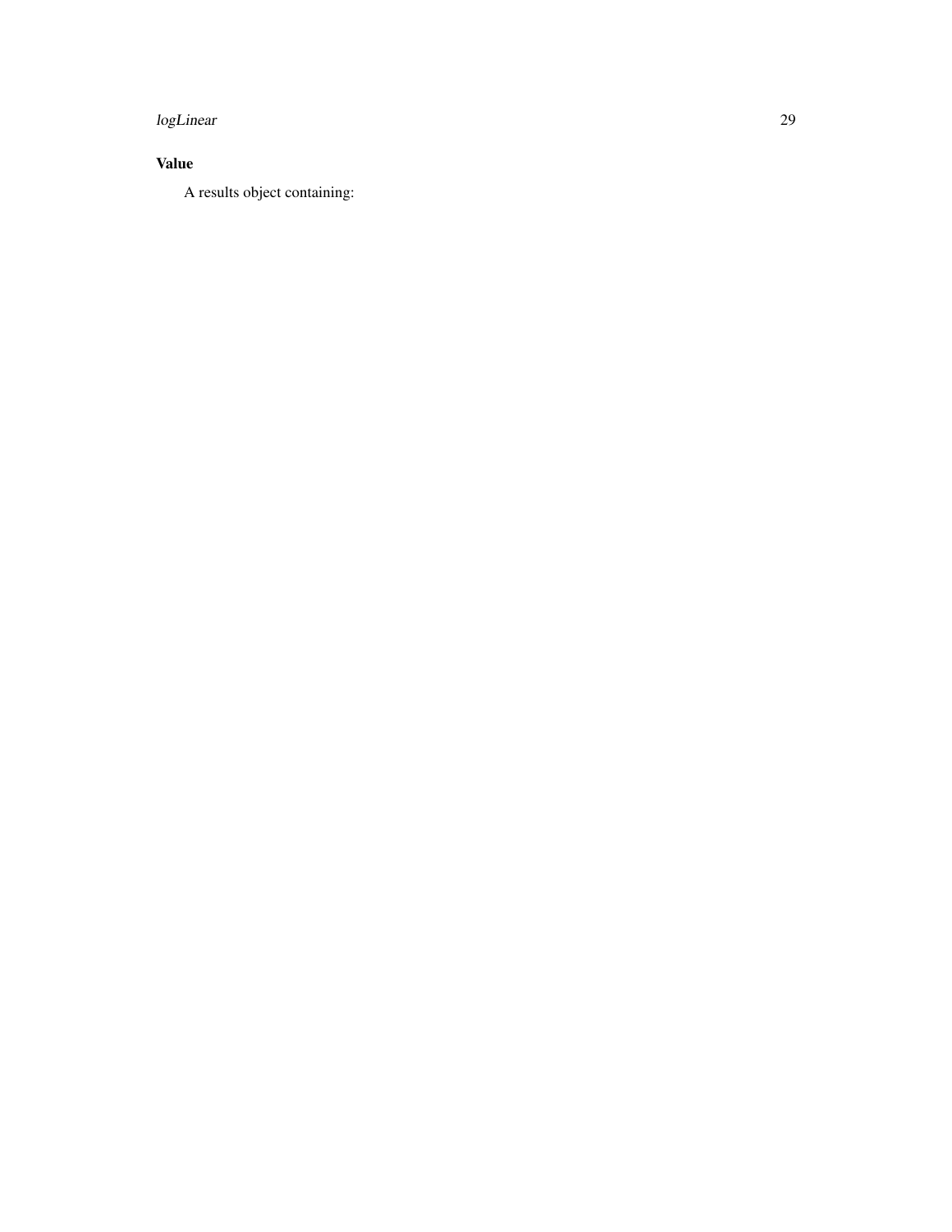## Value

A results object containing: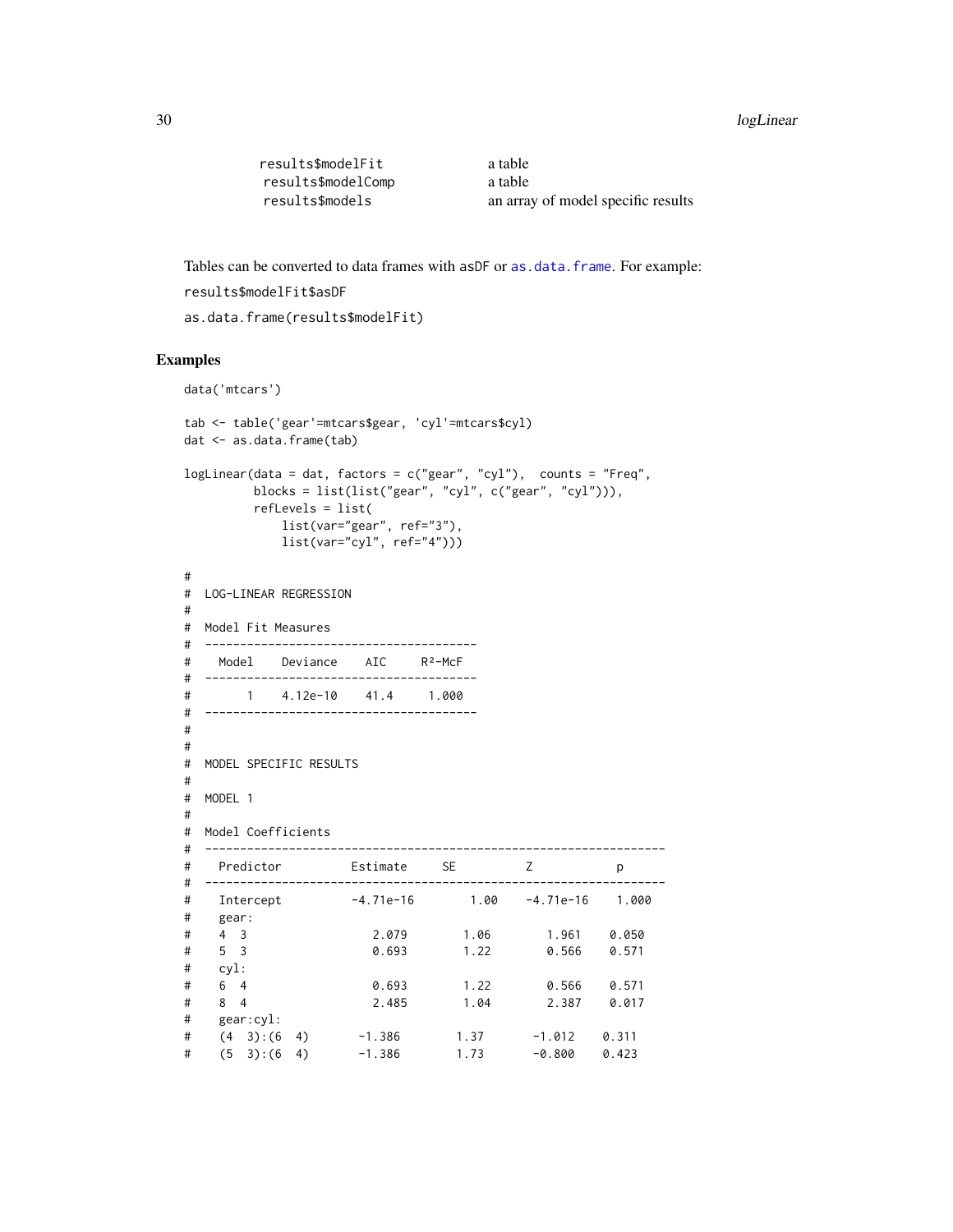| | |
|---|---|
| `results$modelFit` | a table |
| `results$modelComp` | a table |
| `results$models` | an array of model specific results |

Tables can be converted to data frames with `asDF` or `as.data.frame`. For example:

`results$modelFit$asDF`

`as.data.frame(results$modelFit)`

## Examples

```
data('mtcars')

tab <- table('gear'=mtcars$gear, 'cyl'=mtcars$cyl)
dat <- as.data.frame(tab)

logLinear(data = dat, factors = c("gear", "cyl"),  counts = "Freq",
          blocks = list(list("gear", "cyl", c("gear", "cyl"))),
          refLevels = list(
              list(var="gear", ref="3"),
              list(var="cyl", ref="4")))

#
#  LOG-LINEAR REGRESSION
#
#  Model Fit Measures
#  ---------------------------------------
#    Model    Deviance    AIC     R²-McF
#  ---------------------------------------
#        1    4.12e-10    41.4     1.000
#  ---------------------------------------
#
#
#  MODEL SPECIFIC RESULTS
#
#  MODEL 1
#
#  Model Coefficients
#  -----------------------------------------------------------------
#    Predictor          Estimate     SE          Z           p
#  -----------------------------------------------------------------
#    Intercept         -4.71e-16       1.00    -4.71e-16    1.000
#    gear:
#    4  3                  2.079       1.06        1.961    0.050
#    5  3                  0.693       1.22        0.566    0.571
#    cyl:
#    6  4                  0.693       1.22        0.566    0.571
#    8  4                  2.485       1.04        2.387    0.017
#    gear:cyl:
#    (4  3):(6  4)       -1.386       1.37       -1.012    0.311
#    (5  3):(6  4)       -1.386       1.73       -0.800    0.423
```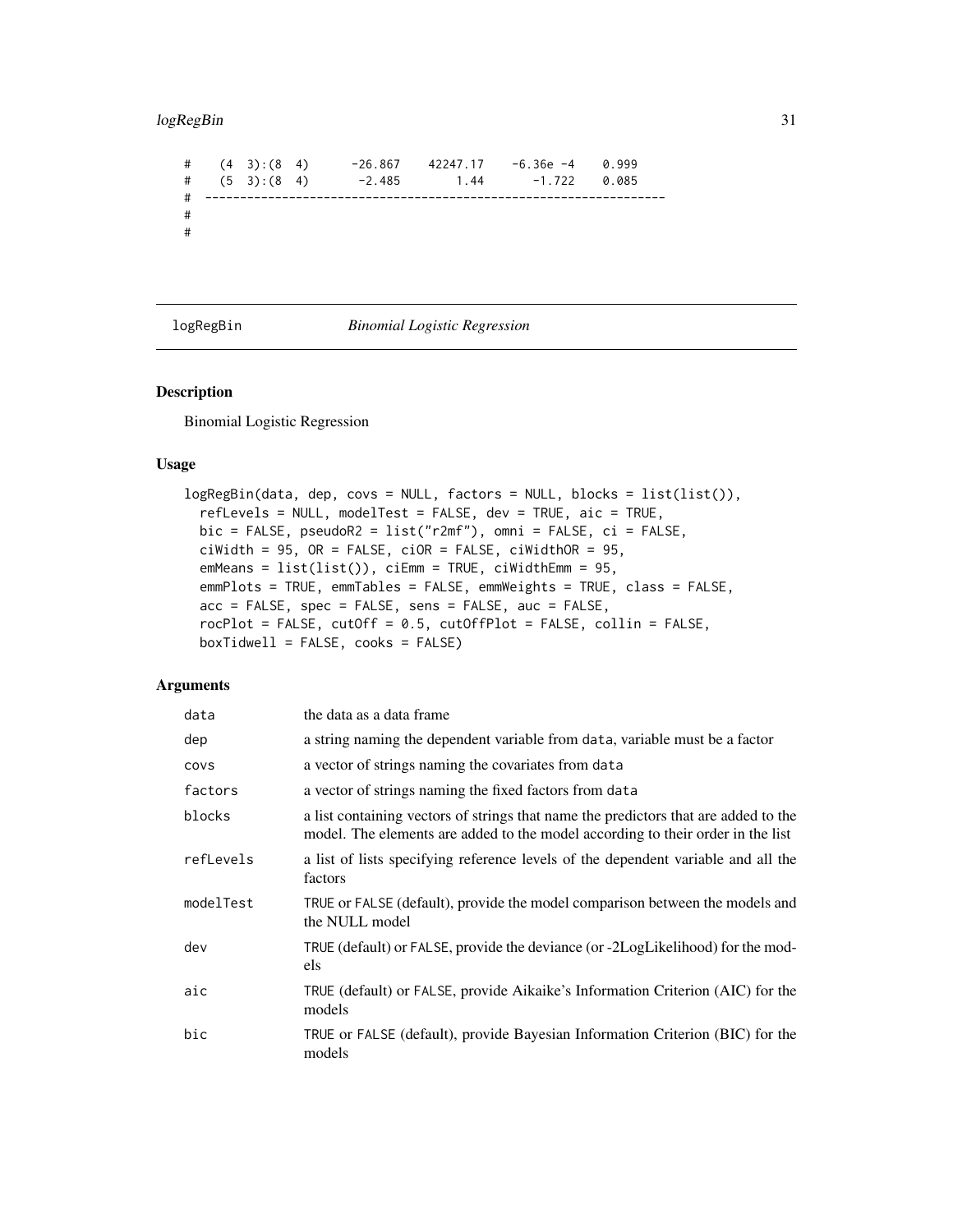```
#    (4  3):(8  4)      -26.867    42247.17    -6.36e -4    0.999
#    (5  3):(8  4)       -2.485        1.44       -1.722    0.085
#  ---------------------------------------------------------------
#
#
```

## logRegBin — *Binomial Logistic Regression*

### Description

Binomial Logistic Regression

### Usage

```
logRegBin(data, dep, covs = NULL, factors = NULL, blocks = list(list()),
  refLevels = NULL, modelTest = FALSE, dev = TRUE, aic = TRUE,
  bic = FALSE, pseudoR2 = list("r2mf"), omni = FALSE, ci = FALSE,
  ciWidth = 95, OR = FALSE, ciOR = FALSE, ciWidthOR = 95,
  emMeans = list(list()), ciEmm = TRUE, ciWidthEmm = 95,
  emmPlots = TRUE, emmTables = FALSE, emmWeights = TRUE, class = FALSE,
  acc = FALSE, spec = FALSE, sens = FALSE, auc = FALSE,
  rocPlot = FALSE, cutOff = 0.5, cutOffPlot = FALSE, collin = FALSE,
  boxTidwell = FALSE, cooks = FALSE)
```

### Arguments

| | |
|---|---|
| `data` | the data as a data frame |
| `dep` | a string naming the dependent variable from `data`, variable must be a factor |
| `covs` | a vector of strings naming the covariates from `data` |
| `factors` | a vector of strings naming the fixed factors from `data` |
| `blocks` | a list containing vectors of strings that name the predictors that are added to the model. The elements are added to the model according to their order in the list |
| `refLevels` | a list of lists specifying reference levels of the dependent variable and all the factors |
| `modelTest` | `TRUE` or `FALSE` (default), provide the model comparison between the models and the NULL model |
| `dev` | `TRUE` (default) or `FALSE`, provide the deviance (or -2LogLikelihood) for the models |
| `aic` | `TRUE` (default) or `FALSE`, provide Aikaike's Information Criterion (AIC) for the models |
| `bic` | `TRUE` or `FALSE` (default), provide Bayesian Information Criterion (BIC) for the models |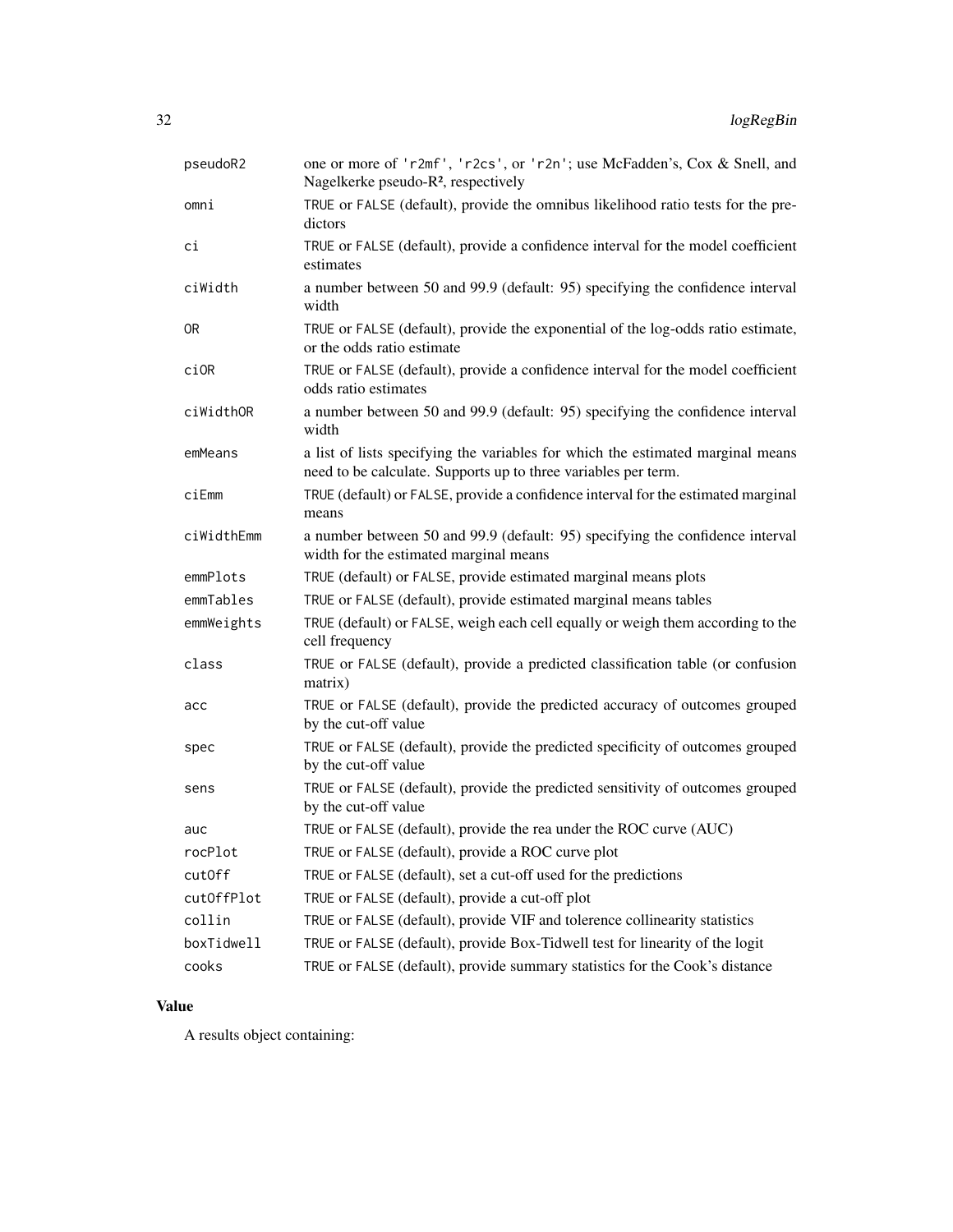| | |
|---|---|
| pseudoR2 | one or more of `'r2mf'`, `'r2cs'`, or `'r2n'`; use McFadden's, Cox & Snell, and Nagelkerke pseudo-$R^2$, respectively |
| omni | `TRUE` or `FALSE` (default), provide the omnibus likelihood ratio tests for the predictors |
| ci | `TRUE` or `FALSE` (default), provide a confidence interval for the model coefficient estimates |
| ciWidth | a number between 50 and 99.9 (default: 95) specifying the confidence interval width |
| OR | `TRUE` or `FALSE` (default), provide the exponential of the log-odds ratio estimate, or the odds ratio estimate |
| ciOR | `TRUE` or `FALSE` (default), provide a confidence interval for the model coefficient odds ratio estimates |
| ciWidthOR | a number between 50 and 99.9 (default: 95) specifying the confidence interval width |
| emMeans | a list of lists specifying the variables for which the estimated marginal means need to be calculate. Supports up to three variables per term. |
| ciEmm | `TRUE` (default) or `FALSE`, provide a confidence interval for the estimated marginal means |
| ciWidthEmm | a number between 50 and 99.9 (default: 95) specifying the confidence interval width for the estimated marginal means |
| emmPlots | `TRUE` (default) or `FALSE`, provide estimated marginal means plots |
| emmTables | `TRUE` or `FALSE` (default), provide estimated marginal means tables |
| emmWeights | `TRUE` (default) or `FALSE`, weigh each cell equally or weigh them according to the cell frequency |
| class | `TRUE` or `FALSE` (default), provide a predicted classification table (or confusion matrix) |
| acc | `TRUE` or `FALSE` (default), provide the predicted accuracy of outcomes grouped by the cut-off value |
| spec | `TRUE` or `FALSE` (default), provide the predicted specificity of outcomes grouped by the cut-off value |
| sens | `TRUE` or `FALSE` (default), provide the predicted sensitivity of outcomes grouped by the cut-off value |
| auc | `TRUE` or `FALSE` (default), provide the rea under the ROC curve (AUC) |
| rocPlot | `TRUE` or `FALSE` (default), provide a ROC curve plot |
| cutOff | `TRUE` or `FALSE` (default), set a cut-off used for the predictions |
| cutOffPlot | `TRUE` or `FALSE` (default), provide a cut-off plot |
| collin | `TRUE` or `FALSE` (default), provide VIF and tolerence collinearity statistics |
| boxTidwell | `TRUE` or `FALSE` (default), provide Box-Tidwell test for linearity of the logit |
| cooks | `TRUE` or `FALSE` (default), provide summary statistics for the Cook's distance |

## Value

A results object containing: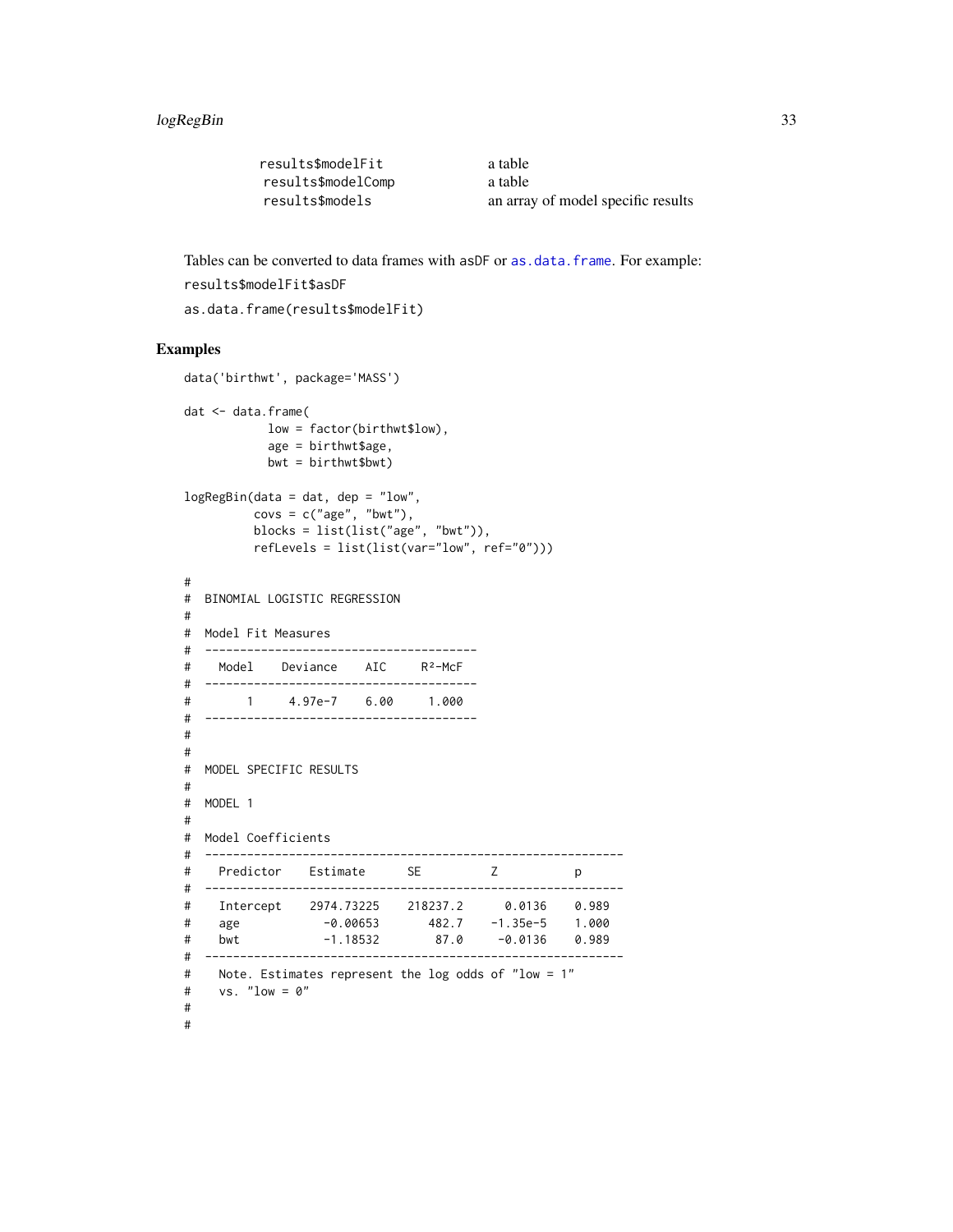| | |
|---|---|
| results$modelFit | a table |
| results$modelComp | a table |
| results$models | an array of model specific results |

Tables can be converted to data frames with asDF or `as.data.frame`. For example:

`results$modelFit$asDF`

`as.data.frame(results$modelFit)`

## Examples

```
data('birthwt', package='MASS')

dat <- data.frame(
            low = factor(birthwt$low),
            age = birthwt$age,
            bwt = birthwt$bwt)

logRegBin(data = dat, dep = "low",
          covs = c("age", "bwt"),
          blocks = list(list("age", "bwt")),
          refLevels = list(list(var="low", ref="0")))

#
#  BINOMIAL LOGISTIC REGRESSION
#
#  Model Fit Measures
#  ---------------------------------------
#    Model    Deviance    AIC     R²-McF
#  ---------------------------------------
#        1     4.97e-7    6.00     1.000
#  ---------------------------------------
#
#
#  MODEL SPECIFIC RESULTS
#
#  MODEL 1
#
#  Model Coefficients
#  ------------------------------------------------------------
#    Predictor    Estimate      SE          Z           p
#  ------------------------------------------------------------
#    Intercept    2974.73225    218237.2      0.0136    0.989
#    age            -0.00653       482.7    -1.35e-5    1.000
#    bwt            -1.18532        87.0     -0.0136    0.989
#  ------------------------------------------------------------
#    Note. Estimates represent the log odds of "low = 1"
#    vs. "low = 0"
#
#
```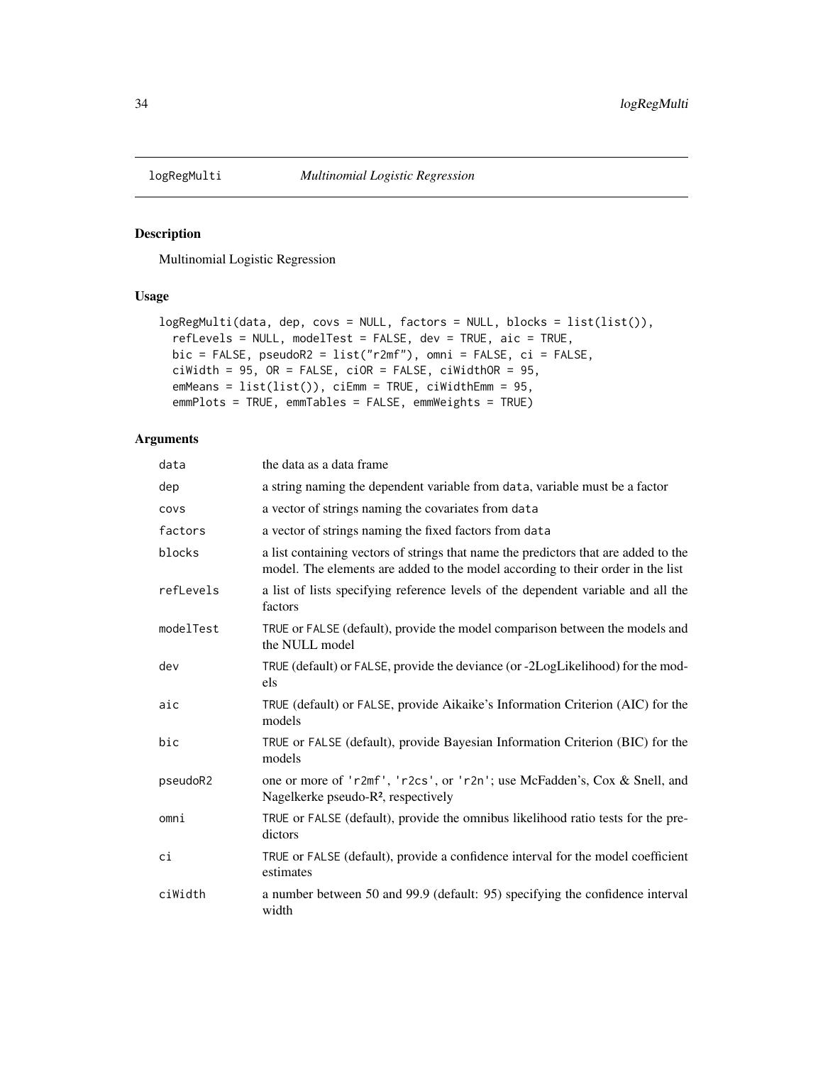# logRegMulti *Multinomial Logistic Regression*

## Description

Multinomial Logistic Regression

## Usage

```
logRegMulti(data, dep, covs = NULL, factors = NULL, blocks = list(list()),
  refLevels = NULL, modelTest = FALSE, dev = TRUE, aic = TRUE,
  bic = FALSE, pseudoR2 = list("r2mf"), omni = FALSE, ci = FALSE,
  ciWidth = 95, OR = FALSE, ciOR = FALSE, ciWidthOR = 95,
  emMeans = list(list()), ciEmm = TRUE, ciWidthEmm = 95,
  emmPlots = TRUE, emmTables = FALSE, emmWeights = TRUE)
```

## Arguments

| | |
|---|---|
| `data` | the data as a data frame |
| `dep` | a string naming the dependent variable from `data`, variable must be a factor |
| `covs` | a vector of strings naming the covariates from `data` |
| `factors` | a vector of strings naming the fixed factors from `data` |
| `blocks` | a list containing vectors of strings that name the predictors that are added to the model. The elements are added to the model according to their order in the list |
| `refLevels` | a list of lists specifying reference levels of the dependent variable and all the factors |
| `modelTest` | `TRUE` or `FALSE` (default), provide the model comparison between the models and the NULL model |
| `dev` | `TRUE` (default) or `FALSE`, provide the deviance (or -2LogLikelihood) for the models |
| `aic` | `TRUE` (default) or `FALSE`, provide Aikaike's Information Criterion (AIC) for the models |
| `bic` | `TRUE` or `FALSE` (default), provide Bayesian Information Criterion (BIC) for the models |
| `pseudoR2` | one or more of `'r2mf'`, `'r2cs'`, or `'r2n'`; use McFadden's, Cox & Snell, and Nagelkerke pseudo-$R^2$, respectively |
| `omni` | `TRUE` or `FALSE` (default), provide the omnibus likelihood ratio tests for the predictors |
| `ci` | `TRUE` or `FALSE` (default), provide a confidence interval for the model coefficient estimates |
| `ciWidth` | a number between 50 and 99.9 (default: 95) specifying the confidence interval width |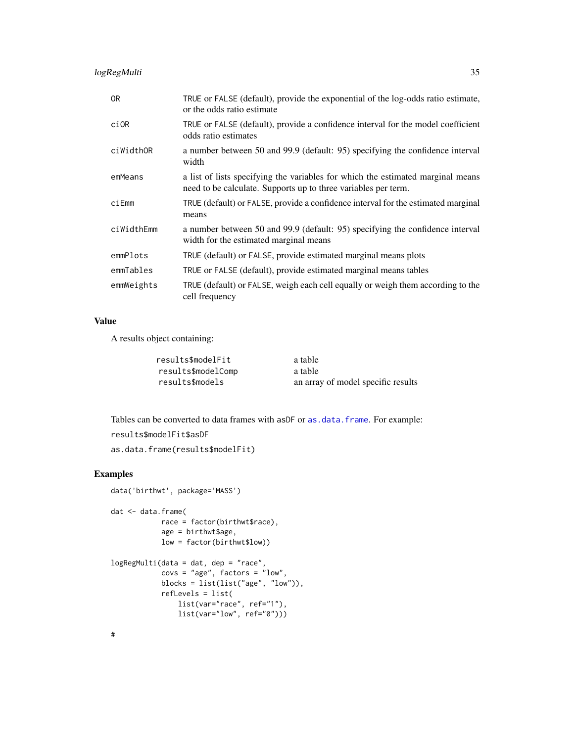| | |
|---|---|
| OR | TRUE or FALSE (default), provide the exponential of the log-odds ratio estimate, or the odds ratio estimate |
| ciOR | TRUE or FALSE (default), provide a confidence interval for the model coefficient odds ratio estimates |
| ciWidthOR | a number between 50 and 99.9 (default: 95) specifying the confidence interval width |
| emMeans | a list of lists specifying the variables for which the estimated marginal means need to be calculate. Supports up to three variables per term. |
| ciEmm | TRUE (default) or FALSE, provide a confidence interval for the estimated marginal means |
| ciWidthEmm | a number between 50 and 99.9 (default: 95) specifying the confidence interval width for the estimated marginal means |
| emmPlots | TRUE (default) or FALSE, provide estimated marginal means plots |
| emmTables | TRUE or FALSE (default), provide estimated marginal means tables |
| emmWeights | TRUE (default) or FALSE, weigh each cell equally or weigh them according to the cell frequency |

## Value

A results object containing:

| | |
|---|---|
| results$modelFit | a table |
| results$modelComp | a table |
| results$models | an array of model specific results |

Tables can be converted to data frames with asDF or as.data.frame. For example:

results$modelFit$asDF

as.data.frame(results$modelFit)

## Examples

```
data('birthwt', package='MASS')

dat <- data.frame(
            race = factor(birthwt$race),
            age = birthwt$age,
            low = factor(birthwt$low))

logRegMulti(data = dat, dep = "race",
            covs = "age", factors = "low",
            blocks = list(list("age", "low")),
            refLevels = list(
                list(var="race", ref="1"),
                list(var="low", ref="0")))

#
```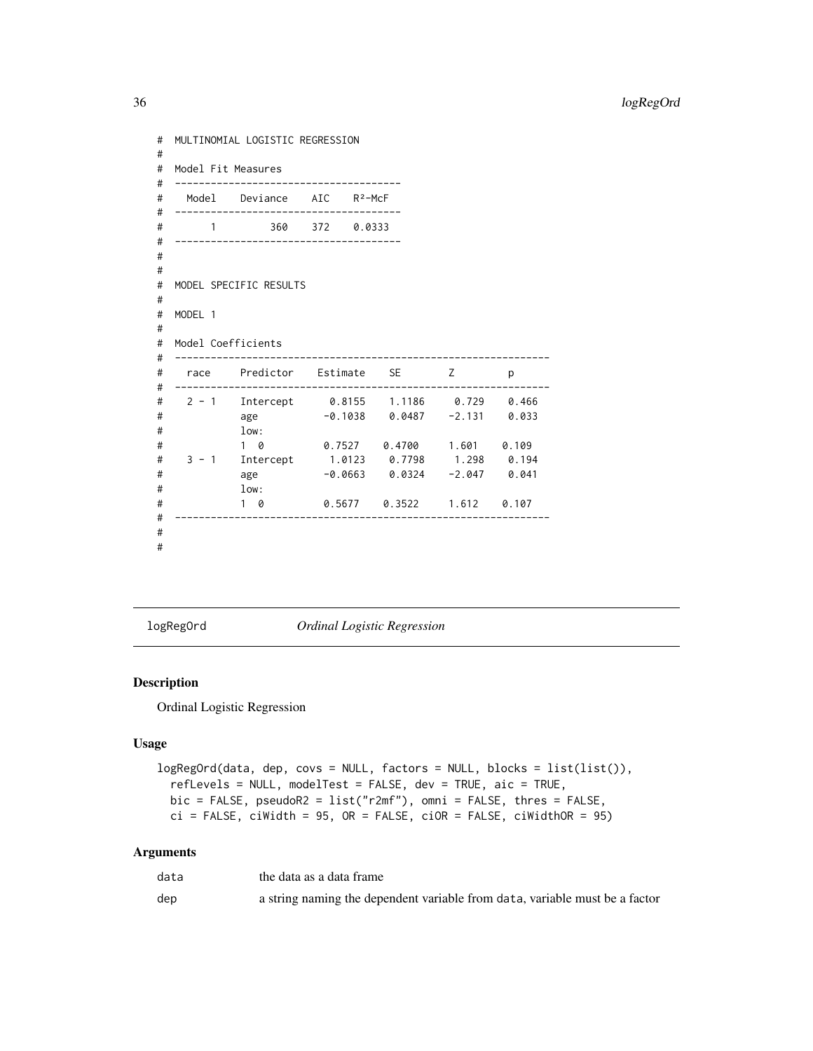```
#  MULTINOMIAL LOGISTIC REGRESSION
#
#  Model Fit Measures
#  -------------------------------------
#    Model    Deviance    AIC    R²-McF
#  -------------------------------------
#        1         360    372    0.0333
#  -------------------------------------
#
#
#  MODEL SPECIFIC RESULTS
#
#  MODEL 1
#
#  Model Coefficients
#  -------------------------------------------------------------
#    race     Predictor    Estimate    SE        Z        p
#  -------------------------------------------------------------
#    2 - 1    Intercept      0.8155    1.1186     0.729    0.466
#             age           -0.1038    0.0487    -2.131    0.033
#             low:
#             1  0          0.7527    0.4700     1.601    0.109
#    3 - 1    Intercept      1.0123    0.7798     1.298    0.194
#             age           -0.0663    0.0324    -2.047    0.041
#             low:
#             1  0          0.5677    0.3522     1.612    0.107
#  -------------------------------------------------------------
#
#
```

## logRegOrd *Ordinal Logistic Regression*

### Description

Ordinal Logistic Regression

### Usage

```
logRegOrd(data, dep, covs = NULL, factors = NULL, blocks = list(list()),
  refLevels = NULL, modelTest = FALSE, dev = TRUE, aic = TRUE,
  bic = FALSE, pseudoR2 = list("r2mf"), omni = FALSE, thres = FALSE,
  ci = FALSE, ciWidth = 95, OR = FALSE, ciOR = FALSE, ciWidthOR = 95)
```

### Arguments

| | |
|---|---|
| `data` | the data as a data frame |
| `dep` | a string naming the dependent variable from `data`, variable must be a factor |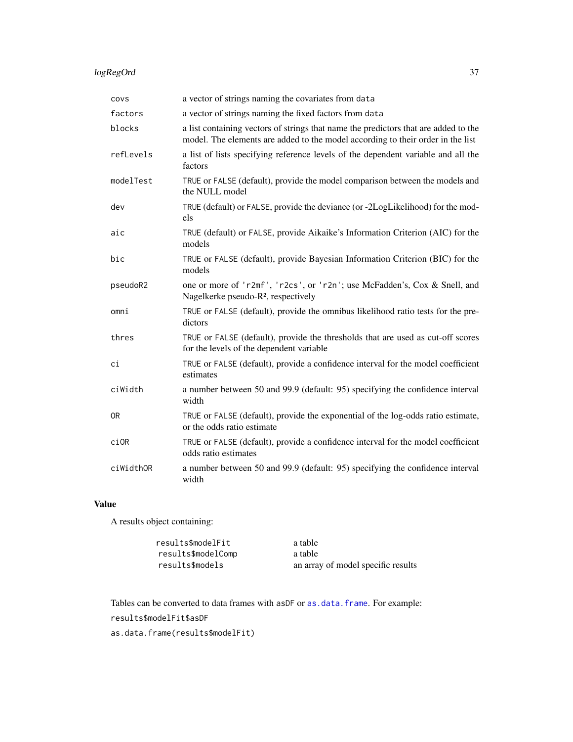| | |
|---|---|
| `covs` | a vector of strings naming the covariates from `data` |
| `factors` | a vector of strings naming the fixed factors from `data` |
| `blocks` | a list containing vectors of strings that name the predictors that are added to the model. The elements are added to the model according to their order in the list |
| `refLevels` | a list of lists specifying reference levels of the dependent variable and all the factors |
| `modelTest` | `TRUE` or `FALSE` (default), provide the model comparison between the models and the NULL model |
| `dev` | `TRUE` (default) or `FALSE`, provide the deviance (or -2LogLikelihood) for the models |
| `aic` | `TRUE` (default) or `FALSE`, provide Aikaike's Information Criterion (AIC) for the models |
| `bic` | `TRUE` or `FALSE` (default), provide Bayesian Information Criterion (BIC) for the models |
| `pseudoR2` | one or more of `'r2mf'`, `'r2cs'`, or `'r2n'`; use McFadden's, Cox & Snell, and Nagelkerke pseudo-$R^2$, respectively |
| `omni` | `TRUE` or `FALSE` (default), provide the omnibus likelihood ratio tests for the predictors |
| `thres` | `TRUE` or `FALSE` (default), provide the thresholds that are used as cut-off scores for the levels of the dependent variable |
| `ci` | `TRUE` or `FALSE` (default), provide a confidence interval for the model coefficient estimates |
| `ciWidth` | a number between 50 and 99.9 (default: 95) specifying the confidence interval width |
| `OR` | `TRUE` or `FALSE` (default), provide the exponential of the log-odds ratio estimate, or the odds ratio estimate |
| `ciOR` | `TRUE` or `FALSE` (default), provide a confidence interval for the model coefficient odds ratio estimates |
| `ciWidthOR` | a number between 50 and 99.9 (default: 95) specifying the confidence interval width |

## Value

A results object containing:

| | |
|---|---|
| `results$modelFit` | a table |
| `results$modelComp` | a table |
| `results$models` | an array of model specific results |

Tables can be converted to data frames with `asDF` or `as.data.frame`. For example:

`results$modelFit$asDF`

`as.data.frame(results$modelFit)`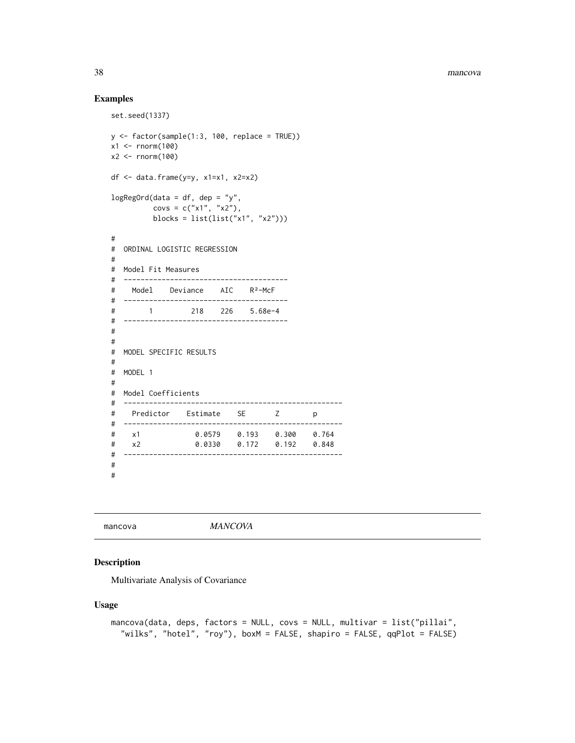## Examples

```
set.seed(1337)

y <- factor(sample(1:3, 100, replace = TRUE))
x1 <- rnorm(100)
x2 <- rnorm(100)

df <- data.frame(y=y, x1=x1, x2=x2)

logRegOrd(data = df, dep = "y",
          covs = c("x1", "x2"),
          blocks = list(list("x1", "x2")))

#
#  ORDINAL LOGISTIC REGRESSION
#
#  Model Fit Measures
#  ---------------------------------------
#    Model    Deviance    AIC    R²-McF
#  ---------------------------------------
#        1         218    226    5.68e-4
#  ---------------------------------------
#
#
#  MODEL SPECIFIC RESULTS
#
#  MODEL 1
#
#  Model Coefficients
#  ----------------------------------------------------
#    Predictor    Estimate    SE       Z        p
#  ----------------------------------------------------
#    x1             0.0579    0.193    0.300    0.764
#    x2             0.0330    0.172    0.192    0.848
#  ----------------------------------------------------
#
#
```

---

mancova    *MANCOVA*

---

## Description

Multivariate Analysis of Covariance

## Usage

```
mancova(data, deps, factors = NULL, covs = NULL, multivar = list("pillai",
  "wilks", "hotel", "roy"), boxM = FALSE, shapiro = FALSE, qqPlot = FALSE)
```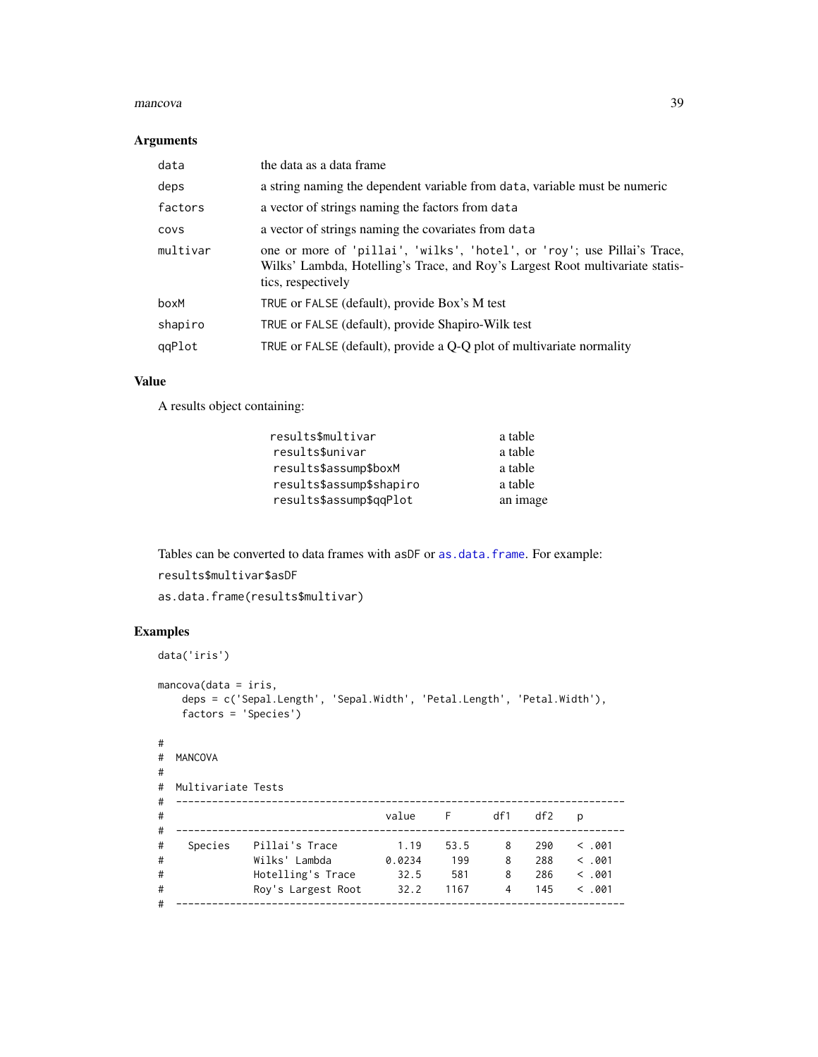### Arguments

| | |
|---|---|
| `data` | the data as a data frame |
| `deps` | a string naming the dependent variable from `data`, variable must be numeric |
| `factors` | a vector of strings naming the factors from `data` |
| `covs` | a vector of strings naming the covariates from `data` |
| `multivar` | one or more of `'pillai'`, `'wilks'`, `'hotel'`, or `'roy'`; use Pillai's Trace, Wilks' Lambda, Hotelling's Trace, and Roy's Largest Root multivariate statistics, respectively |
| `boxM` | `TRUE` or `FALSE` (default), provide Box's M test |
| `shapiro` | `TRUE` or `FALSE` (default), provide Shapiro-Wilk test |
| `qqPlot` | `TRUE` or `FALSE` (default), provide a Q-Q plot of multivariate normality |

### Value

A results object containing:

| | |
|---|---|
| `results$multivar` | a table |
| `results$univar` | a table |
| `results$assump$boxM` | a table |
| `results$assump$shapiro` | a table |
| `results$assump$qqPlot` | an image |

Tables can be converted to data frames with `asDF` or `as.data.frame`. For example:

`results$multivar$asDF`

`as.data.frame(results$multivar)`

### Examples

```
data('iris')

mancova(data = iris,
    deps = c('Sepal.Length', 'Sepal.Width', 'Petal.Length', 'Petal.Width'),
    factors = 'Species')

#
#  MANCOVA
#
#  Multivariate Tests
#  ---------------------------------------------------------------------------
#                                    value     F       df1    df2    p
#  ---------------------------------------------------------------------------
#    Species    Pillai's Trace        1.19     53.5      8    290    < .001
#               Wilks' Lambda       0.0234      199      8    288    < .001
#               Hotelling's Trace     32.5      581      8    286    < .001
#               Roy's Largest Root    32.2     1167      4    145    < .001
#  ---------------------------------------------------------------------------
```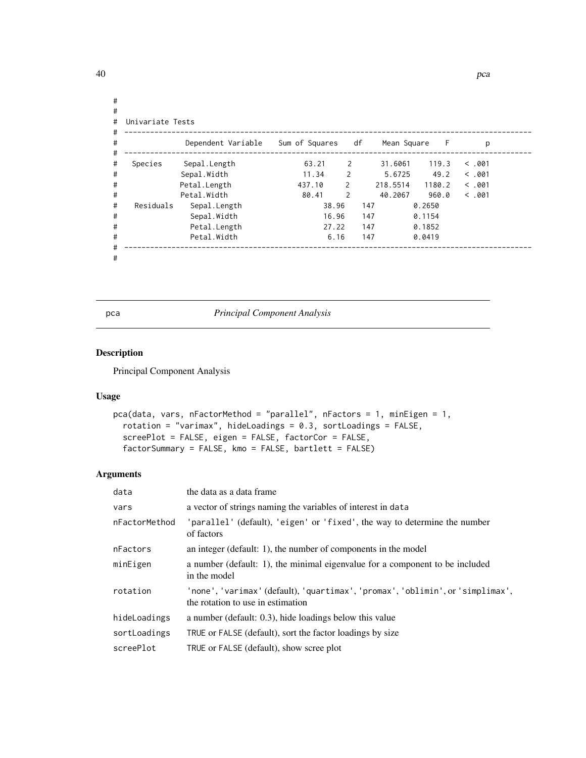```
#
#
#  Univariate Tests
#  ---------------------------------------------------------------------------------------------
#               Dependent Variable    Sum of Squares    df     Mean Square    F        p
#  ---------------------------------------------------------------------------------------------
#    Species      Sepal.Length                 63.21     2       31.6061    119.3    < .001
#                 Sepal.Width                  11.34     2        5.6725     49.2    < .001
#                 Petal.Length                437.10     2      218.5514   1180.2    < .001
#                 Petal.Width                  80.41     2       40.2067    960.0    < .001
#    Residuals    Sepal.Length                 38.96   147        0.2650
#                 Sepal.Width                  16.96   147        0.1154
#                 Petal.Length                 27.22   147        0.1852
#                 Petal.Width                   6.16   147        0.0419
#  ---------------------------------------------------------------------------------------------
#
```

## pca — *Principal Component Analysis*

### Description

Principal Component Analysis

### Usage

```
pca(data, vars, nFactorMethod = "parallel", nFactors = 1, minEigen = 1,
  rotation = "varimax", hideLoadings = 0.3, sortLoadings = FALSE,
  screePlot = FALSE, eigen = FALSE, factorCor = FALSE,
  factorSummary = FALSE, kmo = FALSE, bartlett = FALSE)
```

### Arguments

| | |
|---|---|
| `data` | the data as a data frame |
| `vars` | a vector of strings naming the variables of interest in `data` |
| `nFactorMethod` | `'parallel'` (default), `'eigen'` or `'fixed'`, the way to determine the number of factors |
| `nFactors` | an integer (default: 1), the number of components in the model |
| `minEigen` | a number (default: 1), the minimal eigenvalue for a component to be included in the model |
| `rotation` | `'none'`, `'varimax'` (default), `'quartimax'`, `'promax'`, `'oblimin'`, or `'simplimax'`, the rotation to use in estimation |
| `hideLoadings` | a number (default: 0.3), hide loadings below this value |
| `sortLoadings` | `TRUE` or `FALSE` (default), sort the factor loadings by size |
| `screePlot` | `TRUE` or `FALSE` (default), show scree plot |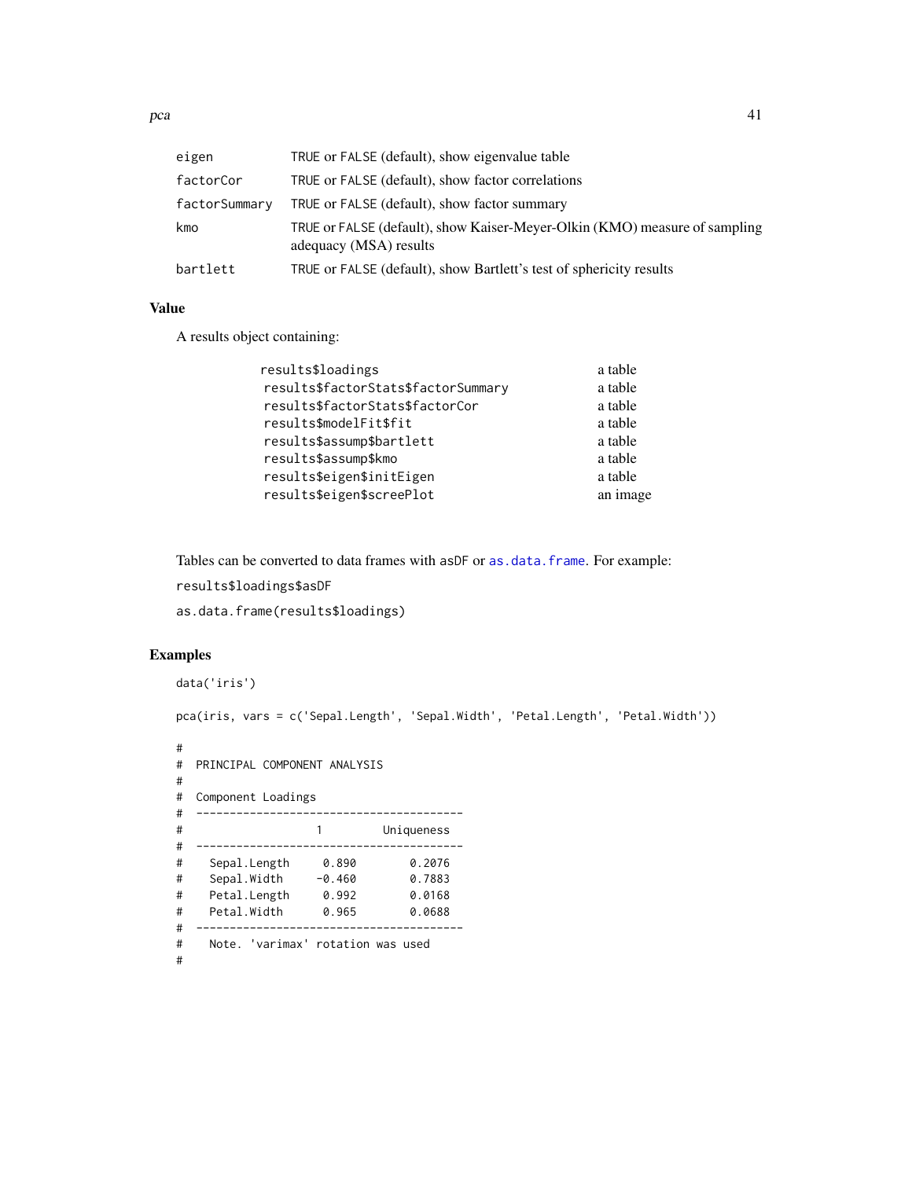| | |
|---|---|
| eigen | TRUE or FALSE (default), show eigenvalue table |
| factorCor | TRUE or FALSE (default), show factor correlations |
| factorSummary | TRUE or FALSE (default), show factor summary |
| kmo | TRUE or FALSE (default), show Kaiser-Meyer-Olkin (KMO) measure of sampling adequacy (MSA) results |
| bartlett | TRUE or FALSE (default), show Bartlett's test of sphericity results |

## Value

A results object containing:

| | |
|---|---|
| results$loadings | a table |
| results$factorStats$factorSummary | a table |
| results$factorStats$factorCor | a table |
| results$modelFit$fit | a table |
| results$assump$bartlett | a table |
| results$assump$kmo | a table |
| results$eigen$initEigen | a table |
| results$eigen$screePlot | an image |

Tables can be converted to data frames with asDF or as.data.frame. For example:

results$loadings$asDF

as.data.frame(results$loadings)

## Examples

```
data('iris')

pca(iris, vars = c('Sepal.Length', 'Sepal.Width', 'Petal.Length', 'Petal.Width'))

#
#  PRINCIPAL COMPONENT ANALYSIS
#
#  Component Loadings
#  ---------------------------------------
#                    1         Uniqueness
#  ---------------------------------------
#    Sepal.Length     0.890       0.2076
#    Sepal.Width     -0.460       0.7883
#    Petal.Length     0.992       0.0168
#    Petal.Width      0.965       0.0688
#  ---------------------------------------
#    Note. 'varimax' rotation was used
#
```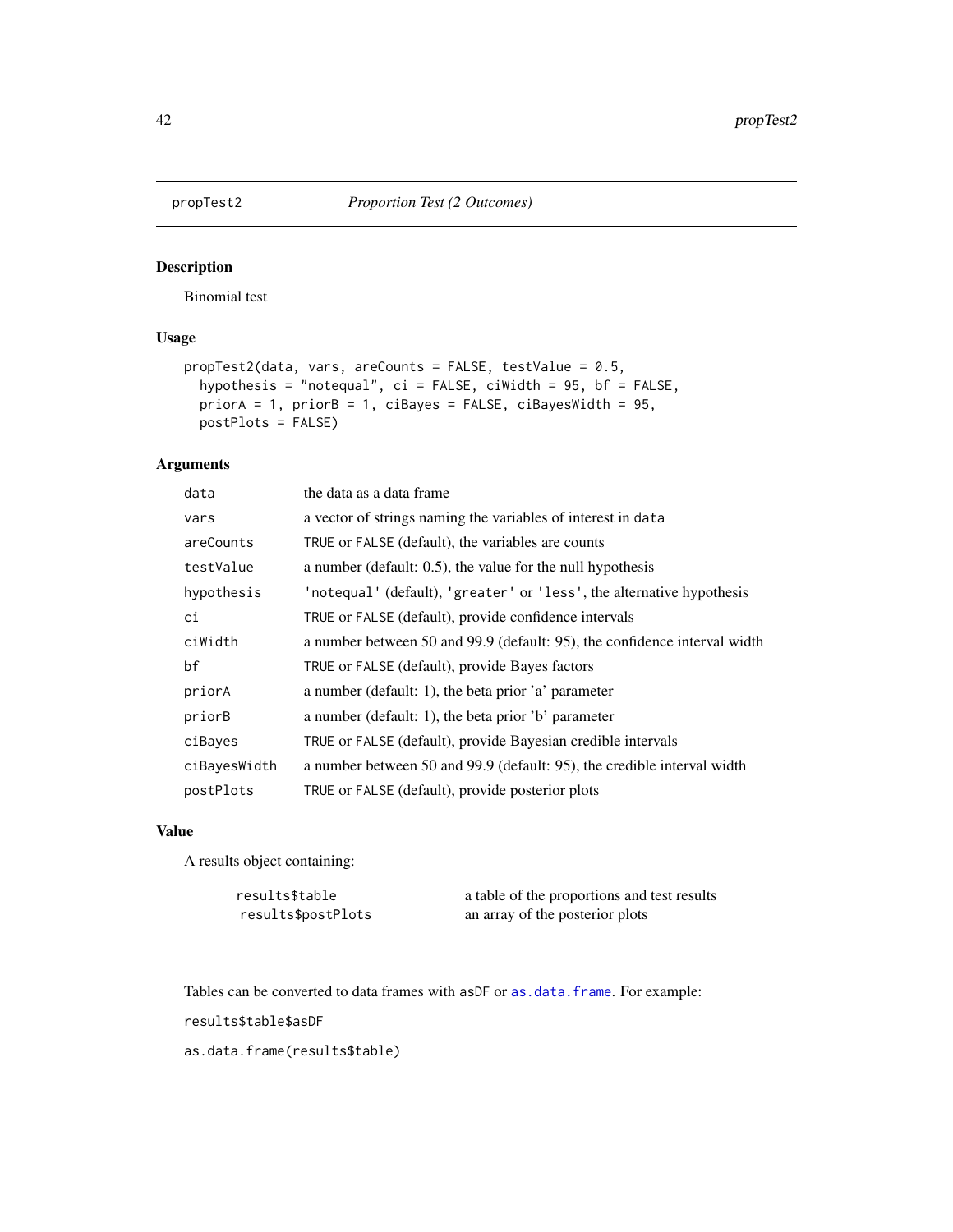## propTest2 — *Proportion Test (2 Outcomes)*

### Description

Binomial test

### Usage

```
propTest2(data, vars, areCounts = FALSE, testValue = 0.5,
  hypothesis = "notequal", ci = FALSE, ciWidth = 95, bf = FALSE,
  priorA = 1, priorB = 1, ciBayes = FALSE, ciBayesWidth = 95,
  postPlots = FALSE)
```

### Arguments

| | |
|---|---|
| `data` | the data as a data frame |
| `vars` | a vector of strings naming the variables of interest in `data` |
| `areCounts` | `TRUE` or `FALSE` (default), the variables are counts |
| `testValue` | a number (default: 0.5), the value for the null hypothesis |
| `hypothesis` | `'notequal'` (default), `'greater'` or `'less'`, the alternative hypothesis |
| `ci` | `TRUE` or `FALSE` (default), provide confidence intervals |
| `ciWidth` | a number between 50 and 99.9 (default: 95), the confidence interval width |
| `bf` | `TRUE` or `FALSE` (default), provide Bayes factors |
| `priorA` | a number (default: 1), the beta prior 'a' parameter |
| `priorB` | a number (default: 1), the beta prior 'b' parameter |
| `ciBayes` | `TRUE` or `FALSE` (default), provide Bayesian credible intervals |
| `ciBayesWidth` | a number between 50 and 99.9 (default: 95), the credible interval width |
| `postPlots` | `TRUE` or `FALSE` (default), provide posterior plots |

### Value

A results object containing:

| | |
|---|---|
| `results$table` | a table of the proportions and test results |
| `results$postPlots` | an array of the posterior plots |

Tables can be converted to data frames with `asDF` or `as.data.frame`. For example:

`results$table$asDF`

`as.data.frame(results$table)`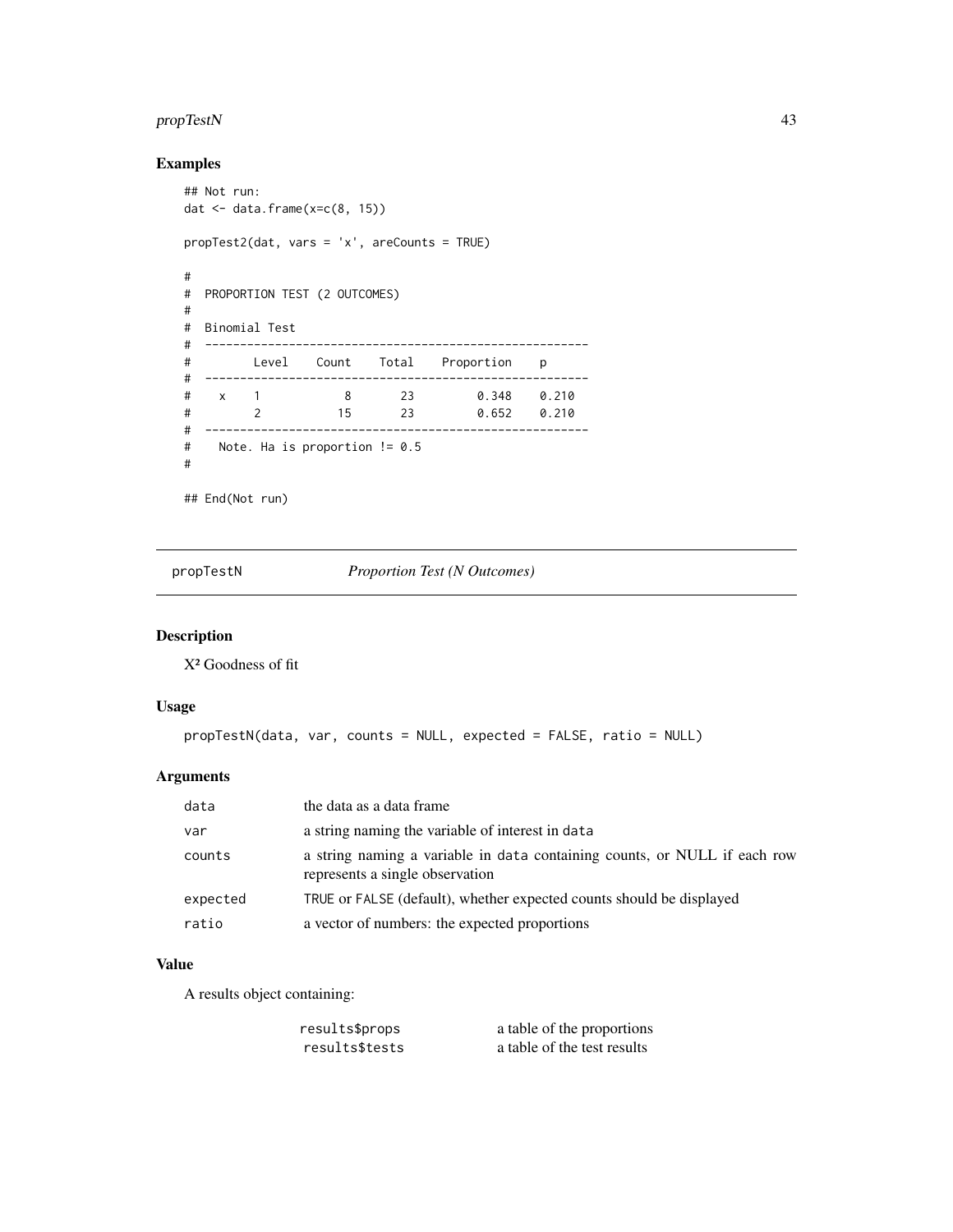## Examples

```
## Not run:
dat <- data.frame(x=c(8, 15))

propTest2(dat, vars = 'x', areCounts = TRUE)

#
#  PROPORTION TEST (2 OUTCOMES)
#
#  Binomial Test
#  -----------------------------------------------------
#         Level    Count    Total    Proportion    p
#  -----------------------------------------------------
#    x    1            8       23         0.348    0.210
#         2           15       23         0.652    0.210
#  -----------------------------------------------------
#    Note. Ha is proportion != 0.5
#

## End(Not run)
```

---

`propTestN` *Proportion Test (N Outcomes)*

---

## Description

X² Goodness of fit

## Usage

```
propTestN(data, var, counts = NULL, expected = FALSE, ratio = NULL)
```

## Arguments

| | |
|---|---|
| `data` | the data as a data frame |
| `var` | a string naming the variable of interest in `data` |
| `counts` | a string naming a variable in `data` containing counts, or NULL if each row represents a single observation |
| `expected` | `TRUE` or `FALSE` (default), whether expected counts should be displayed |
| `ratio` | a vector of numbers: the expected proportions |

## Value

A results object containing:

| | |
|---|---|
| `results$props` | a table of the proportions |
| `results$tests` | a table of the test results |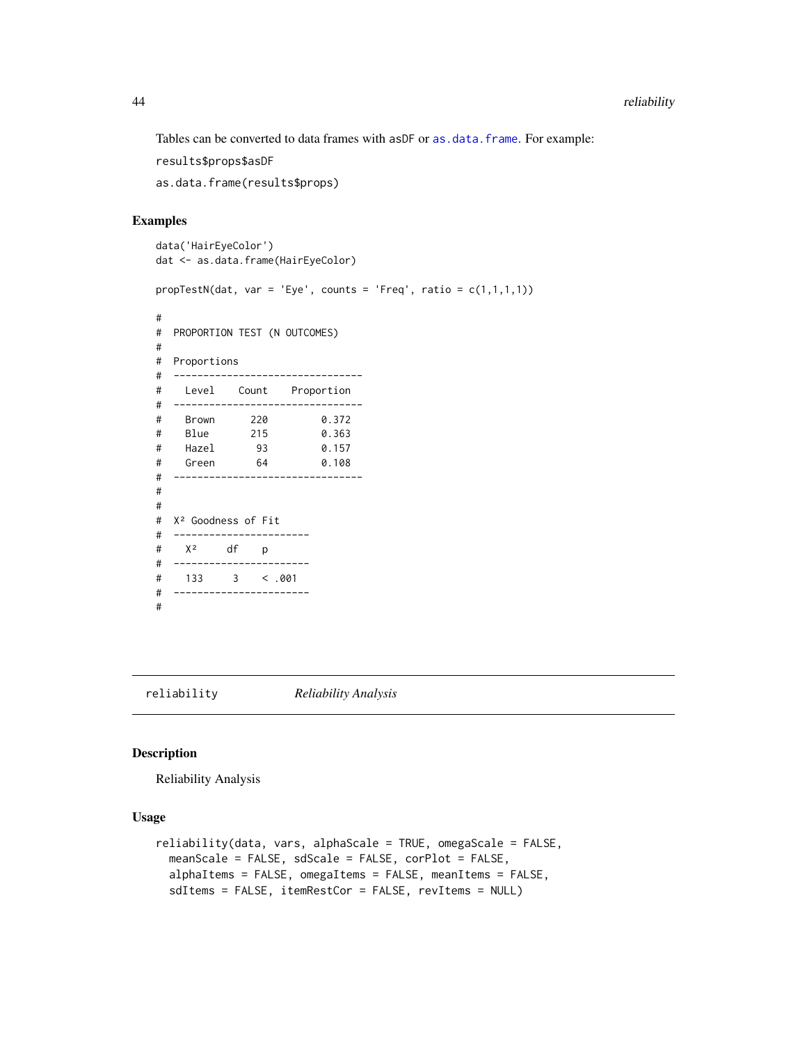Tables can be converted to data frames with asDF or as.data.frame. For example:

results$props$asDF

as.data.frame(results$props)

## Examples

```
data('HairEyeColor')
dat <- as.data.frame(HairEyeColor)

propTestN(dat, var = 'Eye', counts = 'Freq', ratio = c(1,1,1,1))

#
#  PROPORTION TEST (N OUTCOMES)
#
#  Proportions
#  --------------------------------
#    Level    Count    Proportion
#  --------------------------------
#    Brown      220         0.372
#    Blue       215         0.363
#    Hazel       93         0.157
#    Green       64         0.108
#  --------------------------------
#
#
#  X² Goodness of Fit
#  ----------------------
#    X²     df    p
#  ----------------------
#    133     3    < .001
#  ----------------------
#
```

---

reliability        *Reliability Analysis*

---

## Description

Reliability Analysis

## Usage

```
reliability(data, vars, alphaScale = TRUE, omegaScale = FALSE,
  meanScale = FALSE, sdScale = FALSE, corPlot = FALSE,
  alphaItems = FALSE, omegaItems = FALSE, meanItems = FALSE,
  sdItems = FALSE, itemRestCor = FALSE, revItems = NULL)
```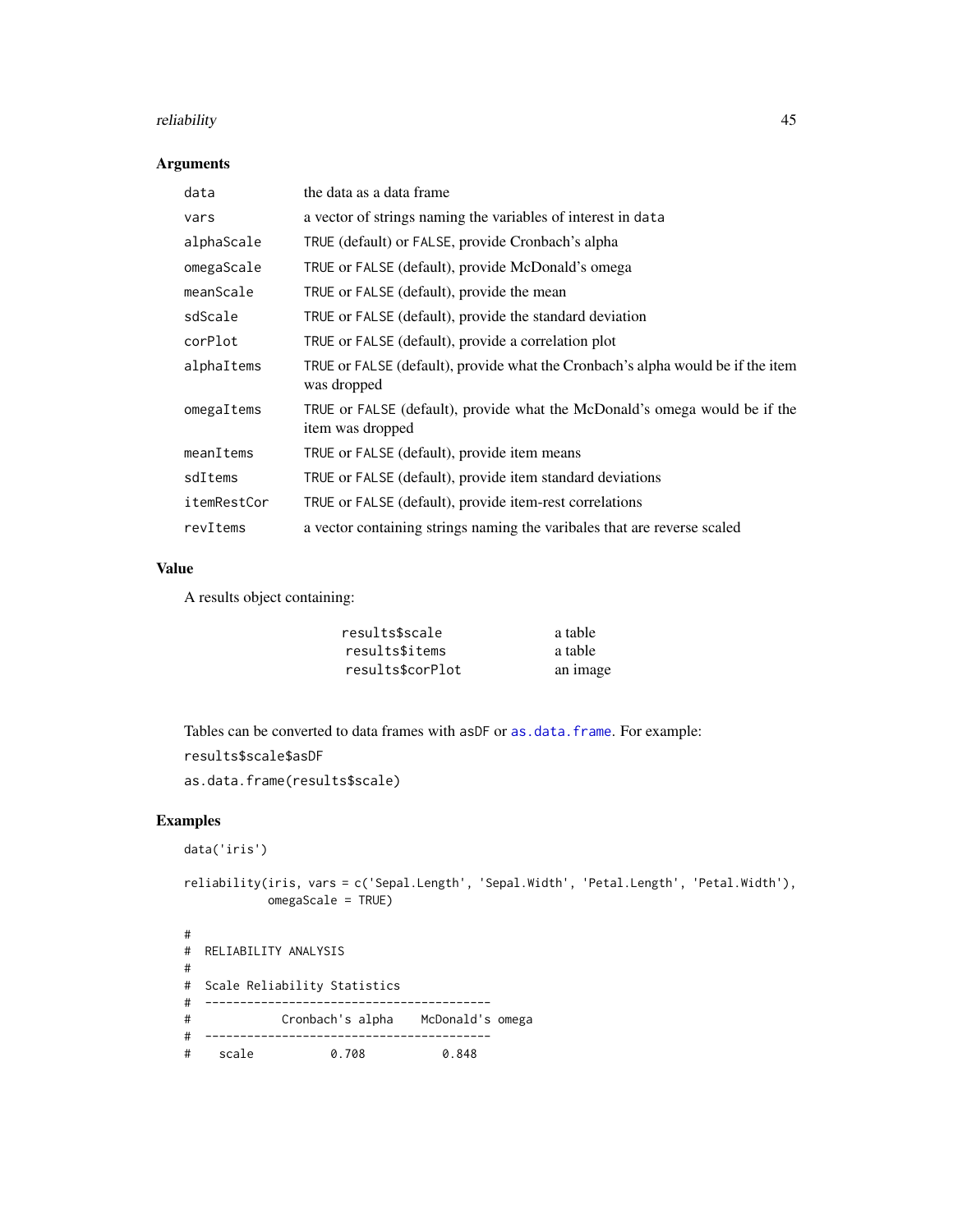### Arguments

| | |
|---|---|
| `data` | the data as a data frame |
| `vars` | a vector of strings naming the variables of interest in `data` |
| `alphaScale` | `TRUE` (default) or `FALSE`, provide Cronbach's alpha |
| `omegaScale` | `TRUE` or `FALSE` (default), provide McDonald's omega |
| `meanScale` | `TRUE` or `FALSE` (default), provide the mean |
| `sdScale` | `TRUE` or `FALSE` (default), provide the standard deviation |
| `corPlot` | `TRUE` or `FALSE` (default), provide a correlation plot |
| `alphaItems` | `TRUE` or `FALSE` (default), provide what the Cronbach's alpha would be if the item was dropped |
| `omegaItems` | `TRUE` or `FALSE` (default), provide what the McDonald's omega would be if the item was dropped |
| `meanItems` | `TRUE` or `FALSE` (default), provide item means |
| `sdItems` | `TRUE` or `FALSE` (default), provide item standard deviations |
| `itemRestCor` | `TRUE` or `FALSE` (default), provide item-rest correlations |
| `revItems` | a vector containing strings naming the varibales that are reverse scaled |

### Value

A results object containing:

| | |
|---|---|
| `results$scale` | a table |
| `results$items` | a table |
| `results$corPlot` | an image |

Tables can be converted to data frames with `asDF` or `as.data.frame`. For example:

`results$scale$asDF`

`as.data.frame(results$scale)`

### Examples

```
data('iris')

reliability(iris, vars = c('Sepal.Length', 'Sepal.Width', 'Petal.Length', 'Petal.Width'),
            omegaScale = TRUE)

#
#  RELIABILITY ANALYSIS
#
#  Scale Reliability Statistics
#  -----------------------------------------
#             Cronbach's alpha    McDonald's omega
#  -----------------------------------------
#    scale           0.708           0.848
```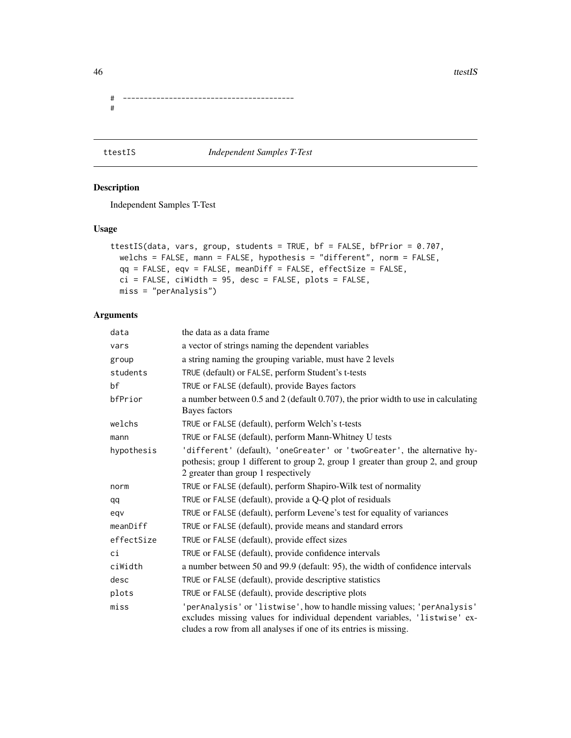```
# ----------------------------------------
#
```

## ttestIS — *Independent Samples T-Test*

### Description

Independent Samples T-Test

### Usage

```
ttestIS(data, vars, group, students = TRUE, bf = FALSE, bfPrior = 0.707,
  welchs = FALSE, mann = FALSE, hypothesis = "different", norm = FALSE,
  qq = FALSE, eqv = FALSE, meanDiff = FALSE, effectSize = FALSE,
  ci = FALSE, ciWidth = 95, desc = FALSE, plots = FALSE,
  miss = "perAnalysis")
```

### Arguments

| | |
|---|---|
| `data` | the data as a data frame |
| `vars` | a vector of strings naming the dependent variables |
| `group` | a string naming the grouping variable, must have 2 levels |
| `students` | `TRUE` (default) or `FALSE`, perform Student's t-tests |
| `bf` | `TRUE` or `FALSE` (default), provide Bayes factors |
| `bfPrior` | a number between 0.5 and 2 (default 0.707), the prior width to use in calculating Bayes factors |
| `welchs` | `TRUE` or `FALSE` (default), perform Welch's t-tests |
| `mann` | `TRUE` or `FALSE` (default), perform Mann-Whitney U tests |
| `hypothesis` | `'different'` (default), `'oneGreater'` or `'twoGreater'`, the alternative hypothesis; group 1 different to group 2, group 1 greater than group 2, and group 2 greater than group 1 respectively |
| `norm` | `TRUE` or `FALSE` (default), perform Shapiro-Wilk test of normality |
| `qq` | `TRUE` or `FALSE` (default), provide a Q-Q plot of residuals |
| `eqv` | `TRUE` or `FALSE` (default), perform Levene's test for equality of variances |
| `meanDiff` | `TRUE` or `FALSE` (default), provide means and standard errors |
| `effectSize` | `TRUE` or `FALSE` (default), provide effect sizes |
| `ci` | `TRUE` or `FALSE` (default), provide confidence intervals |
| `ciWidth` | a number between 50 and 99.9 (default: 95), the width of confidence intervals |
| `desc` | `TRUE` or `FALSE` (default), provide descriptive statistics |
| `plots` | `TRUE` or `FALSE` (default), provide descriptive plots |
| `miss` | `'perAnalysis'` or `'listwise'`, how to handle missing values; `'perAnalysis'` excludes missing values for individual dependent variables, `'listwise'` excludes a row from all analyses if one of its entries is missing. |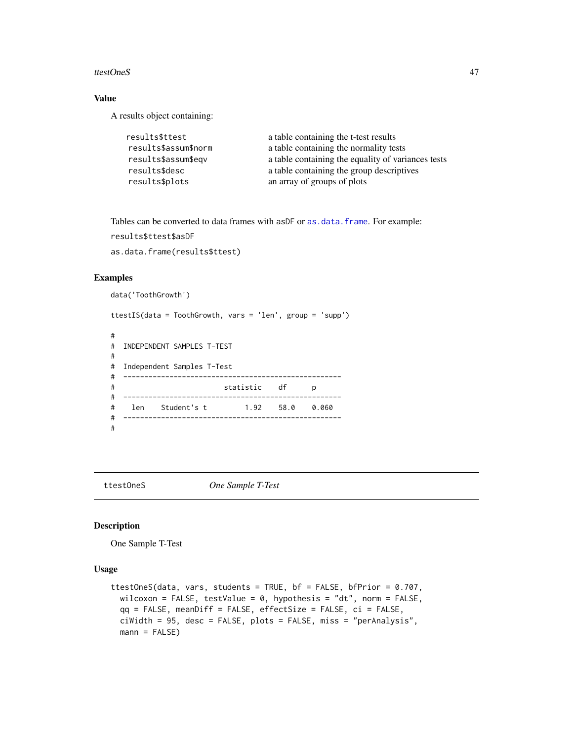## Value

A results object containing:

| | |
|---|---|
| `results$ttest` | a table containing the t-test results |
| `results$assum$norm` | a table containing the normality tests |
| `results$assum$eqv` | a table containing the equality of variances tests |
| `results$desc` | a table containing the group descriptives |
| `results$plots` | an array of groups of plots |

Tables can be converted to data frames with `asDF` or `as.data.frame`. For example:

`results$ttest$asDF`

`as.data.frame(results$ttest)`

## Examples

```
data('ToothGrowth')

ttestIS(data = ToothGrowth, vars = 'len', group = 'supp')

#
#  INDEPENDENT SAMPLES T-TEST
#
#  Independent Samples T-Test
#  ----------------------------------------------------
#                         statistic    df      p
#  ----------------------------------------------------
#    len    Student's t         1.92    58.0    0.060
#  ----------------------------------------------------
#
```

---

`ttestOneS` *One Sample T-Test*

---

## Description

One Sample T-Test

## Usage

```
ttestOneS(data, vars, students = TRUE, bf = FALSE, bfPrior = 0.707,
  wilcoxon = FALSE, testValue = 0, hypothesis = "dt", norm = FALSE,
  qq = FALSE, meanDiff = FALSE, effectSize = FALSE, ci = FALSE,
  ciWidth = 95, desc = FALSE, plots = FALSE, miss = "perAnalysis",
  mann = FALSE)
```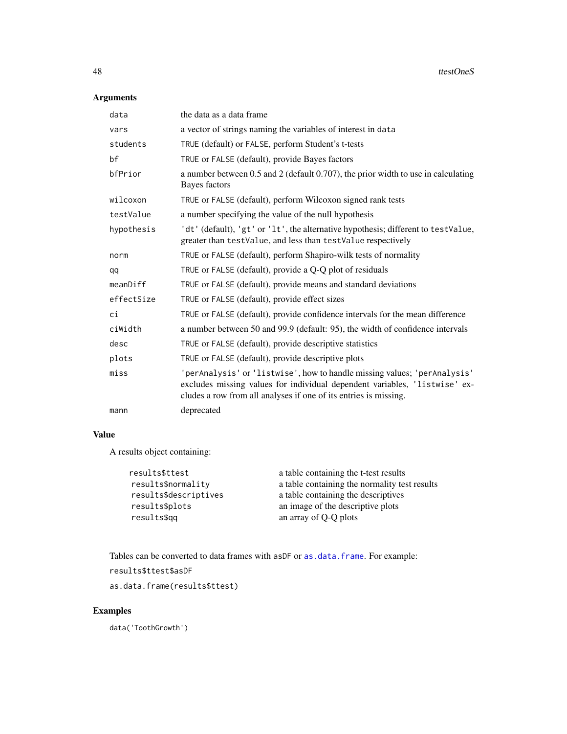## Arguments

| | |
|---|---|
| `data` | the data as a data frame |
| `vars` | a vector of strings naming the variables of interest in `data` |
| `students` | `TRUE` (default) or `FALSE`, perform Student's t-tests |
| `bf` | `TRUE` or `FALSE` (default), provide Bayes factors |
| `bfPrior` | a number between 0.5 and 2 (default 0.707), the prior width to use in calculating Bayes factors |
| `wilcoxon` | `TRUE` or `FALSE` (default), perform Wilcoxon signed rank tests |
| `testValue` | a number specifying the value of the null hypothesis |
| `hypothesis` | `'dt'` (default), `'gt'` or `'lt'`, the alternative hypothesis; different to `testValue`, greater than `testValue`, and less than `testValue` respectively |
| `norm` | `TRUE` or `FALSE` (default), perform Shapiro-wilk tests of normality |
| `qq` | `TRUE` or `FALSE` (default), provide a Q-Q plot of residuals |
| `meanDiff` | `TRUE` or `FALSE` (default), provide means and standard deviations |
| `effectSize` | `TRUE` or `FALSE` (default), provide effect sizes |
| `ci` | `TRUE` or `FALSE` (default), provide confidence intervals for the mean difference |
| `ciWidth` | a number between 50 and 99.9 (default: 95), the width of confidence intervals |
| `desc` | `TRUE` or `FALSE` (default), provide descriptive statistics |
| `plots` | `TRUE` or `FALSE` (default), provide descriptive plots |
| `miss` | `'perAnalysis'` or `'listwise'`, how to handle missing values; `'perAnalysis'` excludes missing values for individual dependent variables, `'listwise'` excludes a row from all analyses if one of its entries is missing. |
| `mann` | deprecated |

## Value

A results object containing:

| | |
|---|---|
| `results$ttest` | a table containing the t-test results |
| `results$normality` | a table containing the normality test results |
| `results$descriptives` | a table containing the descriptives |
| `results$plots` | an image of the descriptive plots |
| `results$qq` | an array of Q-Q plots |

Tables can be converted to data frames with `asDF` or `as.data.frame`. For example:

`results$ttest$asDF`

`as.data.frame(results$ttest)`

## Examples

```
data('ToothGrowth')
```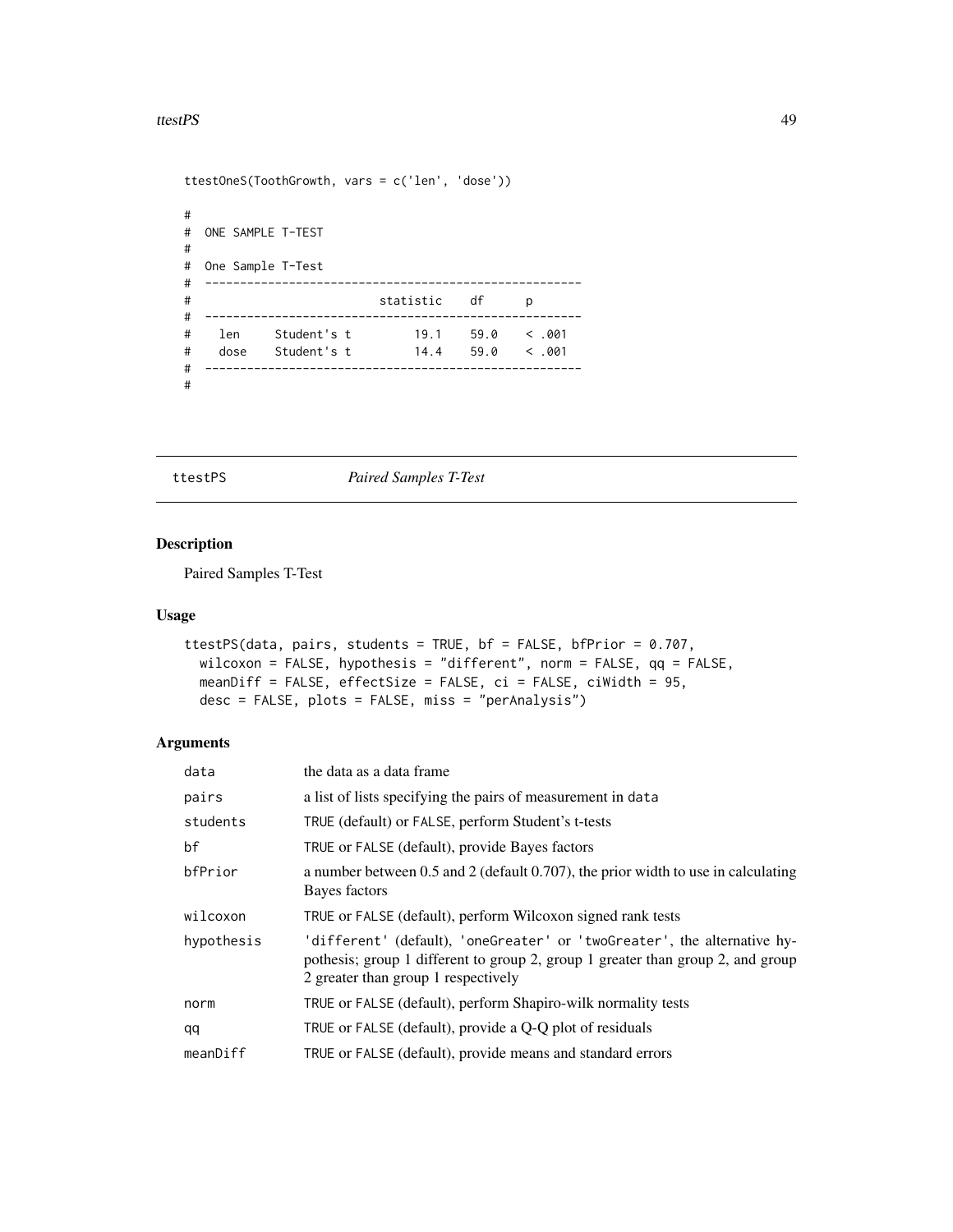```
ttestOneS(ToothGrowth, vars = c('len', 'dose'))

#
#  ONE SAMPLE T-TEST
#
#  One Sample T-Test
#  -----------------------------------------------------
#                          statistic    df      p
#  -----------------------------------------------------
#    len     Student's t        19.1    59.0    < .001
#    dose    Student's t        14.4    59.0    < .001
#  -----------------------------------------------------
#
```

## ttestPS — *Paired Samples T-Test*

### Description

Paired Samples T-Test

### Usage

```
ttestPS(data, pairs, students = TRUE, bf = FALSE, bfPrior = 0.707,
  wilcoxon = FALSE, hypothesis = "different", norm = FALSE, qq = FALSE,
  meanDiff = FALSE, effectSize = FALSE, ci = FALSE, ciWidth = 95,
  desc = FALSE, plots = FALSE, miss = "perAnalysis")
```

### Arguments

| | |
|---|---|
| `data` | the data as a data frame |
| `pairs` | a list of lists specifying the pairs of measurement in `data` |
| `students` | `TRUE` (default) or `FALSE`, perform Student's t-tests |
| `bf` | `TRUE` or `FALSE` (default), provide Bayes factors |
| `bfPrior` | a number between 0.5 and 2 (default 0.707), the prior width to use in calculating Bayes factors |
| `wilcoxon` | `TRUE` or `FALSE` (default), perform Wilcoxon signed rank tests |
| `hypothesis` | `'different'` (default), `'oneGreater'` or `'twoGreater'`, the alternative hypothesis; group 1 different to group 2, group 1 greater than group 2, and group 2 greater than group 1 respectively |
| `norm` | `TRUE` or `FALSE` (default), perform Shapiro-wilk normality tests |
| `qq` | `TRUE` or `FALSE` (default), provide a Q-Q plot of residuals |
| `meanDiff` | `TRUE` or `FALSE` (default), provide means and standard errors |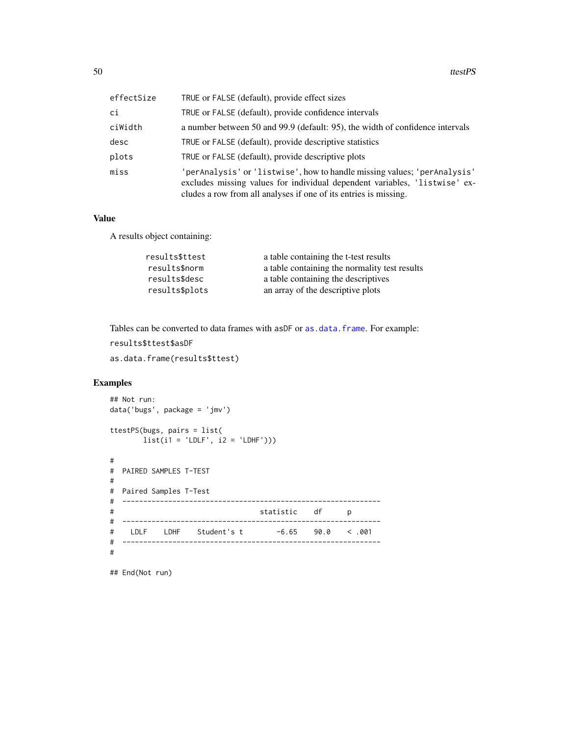| | |
|---|---|
| effectSize | TRUE or FALSE (default), provide effect sizes |
| ci | TRUE or FALSE (default), provide confidence intervals |
| ciWidth | a number between 50 and 99.9 (default: 95), the width of confidence intervals |
| desc | TRUE or FALSE (default), provide descriptive statistics |
| plots | TRUE or FALSE (default), provide descriptive plots |
| miss | 'perAnalysis' or 'listwise', how to handle missing values; 'perAnalysis' excludes missing values for individual dependent variables, 'listwise' excludes a row from all analyses if one of its entries is missing. |

## Value

A results object containing:

| | |
|---|---|
| results$ttest | a table containing the t-test results |
| results$norm | a table containing the normality test results |
| results$desc | a table containing the descriptives |
| results$plots | an array of the descriptive plots |

Tables can be converted to data frames with asDF or as.data.frame. For example:

results$ttest$asDF

as.data.frame(results$ttest)

## Examples

```
## Not run:
data('bugs', package = 'jmv')

ttestPS(bugs, pairs = list(
        list(i1 = 'LDLF', i2 = 'LDHF')))

#
#  PAIRED SAMPLES T-TEST
#
#  Paired Samples T-Test
#  --------------------------------------------------------------
#                                 statistic    df      p
#  --------------------------------------------------------------
#    LDLF    LDHF    Student's t       -6.65    90.0    < .001
#  --------------------------------------------------------------
#

## End(Not run)
```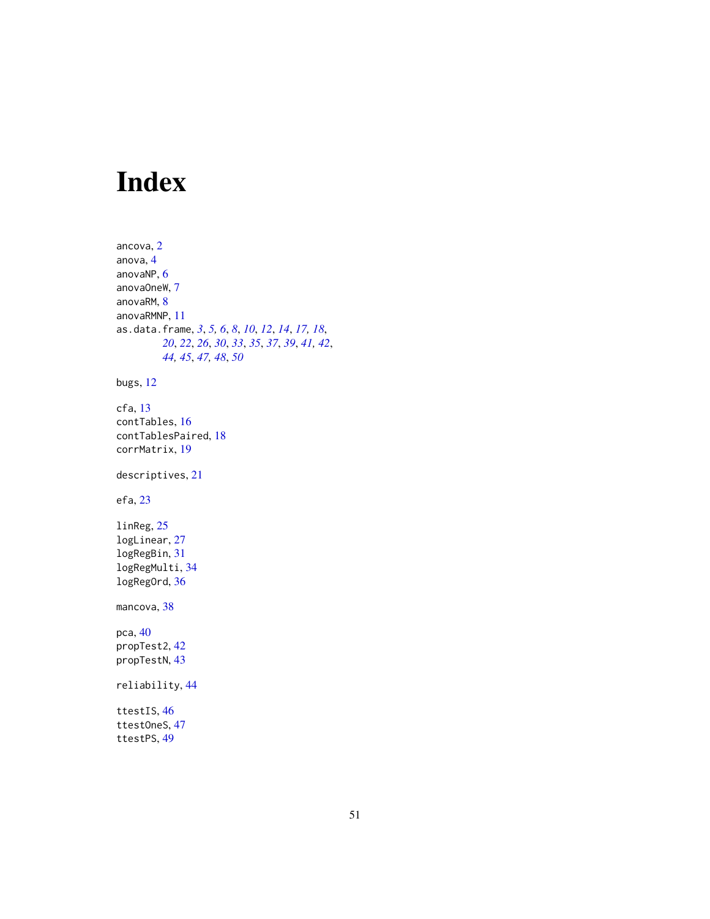# Index

ancova, 2
anova, 4
anovaNP, 6
anovaOneW, 7
anovaRM, 8
anovaRMNP, 11
as.data.frame, *3*, *5, 6*, *8*, *10*, *12*, *14*, *17, 18*, *20*, *22*, *26*, *30*, *33*, *35*, *37*, *39*, *41, 42*, *44, 45*, *47, 48*, *50*

bugs, 12

cfa, 13
contTables, 16
contTablesPaired, 18
corrMatrix, 19

descriptives, 21

efa, 23

linReg, 25
logLinear, 27
logRegBin, 31
logRegMulti, 34
logRegOrd, 36

mancova, 38

pca, 40
propTest2, 42
propTestN, 43

reliability, 44

ttestIS, 46
ttestOneS, 47
ttestPS, 49